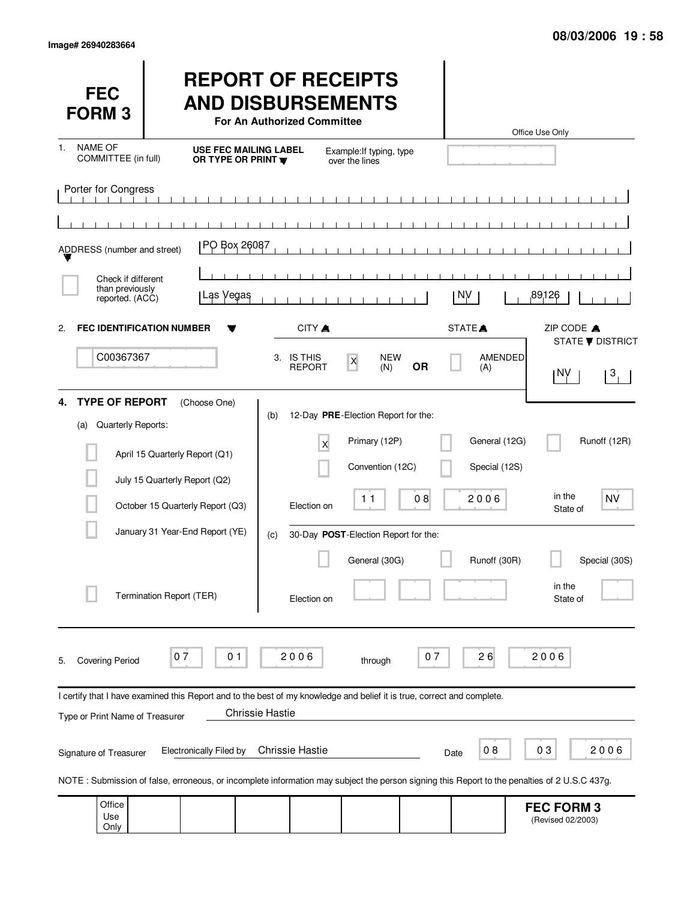Image# 26940283664

08/03/2006 19 : 58

# FEC FORM 3

# REPORT OF RECEIPTS AND DISBURSEMENTS

**For An Authorized Committee**

Office Use Only

1. NAME OF COMMITTEE (in full) — **USE FEC MAILING LABEL OR TYPE OR PRINT** — Example: If typing, type over the lines

Porter for Congress

ADDRESS (number and street): PO Box 26087

[ ] Check if different than previously reported. (ACC)

| CITY | STATE | ZIP CODE |
|---|---|---|
| Las Vegas | NV | 89126 |

2. **FEC IDENTIFICATION NUMBER**: C00367367

3. IS THIS REPORT: [X] NEW (N) **OR** [ ] AMENDED (A)

| STATE | DISTRICT |
|---|---|
| NV | 3 |

4. **TYPE OF REPORT** (Choose One)

(a) Quarterly Reports:

- [ ] April 15 Quarterly Report (Q1)
- [ ] July 15 Quarterly Report (Q2)
- [ ] October 15 Quarterly Report (Q3)
- [ ] January 31 Year-End Report (YE)
- [ ] Termination Report (TER)

(b) 12-Day **PRE**-Election Report for the:

- [X] Primary (12P)
- [ ] General (12G)
- [ ] Runoff (12R)
- [ ] Convention (12C)
- [ ] Special (12S)

Election on 11 08 2006 in the State of NV

(c) 30-Day **POST**-Election Report for the:

- [ ] General (30G)
- [ ] Runoff (30R)
- [ ] Special (30S)

Election on ______ in the State of ______

5. Covering Period 07 01 2006 through 07 26 2006

I certify that I have examined this Report and to the best of my knowledge and belief it is true, correct and complete.

Type or Print Name of Treasurer: Chrissie Hastie

Signature of Treasurer: Electronically Filed by Chrissie Hastie — Date 08 03 2006

NOTE : Submission of false, erroneous, or incomplete information may subject the person signing this Report to the penalties of 2 U.S.C 437g.

Office Use Only

**FEC FORM 3** (Revised 02/2003)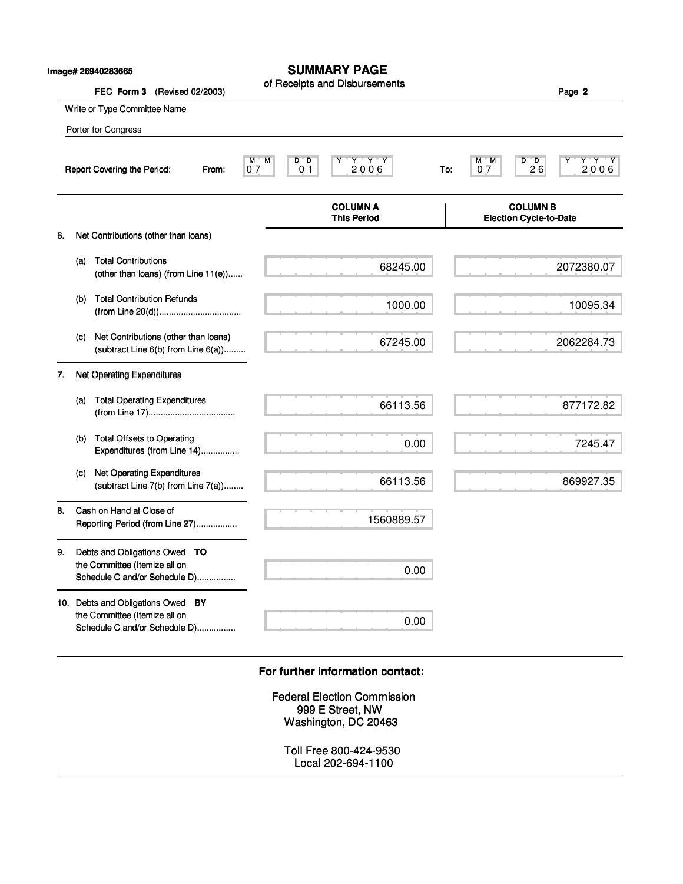Image# 26940283665

# SUMMARY PAGE

of Receipts and Disbursements

FEC **Form 3** (Revised 02/2003)

Write or Type Committee Name

Porter for Congress

Report Covering the Period: From: 07 01 2006 To: 07 26 2006

| | COLUMN A This Period | COLUMN B Election Cycle-to-Date |
|---|---|---|
| **6.** Net Contributions (other than loans) | | |
| (a) Total Contributions (other than loans) (from Line 11(e)) | 68245.00 | 2072380.07 |
| (b) Total Contribution Refunds (from Line 20(d)) | 1000.00 | 10095.34 |
| (c) Net Contributions (other than loans) (subtract Line 6(b) from Line 6(a)) | 67245.00 | 2062284.73 |
| **7.** Net Operating Expenditures | | |
| (a) Total Operating Expenditures (from Line 17) | 66113.56 | 877172.82 |
| (b) Total Offsets to Operating Expenditures (from Line 14) | 0.00 | 7245.47 |
| (c) Net Operating Expenditures (subtract Line 7(b) from Line 7(a)) | 66113.56 | 869927.35 |
| **8.** Cash on Hand at Close of Reporting Period (from Line 27) | 1560889.57 | |
| **9.** Debts and Obligations Owed **TO** the Committee (Itemize all on Schedule C and/or Schedule D) | 0.00 | |
| **10.** Debts and Obligations Owed **BY** the Committee (Itemize all on Schedule C and/or Schedule D) | 0.00 | |

**For further information contact:**

Federal Election Commission
999 E Street, NW
Washington, DC 20463

Toll Free 800-424-9530
Local 202-694-1100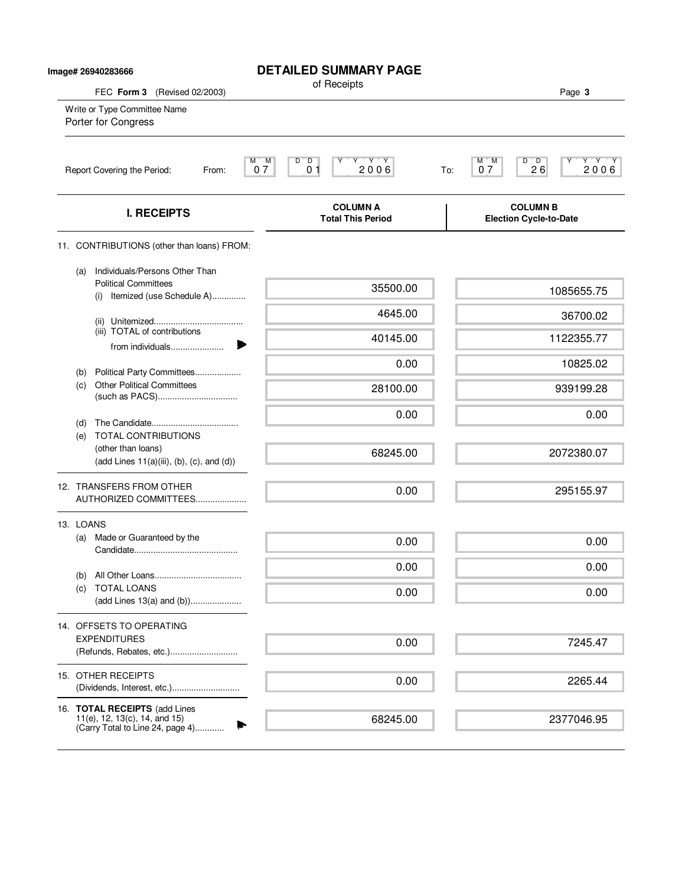Image# 26940283666

# DETAILED SUMMARY PAGE

of Receipts

FEC **Form 3** (Revised 02/2003)

Write or Type Committee Name
Porter for Congress

Report Covering the Period: From: 07 01 2006 To: 07 26 2006

| I. RECEIPTS | COLUMN A Total This Period | COLUMN B Election Cycle-to-Date |
|---|---|---|
| 11. CONTRIBUTIONS (other than loans) FROM: | | |
| (a) Individuals/Persons Other Than Political Committees (i) Itemized (use Schedule A) | 35500.00 | 1085655.75 |
| (ii) Unitemized | 4645.00 | 36700.02 |
| (iii) TOTAL of contributions from individuals | 40145.00 | 1122355.77 |
| (b) Political Party Committees | 0.00 | 10825.02 |
| (c) Other Political Committees (such as PACS) | 28100.00 | 939199.28 |
| (d) The Candidate | 0.00 | 0.00 |
| (e) TOTAL CONTRIBUTIONS (other than loans) (add Lines 11(a)(iii), (b), (c), and (d)) | 68245.00 | 2072380.07 |
| 12. TRANSFERS FROM OTHER AUTHORIZED COMMITTEES | 0.00 | 295155.97 |
| 13. LOANS | | |
| (a) Made or Guaranteed by the Candidate | 0.00 | 0.00 |
| (b) All Other Loans | 0.00 | 0.00 |
| (c) TOTAL LOANS (add Lines 13(a) and (b)) | 0.00 | 0.00 |
| 14. OFFSETS TO OPERATING EXPENDITURES (Refunds, Rebates, etc.) | 0.00 | 7245.47 |
| 15. OTHER RECEIPTS (Dividends, Interest, etc.) | 0.00 | 2265.44 |
| 16. **TOTAL RECEIPTS** (add Lines 11(e), 12, 13(c), 14, and 15) (Carry Total to Line 24, page 4) | 68245.00 | 2377046.95 |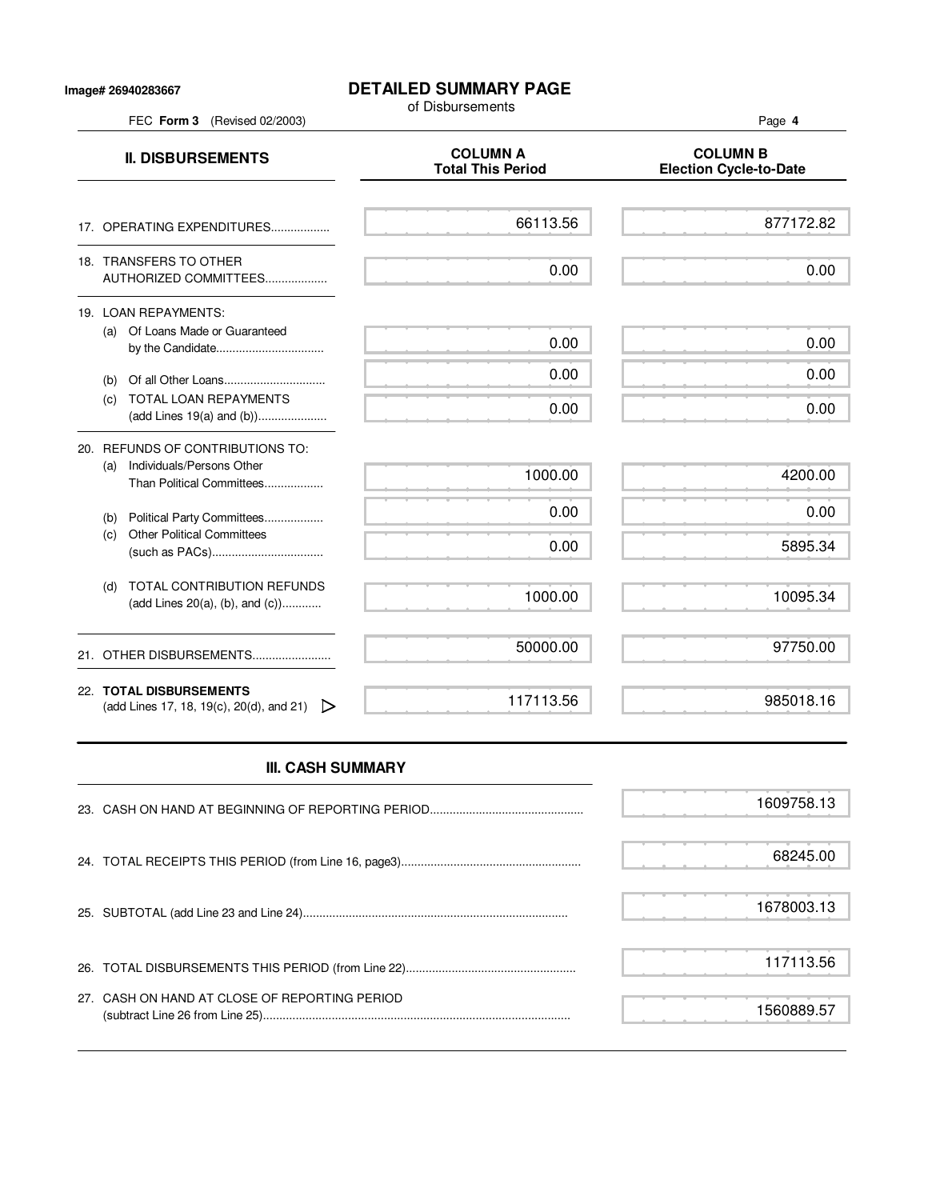Image# 26940283667

# DETAILED SUMMARY PAGE

of Disbursements

FEC **Form 3** (Revised 02/2003)

| **II. DISBURSEMENTS** | **COLUMN A Total This Period** | **COLUMN B Election Cycle-to-Date** |
|---|---|---|
| 17. OPERATING EXPENDITURES.................. | 66113.56 | 877172.82 |
| 18. TRANSFERS TO OTHER AUTHORIZED COMMITTEES................... | 0.00 | 0.00 |
| 19. LOAN REPAYMENTS: | | |
| (a) Of Loans Made or Guaranteed by the Candidate................................. | 0.00 | 0.00 |
| (b) Of all Other Loans............................... | 0.00 | 0.00 |
| (c) TOTAL LOAN REPAYMENTS (add Lines 19(a) and (b))..................... | 0.00 | 0.00 |
| 20. REFUNDS OF CONTRIBUTIONS TO: | | |
| (a) Individuals/Persons Other Than Political Committees.................. | 1000.00 | 4200.00 |
| (b) Political Party Committees.................. | 0.00 | 0.00 |
| (c) Other Political Committees (such as PACs).................................. | 0.00 | 5895.34 |
| (d) TOTAL CONTRIBUTION REFUNDS (add Lines 20(a), (b), and (c))............ | 1000.00 | 10095.34 |
| 21. OTHER DISBURSEMENTS........................ | 50000.00 | 97750.00 |
| 22. **TOTAL DISBURSEMENTS** (add Lines 17, 18, 19(c), 20(d), and 21) ▷ | 117113.56 | 985018.16 |

## III. CASH SUMMARY

| | |
|---|---|
| 23. CASH ON HAND AT BEGINNING OF REPORTING PERIOD............................................... | 1609758.13 |
| 24. TOTAL RECEIPTS THIS PERIOD (from Line 16, page3)....................................................... | 68245.00 |
| 25. SUBTOTAL (add Line 23 and Line 24)................................................................................ | 1678003.13 |
| 26. TOTAL DISBURSEMENTS THIS PERIOD (from Line 22)................................................... | 117113.56 |
| 27. CASH ON HAND AT CLOSE OF REPORTING PERIOD (subtract Line 26 from Line 25)............................................................................................ | 1560889.57 |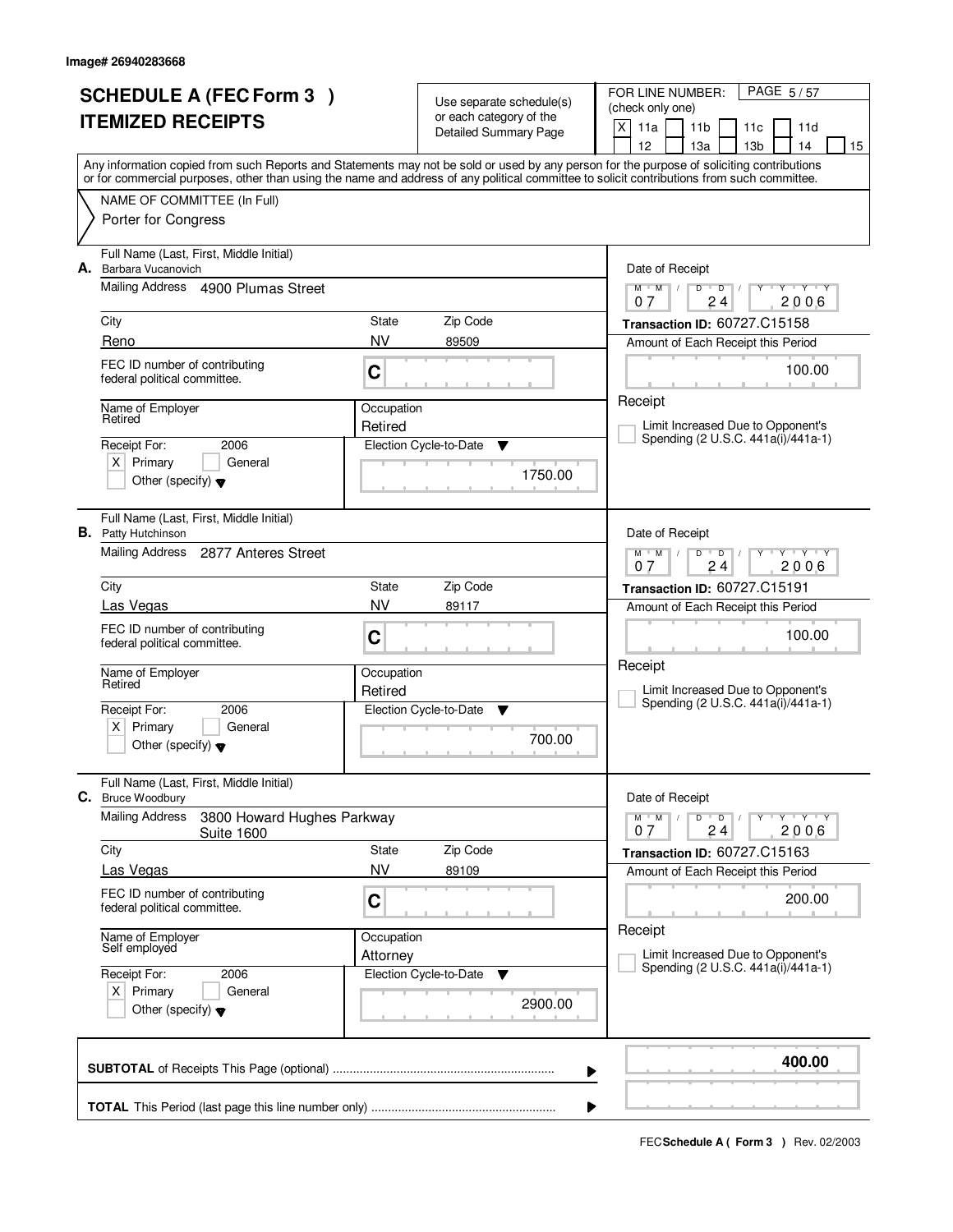Image# 26940283668

# SCHEDULE A (FEC Form 3 )
# ITEMIZED RECEIPTS

Use separate schedule(s) or each category of the Detailed Summary Page

FOR LINE NUMBER: (check only one)

[X] 11a [ ] 11b [ ] 11c [ ] 11d [ ] 12 [ ] 13a [ ] 13b [ ] 14 [ ] 15

Any information copied from such Reports and Statements may not be sold or used by any person for the purpose of soliciting contributions or for commercial purposes, other than using the name and address of any political committee to solicit contributions from such committee.

NAME OF COMMITTEE (In Full)

Porter for Congress

---

**A.** Full Name (Last, First, Middle Initial): Barbara Vucanovich

Mailing Address: 4900 Plumas Street

City: Reno | State: NV | Zip Code: 89509

FEC ID number of contributing federal political committee: C

Name of Employer: Retired

Occupation: Retired

Receipt For: 2006 [X] Primary [ ] General [ ] Other (specify)

Election Cycle-to-Date: 1750.00

Date of Receipt: 07/24/2006

Transaction ID: 60727.C15158

Amount of Each Receipt this Period: 100.00

[ ] Receipt Limit Increased Due to Opponent's Spending (2 U.S.C. 441a(i)/441a-1)

---

**B.** Full Name (Last, First, Middle Initial): Patty Hutchinson

Mailing Address: 2877 Anteres Street

City: Las Vegas | State: NV | Zip Code: 89117

FEC ID number of contributing federal political committee: C

Name of Employer: Retired

Occupation: Retired

Receipt For: 2006 [X] Primary [ ] General [ ] Other (specify)

Election Cycle-to-Date: 700.00

Date of Receipt: 07/24/2006

Transaction ID: 60727.C15191

Amount of Each Receipt this Period: 100.00

[ ] Receipt Limit Increased Due to Opponent's Spending (2 U.S.C. 441a(i)/441a-1)

---

**C.** Full Name (Last, First, Middle Initial): Bruce Woodbury

Mailing Address: 3800 Howard Hughes Parkway Suite 1600

City: Las Vegas | State: NV | Zip Code: 89109

FEC ID number of contributing federal political committee: C

Name of Employer: Self employed

Occupation: Attorney

Receipt For: 2006 [X] Primary [ ] General [ ] Other (specify)

Election Cycle-to-Date: 2900.00

Date of Receipt: 07/24/2006

Transaction ID: 60727.C15163

Amount of Each Receipt this Period: 200.00

[ ] Receipt Limit Increased Due to Opponent's Spending (2 U.S.C. 441a(i)/441a-1)

---

**SUBTOTAL** of Receipts This Page (optional): **400.00**

**TOTAL** This Period (last page this line number only):

FEC **Schedule A ( Form 3 )** Rev. 02/2003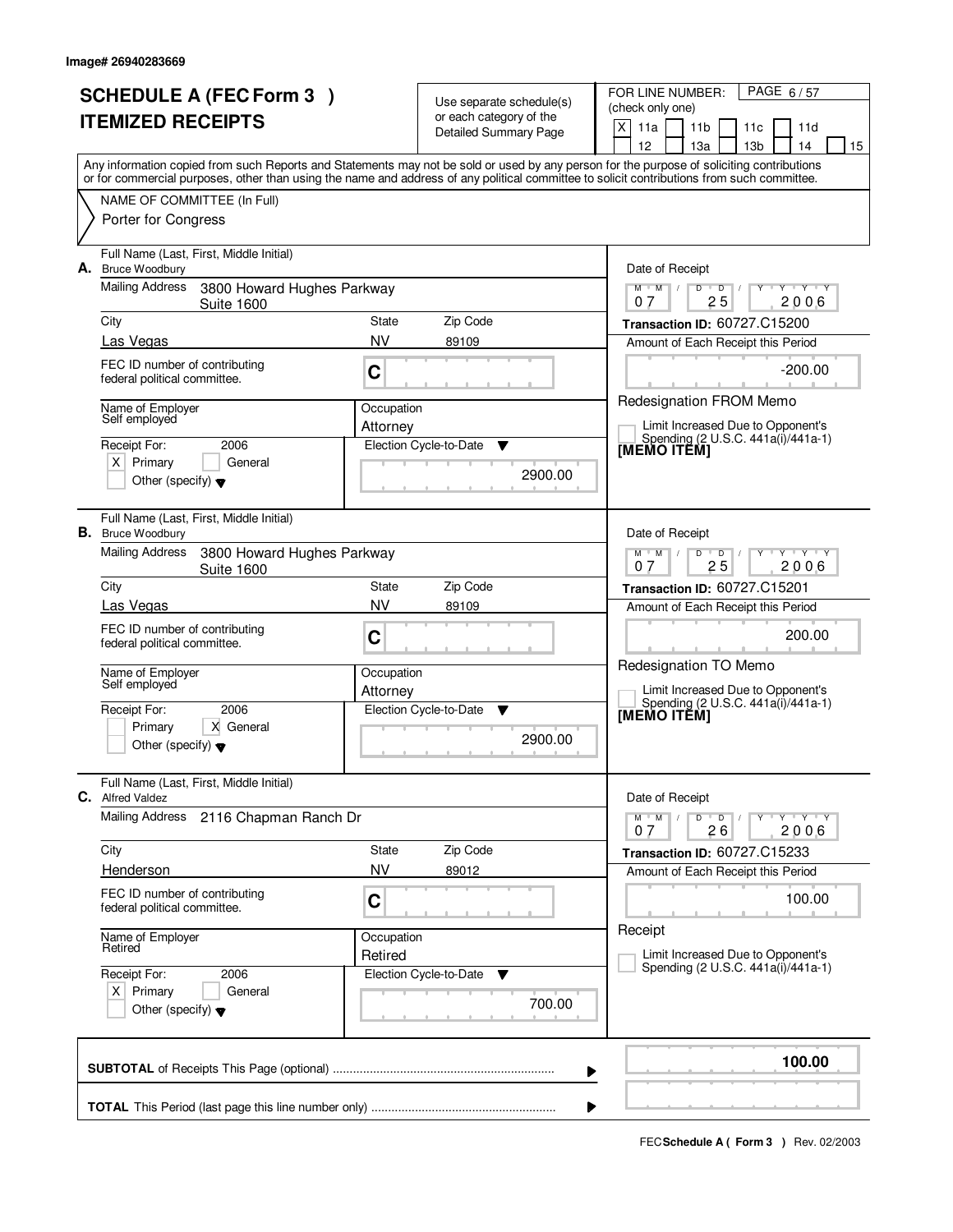Image# 26940283669

# SCHEDULE A (FEC Form 3 )
# ITEMIZED RECEIPTS

Use separate schedule(s) or each category of the Detailed Summary Page

FOR LINE NUMBER: (check only one)

[X] 11a [ ] 11b [ ] 11c [ ] 11d [ ] 12 [ ] 13a [ ] 13b [ ] 14 [ ] 15

Any information copied from such Reports and Statements may not be sold or used by any person for the purpose of soliciting contributions or for commercial purposes, other than using the name and address of any political committee to solicit contributions from such committee.

NAME OF COMMITTEE (In Full)
Porter for Congress

---

**A.** Full Name (Last, First, Middle Initial): Bruce Woodbury

Mailing Address: 3800 Howard Hughes Parkway, Suite 1600

City: Las Vegas | State: NV | Zip Code: 89109

FEC ID number of contributing federal political committee: C

Name of Employer: Self employed | Occupation: Attorney

Receipt For: 2006 — [X] Primary [ ] General [ ] Other (specify)

Election Cycle-to-Date: 2900.00

Date of Receipt: 07/25/2006

Transaction ID: 60727.C15200

Amount of Each Receipt this Period: -200.00

Redesignation FROM Memo

[ ] Limit Increased Due to Opponent's Spending (2 U.S.C. 441a(i)/441a-1)

[MEMO ITEM]

---

**B.** Full Name (Last, First, Middle Initial): Bruce Woodbury

Mailing Address: 3800 Howard Hughes Parkway, Suite 1600

City: Las Vegas | State: NV | Zip Code: 89109

FEC ID number of contributing federal political committee: C

Name of Employer: Self employed | Occupation: Attorney

Receipt For: 2006 — [ ] Primary [X] General [ ] Other (specify)

Election Cycle-to-Date: 2900.00

Date of Receipt: 07/25/2006

Transaction ID: 60727.C15201

Amount of Each Receipt this Period: 200.00

Redesignation TO Memo

[ ] Limit Increased Due to Opponent's Spending (2 U.S.C. 441a(i)/441a-1)

[MEMO ITEM]

---

**C.** Full Name (Last, First, Middle Initial): Alfred Valdez

Mailing Address: 2116 Chapman Ranch Dr

City: Henderson | State: NV | Zip Code: 89012

FEC ID number of contributing federal political committee: C

Name of Employer: Retired | Occupation: Retired

Receipt For: 2006 — [X] Primary [ ] General [ ] Other (specify)

Election Cycle-to-Date: 700.00

Date of Receipt: 07/26/2006

Transaction ID: 60727.C15233

Amount of Each Receipt this Period: 100.00

Receipt

[ ] Limit Increased Due to Opponent's Spending (2 U.S.C. 441a(i)/441a-1)

---

**SUBTOTAL** of Receipts This Page (optional): **100.00**

**TOTAL** This Period (last page this line number only):

FEC **Schedule A ( Form 3 )** Rev. 02/2003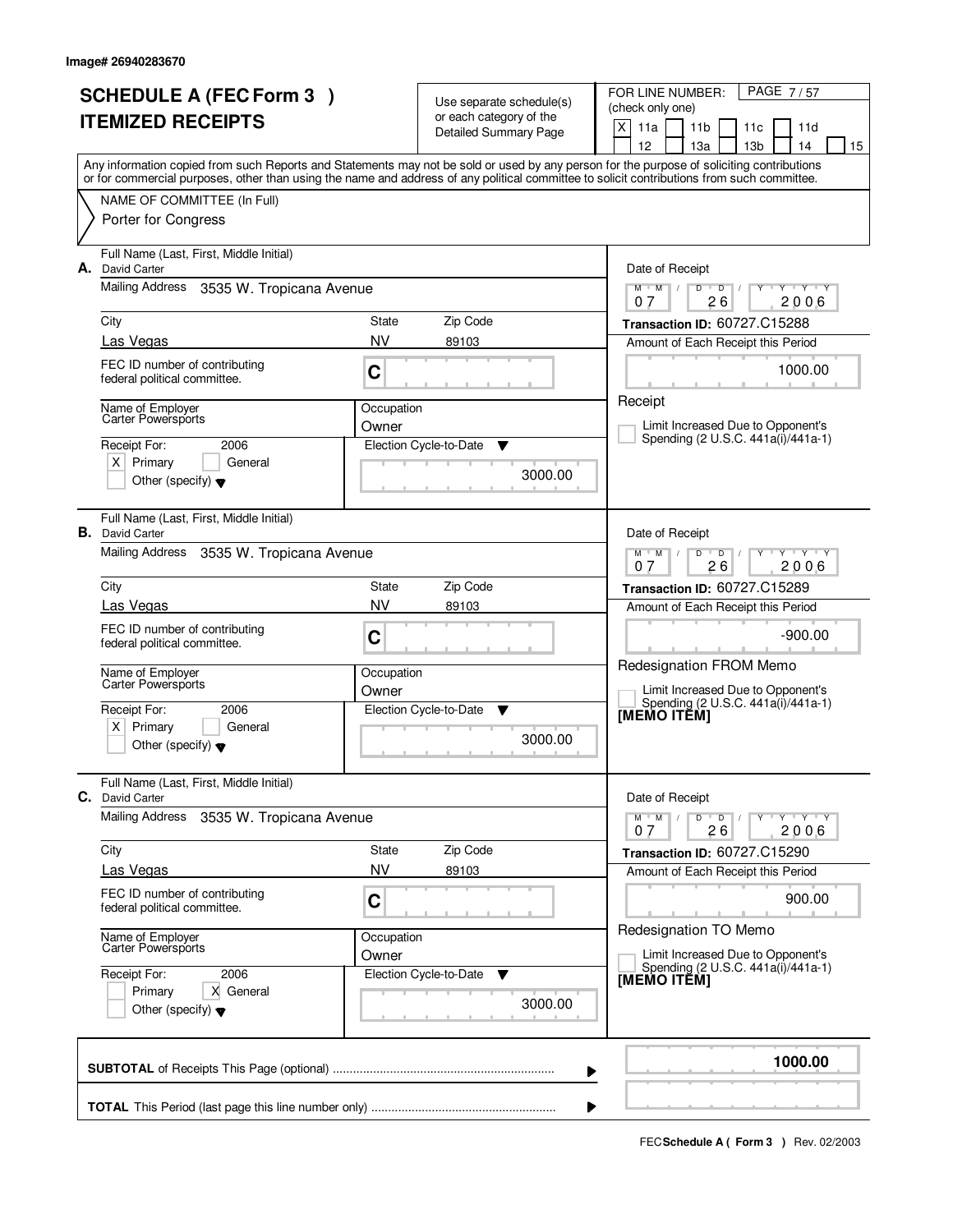Image# 26940283670

# SCHEDULE A (FEC Form 3 ) ITEMIZED RECEIPTS

Use separate schedule(s) or each category of the Detailed Summary Page

FOR LINE NUMBER: (check only one)
[X] 11a [ ] 11b [ ] 11c [ ] 11d [ ] 12 [ ] 13a [ ] 13b [ ] 14 [ ] 15

Any information copied from such Reports and Statements may not be sold or used by any person for the purpose of soliciting contributions or for commercial purposes, other than using the name and address of any political committee to solicit contributions from such committee.

NAME OF COMMITTEE (In Full)
Porter for Congress

---

**A.** Full Name (Last, First, Middle Initial): David Carter
Mailing Address: 3535 W. Tropicana Avenue
City: Las Vegas | State: NV | Zip Code: 89103
FEC ID number of contributing federal political committee: C
Name of Employer: Carter Powersports
Occupation: Owner
Receipt For: 2006 — [X] Primary [ ] General [ ] Other (specify)
Election Cycle-to-Date: 3000.00
Date of Receipt: 07 / 26 / 2006
Transaction ID: 60727.C15288
Amount of Each Receipt this Period: 1000.00
Receipt
[ ] Limit Increased Due to Opponent's Spending (2 U.S.C. 441a(i)/441a-1)

---

**B.** Full Name (Last, First, Middle Initial): David Carter
Mailing Address: 3535 W. Tropicana Avenue
City: Las Vegas | State: NV | Zip Code: 89103
FEC ID number of contributing federal political committee: C
Name of Employer: Carter Powersports
Occupation: Owner
Receipt For: 2006 — [X] Primary [ ] General [ ] Other (specify)
Election Cycle-to-Date: 3000.00
Date of Receipt: 07 / 26 / 2006
Transaction ID: 60727.C15289
Amount of Each Receipt this Period: -900.00
Redesignation FROM Memo
[ ] Limit Increased Due to Opponent's Spending (2 U.S.C. 441a(i)/441a-1)
[MEMO ITEM]

---

**C.** Full Name (Last, First, Middle Initial): David Carter
Mailing Address: 3535 W. Tropicana Avenue
City: Las Vegas | State: NV | Zip Code: 89103
FEC ID number of contributing federal political committee: C
Name of Employer: Carter Powersports
Occupation: Owner
Receipt For: 2006 — [ ] Primary [X] General [ ] Other (specify)
Election Cycle-to-Date: 3000.00
Date of Receipt: 07 / 26 / 2006
Transaction ID: 60727.C15290
Amount of Each Receipt this Period: 900.00
Redesignation TO Memo
[ ] Limit Increased Due to Opponent's Spending (2 U.S.C. 441a(i)/441a-1)
[MEMO ITEM]

---

**SUBTOTAL** of Receipts This Page (optional): **1000.00**

**TOTAL** This Period (last page this line number only):

FEC **Schedule A ( Form 3 )** Rev. 02/2003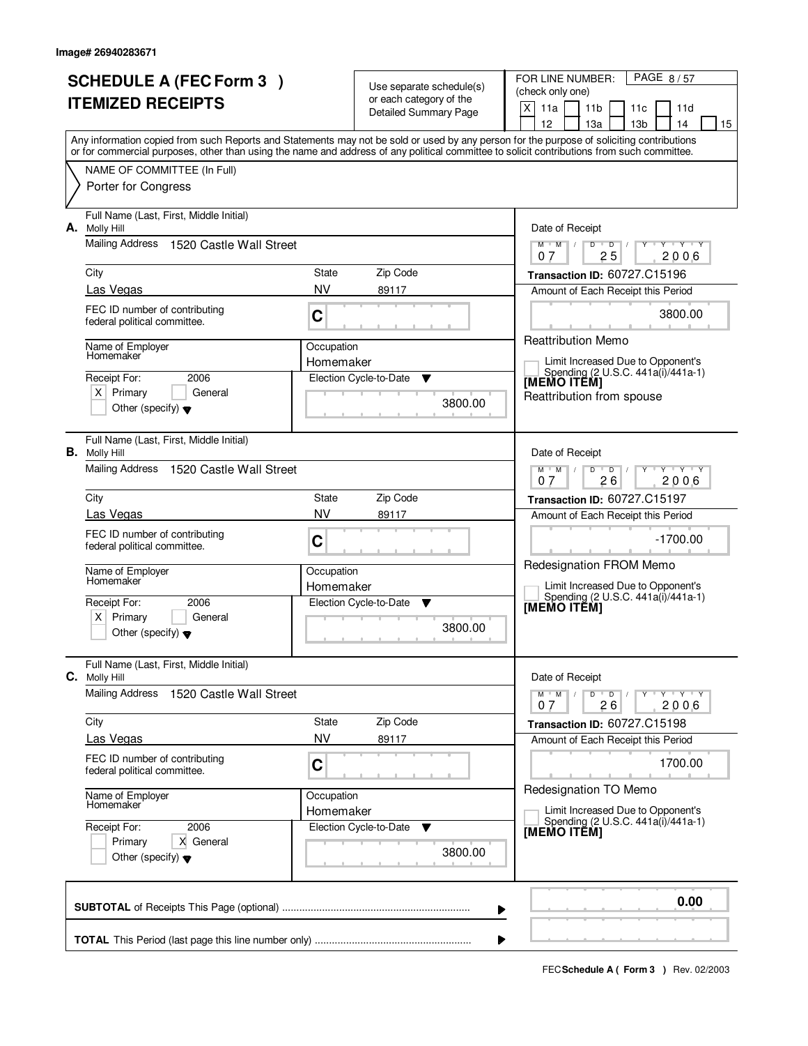Image# 26940283671

# SCHEDULE A (FEC Form 3 )
# ITEMIZED RECEIPTS

Use separate schedule(s) or each category of the Detailed Summary Page

FOR LINE NUMBER: (check only one)
[X] 11a [ ] 11b [ ] 11c [ ] 11d [ ] 12 [ ] 13a [ ] 13b [ ] 14 [ ] 15

Any information copied from such Reports and Statements may not be sold or used by any person for the purpose of soliciting contributions or for commercial purposes, other than using the name and address of any political committee to solicit contributions from such committee.

NAME OF COMMITTEE (In Full)
Porter for Congress

---

**A.** Full Name (Last, First, Middle Initial): Molly Hill

Mailing Address: 1520 Castle Wall Street

City: Las Vegas | State: NV | Zip Code: 89117

FEC ID number of contributing federal political committee: C

Name of Employer: Homemaker | Occupation: Homemaker

Receipt For: 2006 — [X] Primary [ ] General [ ] Other (specify)

Election Cycle-to-Date: 3800.00

Date of Receipt: 07 / 25 / 2006

Transaction ID: 60727.C15196

Amount of Each Receipt this Period: 3800.00

Reattribution Memo

[ ] Limit Increased Due to Opponent's Spending (2 U.S.C. 441a(i)/441a-1)

[MEMO ITEM]

Reattribution from spouse

---

**B.** Full Name (Last, First, Middle Initial): Molly Hill

Mailing Address: 1520 Castle Wall Street

City: Las Vegas | State: NV | Zip Code: 89117

FEC ID number of contributing federal political committee: C

Name of Employer: Homemaker | Occupation: Homemaker

Receipt For: 2006 — [X] Primary [ ] General [ ] Other (specify)

Election Cycle-to-Date: 3800.00

Date of Receipt: 07 / 26 / 2006

Transaction ID: 60727.C15197

Amount of Each Receipt this Period: -1700.00

Redesignation FROM Memo

[ ] Limit Increased Due to Opponent's Spending (2 U.S.C. 441a(i)/441a-1)

[MEMO ITEM]

---

**C.** Full Name (Last, First, Middle Initial): Molly Hill

Mailing Address: 1520 Castle Wall Street

City: Las Vegas | State: NV | Zip Code: 89117

FEC ID number of contributing federal political committee: C

Name of Employer: Homemaker | Occupation: Homemaker

Receipt For: 2006 — [ ] Primary [X] General [ ] Other (specify)

Election Cycle-to-Date: 3800.00

Date of Receipt: 07 / 26 / 2006

Transaction ID: 60727.C15198

Amount of Each Receipt this Period: 1700.00

Redesignation TO Memo

[ ] Limit Increased Due to Opponent's Spending (2 U.S.C. 441a(i)/441a-1)

[MEMO ITEM]

---

**SUBTOTAL** of Receipts This Page (optional): 0.00

**TOTAL** This Period (last page this line number only):

FEC **Schedule A ( Form 3 )** Rev. 02/2003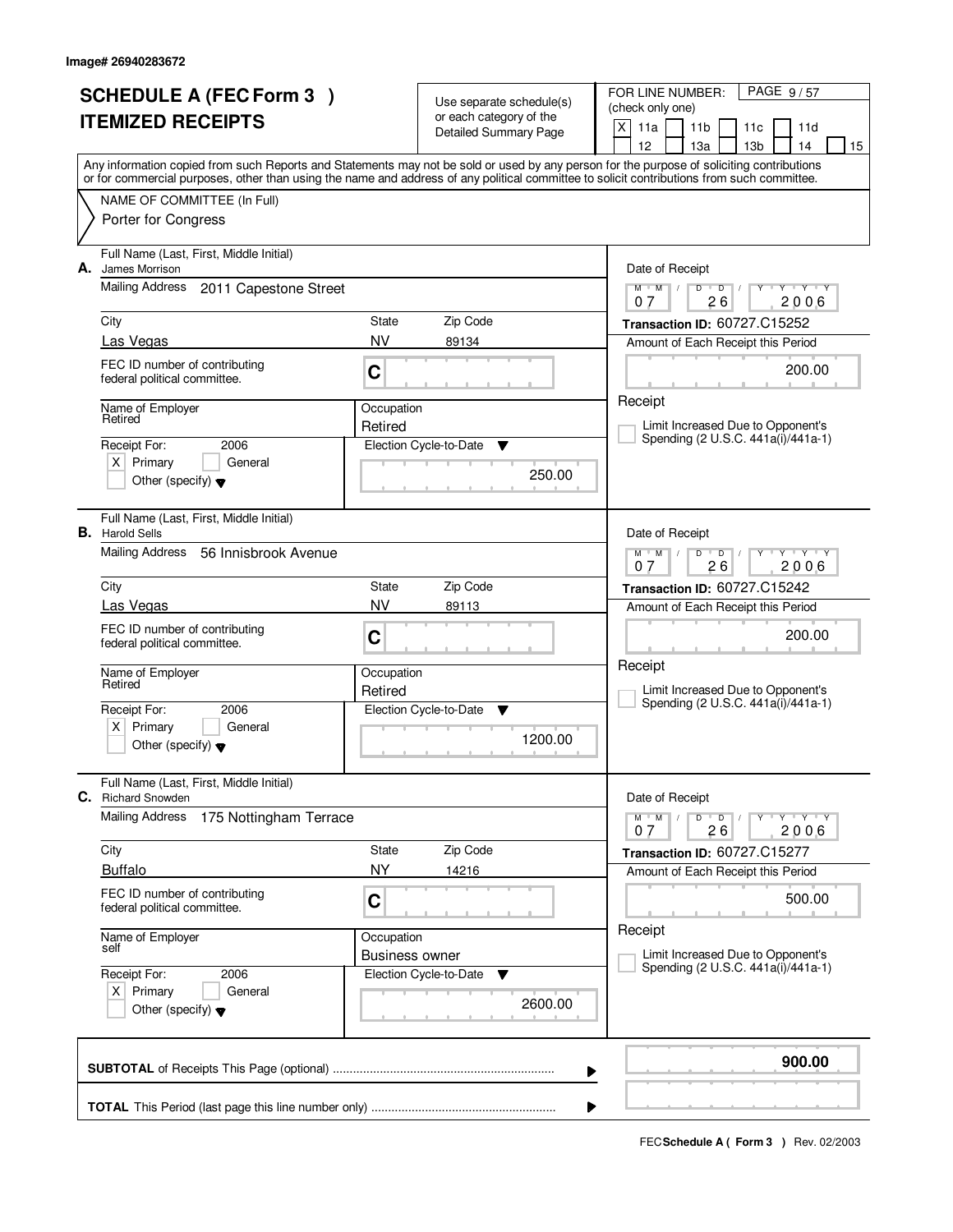Image# 26940283672

# SCHEDULE A (FEC Form 3 ) ITEMIZED RECEIPTS

Use separate schedule(s) or each category of the Detailed Summary Page

FOR LINE NUMBER: (check only one)

[X] 11a [ ] 11b [ ] 11c [ ] 11d [ ] 12 [ ] 13a [ ] 13b [ ] 14 [ ] 15

Any information copied from such Reports and Statements may not be sold or used by any person for the purpose of soliciting contributions or for commercial purposes, other than using the name and address of any political committee to solicit contributions from such committee.

NAME OF COMMITTEE (In Full)
Porter for Congress

---

**A.** Full Name (Last, First, Middle Initial): James Morrison

Mailing Address: 2011 Capestone Street

City: Las Vegas | State: NV | Zip Code: 89134

FEC ID number of contributing federal political committee: C

Name of Employer: Retired

Occupation: Retired

Receipt For: 2006 — [X] Primary [ ] General [ ] Other (specify)

Election Cycle-to-Date: 250.00

Date of Receipt: 07 / 26 / 2006

Transaction ID: 60727.C15252

Amount of Each Receipt this Period: 200.00

[ ] Limit Increased Due to Opponent's Spending (2 U.S.C. 441a(i)/441a-1)

---

**B.** Full Name (Last, First, Middle Initial): Harold Sells

Mailing Address: 56 Innisbrook Avenue

City: Las Vegas | State: NV | Zip Code: 89113

FEC ID number of contributing federal political committee: C

Name of Employer: Retired

Occupation: Retired

Receipt For: 2006 — [X] Primary [ ] General [ ] Other (specify)

Election Cycle-to-Date: 1200.00

Date of Receipt: 07 / 26 / 2006

Transaction ID: 60727.C15242

Amount of Each Receipt this Period: 200.00

[ ] Limit Increased Due to Opponent's Spending (2 U.S.C. 441a(i)/441a-1)

---

**C.** Full Name (Last, First, Middle Initial): Richard Snowden

Mailing Address: 175 Nottingham Terrace

City: Buffalo | State: NY | Zip Code: 14216

FEC ID number of contributing federal political committee: C

Name of Employer: self

Occupation: Business owner

Receipt For: 2006 — [X] Primary [ ] General [ ] Other (specify)

Election Cycle-to-Date: 2600.00

Date of Receipt: 07 / 26 / 2006

Transaction ID: 60727.C15277

Amount of Each Receipt this Period: 500.00

[ ] Limit Increased Due to Opponent's Spending (2 U.S.C. 441a(i)/441a-1)

---

**SUBTOTAL** of Receipts This Page (optional): **900.00**

**TOTAL** This Period (last page this line number only):

FEC **Schedule A ( Form 3 )** Rev. 02/2003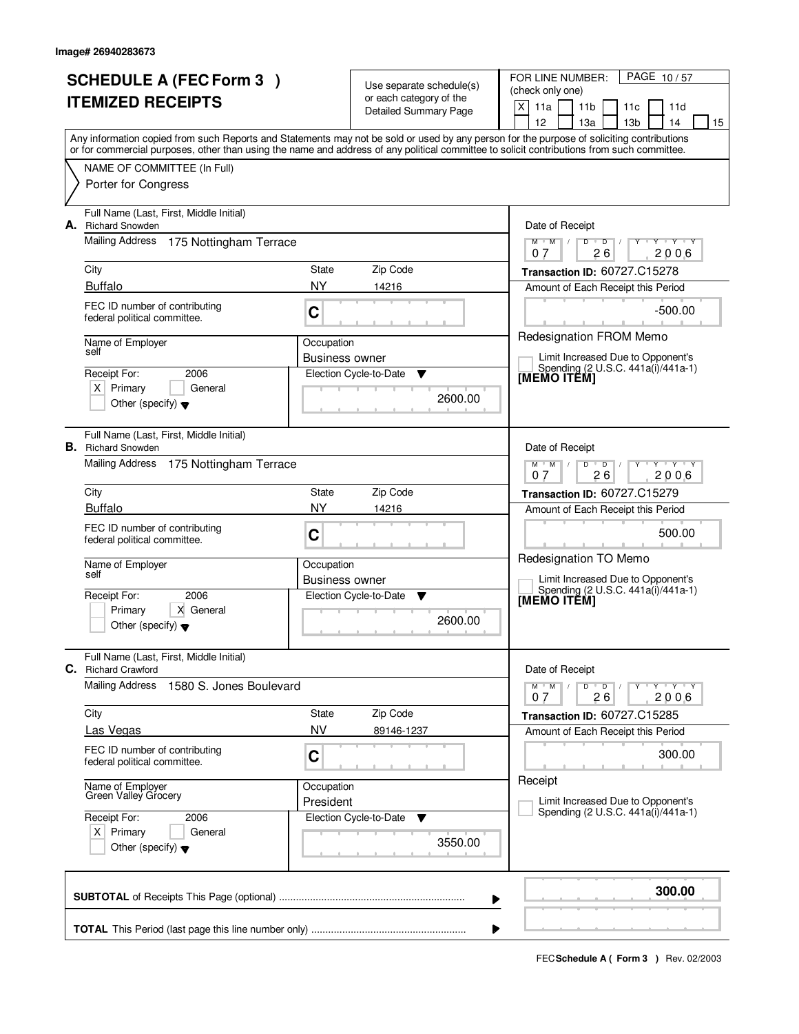Image# 26940283673

# SCHEDULE A (FEC Form 3 ) ITEMIZED RECEIPTS

Use separate schedule(s) or each category of the Detailed Summary Page

FOR LINE NUMBER: (check only one)
[X] 11a [ ] 11b [ ] 11c [ ] 11d [ ] 12 [ ] 13a [ ] 13b [ ] 14 [ ] 15

Any information copied from such Reports and Statements may not be sold or used by any person for the purpose of soliciting contributions or for commercial purposes, other than using the name and address of any political committee to solicit contributions from such committee.

NAME OF COMMITTEE (In Full)
Porter for Congress

**A.** Full Name (Last, First, Middle Initial): Richard Snowden
Mailing Address: 175 Nottingham Terrace
City: Buffalo | State: NY | Zip Code: 14216
FEC ID number of contributing federal political committee: C
Name of Employer: self
Occupation: Business owner
Receipt For: 2006 [X] Primary [ ] General [ ] Other (specify)
Election Cycle-to-Date: 2600.00
Date of Receipt: 07/26/2006
Transaction ID: 60727.C15278
Amount of Each Receipt this Period: -500.00
Redesignation FROM Memo
[ ] Limit Increased Due to Opponent's Spending (2 U.S.C. 441a(i)/441a-1)
[MEMO ITEM]

**B.** Full Name (Last, First, Middle Initial): Richard Snowden
Mailing Address: 175 Nottingham Terrace
City: Buffalo | State: NY | Zip Code: 14216
FEC ID number of contributing federal political committee: C
Name of Employer: self
Occupation: Business owner
Receipt For: 2006 [ ] Primary [X] General [ ] Other (specify)
Election Cycle-to-Date: 2600.00
Date of Receipt: 07/26/2006
Transaction ID: 60727.C15279
Amount of Each Receipt this Period: 500.00
Redesignation TO Memo
[ ] Limit Increased Due to Opponent's Spending (2 U.S.C. 441a(i)/441a-1)
[MEMO ITEM]

**C.** Full Name (Last, First, Middle Initial): Richard Crawford
Mailing Address: 1580 S. Jones Boulevard
City: Las Vegas | State: NV | Zip Code: 89146-1237
FEC ID number of contributing federal political committee: C
Name of Employer: Green Valley Grocery
Occupation: President
Receipt For: 2006 [X] Primary [ ] General [ ] Other (specify)
Election Cycle-to-Date: 3550.00
Date of Receipt: 07/26/2006
Transaction ID: 60727.C15285
Amount of Each Receipt this Period: 300.00
Receipt
[ ] Limit Increased Due to Opponent's Spending (2 U.S.C. 441a(i)/441a-1)

**SUBTOTAL** of Receipts This Page (optional): **300.00**

**TOTAL** This Period (last page this line number only):

FEC **Schedule A ( Form 3 )** Rev. 02/2003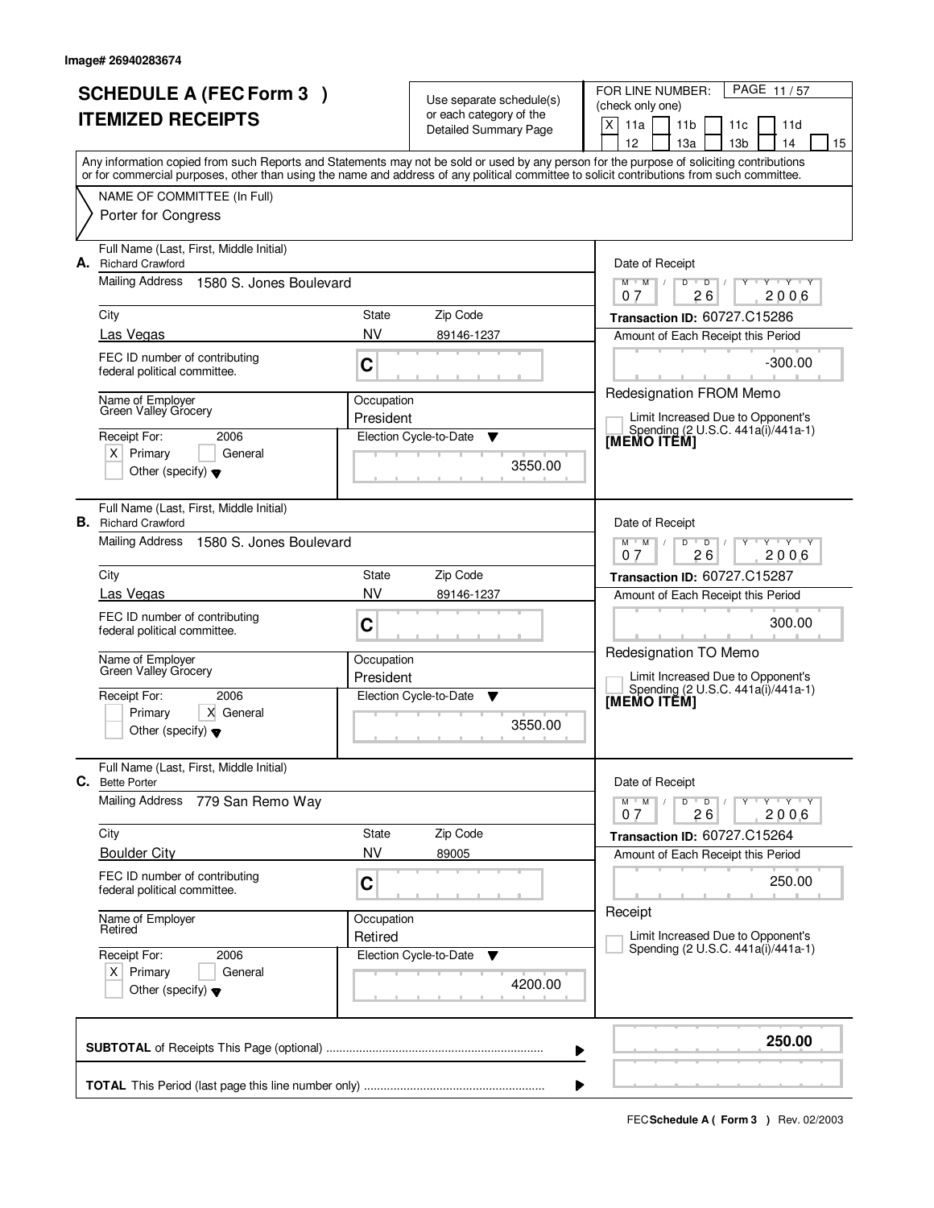Image# 26940283674

# SCHEDULE A (FEC Form 3 )
# ITEMIZED RECEIPTS

Use separate schedule(s) or each category of the Detailed Summary Page

FOR LINE NUMBER: (check only one)
[X] 11a [ ] 11b [ ] 11c [ ] 11d [ ] 12 [ ] 13a [ ] 13b [ ] 14 [ ] 15

Any information copied from such Reports and Statements may not be sold or used by any person for the purpose of soliciting contributions or for commercial purposes, other than using the name and address of any political committee to solicit contributions from such committee.

NAME OF COMMITTEE (In Full)
Porter for Congress

---

**A.** Full Name (Last, First, Middle Initial): Richard Crawford
Mailing Address: 1580 S. Jones Boulevard
City: Las Vegas | State: NV | Zip Code: 89146-1237
FEC ID number of contributing federal political committee: C
Name of Employer: Green Valley Grocery
Occupation: President
Receipt For: 2006 — [X] Primary [ ] General [ ] Other (specify)
Election Cycle-to-Date: 3550.00

Date of Receipt: 07 26 2006
Transaction ID: 60727.C15286
Amount of Each Receipt this Period: -300.00
Redesignation FROM Memo
[ ] Limit Increased Due to Opponent's Spending (2 U.S.C. 441a(i)/441a-1)
[MEMO ITEM]

---

**B.** Full Name (Last, First, Middle Initial): Richard Crawford
Mailing Address: 1580 S. Jones Boulevard
City: Las Vegas | State: NV | Zip Code: 89146-1237
FEC ID number of contributing federal political committee: C
Name of Employer: Green Valley Grocery
Occupation: President
Receipt For: 2006 — [ ] Primary [X] General [ ] Other (specify)
Election Cycle-to-Date: 3550.00

Date of Receipt: 07 26 2006
Transaction ID: 60727.C15287
Amount of Each Receipt this Period: 300.00
Redesignation TO Memo
[ ] Limit Increased Due to Opponent's Spending (2 U.S.C. 441a(i)/441a-1)
[MEMO ITEM]

---

**C.** Full Name (Last, First, Middle Initial): Bette Porter
Mailing Address: 779 San Remo Way
City: Boulder City | State: NV | Zip Code: 89005
FEC ID number of contributing federal political committee: C
Name of Employer: Retired
Occupation: Retired
Receipt For: 2006 — [X] Primary [ ] General [ ] Other (specify)
Election Cycle-to-Date: 4200.00

Date of Receipt: 07 26 2006
Transaction ID: 60727.C15264
Amount of Each Receipt this Period: 250.00
Receipt
[ ] Limit Increased Due to Opponent's Spending (2 U.S.C. 441a(i)/441a-1)

---

**SUBTOTAL** of Receipts This Page (optional): **250.00**

**TOTAL** This Period (last page this line number only):

FEC **Schedule A ( Form 3 )** Rev. 02/2003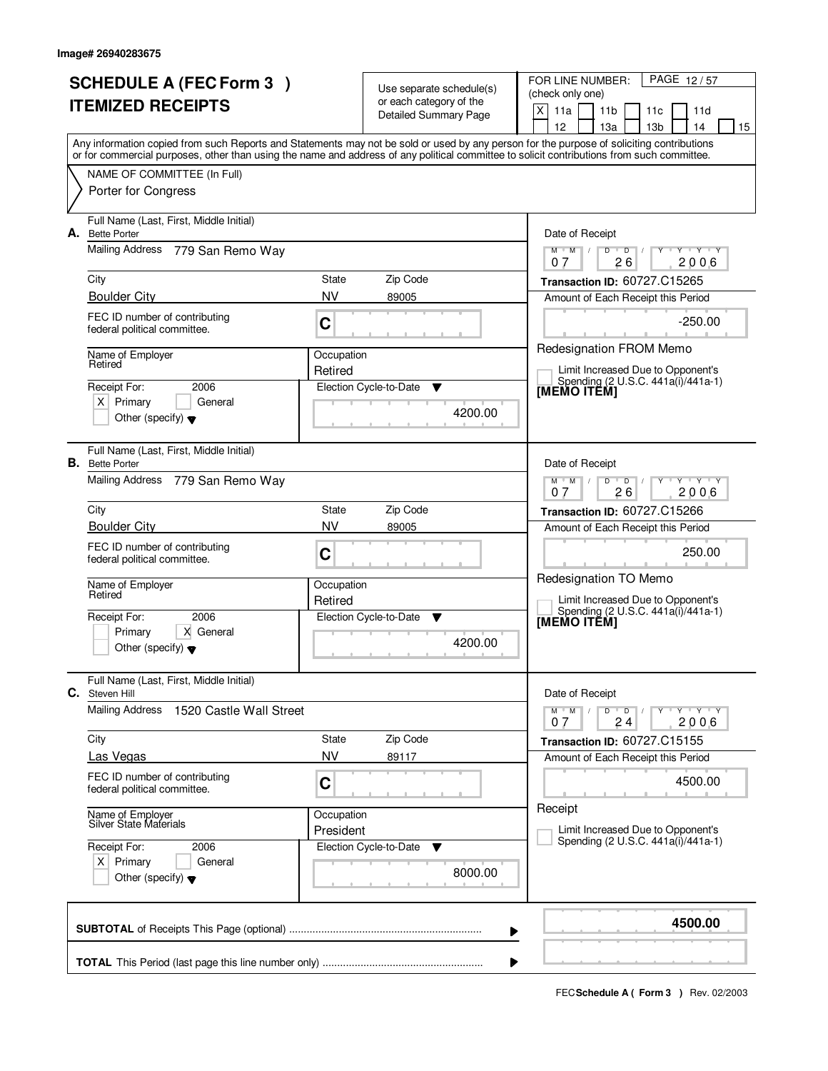Image# 26940283675

# SCHEDULE A (FEC Form 3 )
# ITEMIZED RECEIPTS

Use separate schedule(s) or each category of the Detailed Summary Page

FOR LINE NUMBER: (check only one)

[X] 11a [ ] 11b [ ] 11c [ ] 11d [ ] 12 [ ] 13a [ ] 13b [ ] 14 [ ] 15

Any information copied from such Reports and Statements may not be sold or used by any person for the purpose of soliciting contributions or for commercial purposes, other than using the name and address of any political committee to solicit contributions from such committee.

NAME OF COMMITTEE (In Full)
Porter for Congress

---

**A.** Full Name (Last, First, Middle Initial): Bette Porter

Mailing Address: 779 San Remo Way

City: Boulder City | State: NV | Zip Code: 89005

FEC ID number of contributing federal political committee: C

Name of Employer: Retired | Occupation: Retired

Receipt For: 2006 [X] Primary [ ] General [ ] Other (specify)

Election Cycle-to-Date: 4200.00

Date of Receipt: 07/26/2006

Transaction ID: 60727.C15265

Amount of Each Receipt this Period: -250.00

Redesignation FROM Memo

[ ] Limit Increased Due to Opponent's Spending (2 U.S.C. 441a(i)/441a-1)

[MEMO ITEM]

---

**B.** Full Name (Last, First, Middle Initial): Bette Porter

Mailing Address: 779 San Remo Way

City: Boulder City | State: NV | Zip Code: 89005

FEC ID number of contributing federal political committee: C

Name of Employer: Retired | Occupation: Retired

Receipt For: 2006 [ ] Primary [X] General [ ] Other (specify)

Election Cycle-to-Date: 4200.00

Date of Receipt: 07/26/2006

Transaction ID: 60727.C15266

Amount of Each Receipt this Period: 250.00

Redesignation TO Memo

[ ] Limit Increased Due to Opponent's Spending (2 U.S.C. 441a(i)/441a-1)

[MEMO ITEM]

---

**C.** Full Name (Last, First, Middle Initial): Steven Hill

Mailing Address: 1520 Castle Wall Street

City: Las Vegas | State: NV | Zip Code: 89117

FEC ID number of contributing federal political committee: C

Name of Employer: Silver State Materials | Occupation: President

Receipt For: 2006 [X] Primary [ ] General [ ] Other (specify)

Election Cycle-to-Date: 8000.00

Date of Receipt: 07/24/2006

Transaction ID: 60727.C15155

Amount of Each Receipt this Period: 4500.00

Receipt

[ ] Limit Increased Due to Opponent's Spending (2 U.S.C. 441a(i)/441a-1)

---

**SUBTOTAL** of Receipts This Page (optional): **4500.00**

**TOTAL** This Period (last page this line number only):

FEC **Schedule A ( Form 3 )** Rev. 02/2003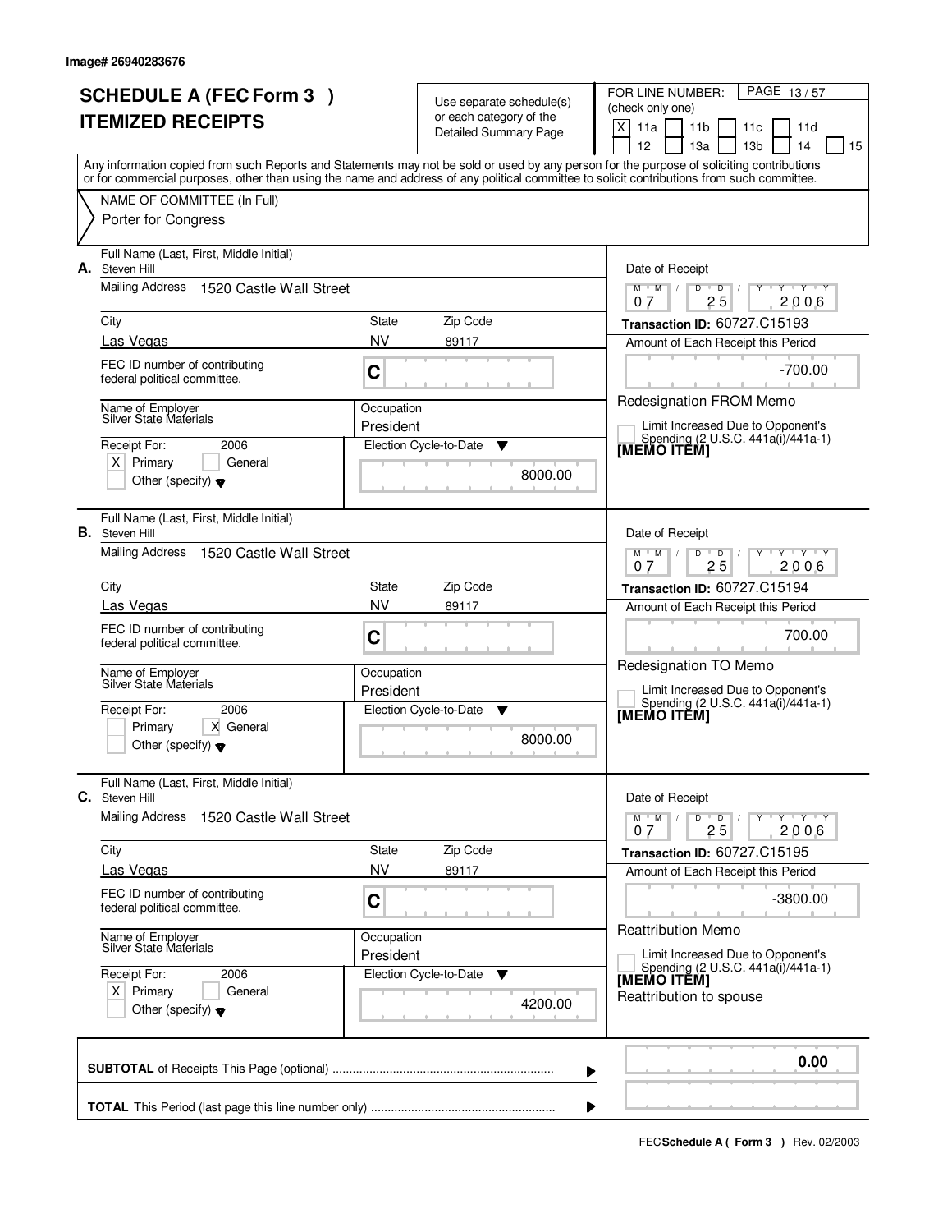Image# 26940283676

# SCHEDULE A (FEC Form 3 )
# ITEMIZED RECEIPTS

Use separate schedule(s) or each category of the Detailed Summary Page

FOR LINE NUMBER: (check only one)
[X] 11a [ ] 11b [ ] 11c [ ] 11d [ ] 12 [ ] 13a [ ] 13b [ ] 14 [ ] 15

Any information copied from such Reports and Statements may not be sold or used by any person for the purpose of soliciting contributions or for commercial purposes, other than using the name and address of any political committee to solicit contributions from such committee.

NAME OF COMMITTEE (In Full)
Porter for Congress

---

**A.** Full Name (Last, First, Middle Initial): Steven Hill

Mailing Address: 1520 Castle Wall Street

City: Las Vegas | State: NV | Zip Code: 89117

FEC ID number of contributing federal political committee: C

Name of Employer: Silver State Materials

Occupation: President

Receipt For: 2006 — [X] Primary [ ] General [ ] Other (specify)

Election Cycle-to-Date: 8000.00

Date of Receipt: 07/25/2006

Transaction ID: 60727.C15193

Amount of Each Receipt this Period: -700.00

Redesignation FROM Memo

[ ] Limit Increased Due to Opponent's Spending (2 U.S.C. 441a(i)/441a-1)

[MEMO ITEM]

---

**B.** Full Name (Last, First, Middle Initial): Steven Hill

Mailing Address: 1520 Castle Wall Street

City: Las Vegas | State: NV | Zip Code: 89117

FEC ID number of contributing federal political committee: C

Name of Employer: Silver State Materials

Occupation: President

Receipt For: 2006 — [ ] Primary [X] General [ ] Other (specify)

Election Cycle-to-Date: 8000.00

Date of Receipt: 07/25/2006

Transaction ID: 60727.C15194

Amount of Each Receipt this Period: 700.00

Redesignation TO Memo

[ ] Limit Increased Due to Opponent's Spending (2 U.S.C. 441a(i)/441a-1)

[MEMO ITEM]

---

**C.** Full Name (Last, First, Middle Initial): Steven Hill

Mailing Address: 1520 Castle Wall Street

City: Las Vegas | State: NV | Zip Code: 89117

FEC ID number of contributing federal political committee: C

Name of Employer: Silver State Materials

Occupation: President

Receipt For: 2006 — [X] Primary [ ] General [ ] Other (specify)

Election Cycle-to-Date: 4200.00

Date of Receipt: 07/25/2006

Transaction ID: 60727.C15195

Amount of Each Receipt this Period: -3800.00

Reattribution Memo

[ ] Limit Increased Due to Opponent's Spending (2 U.S.C. 441a(i)/441a-1)

[MEMO ITEM]

Reattribution to spouse

---

**SUBTOTAL** of Receipts This Page (optional): 0.00

**TOTAL** This Period (last page this line number only):

FEC **Schedule A ( Form 3 )** Rev. 02/2003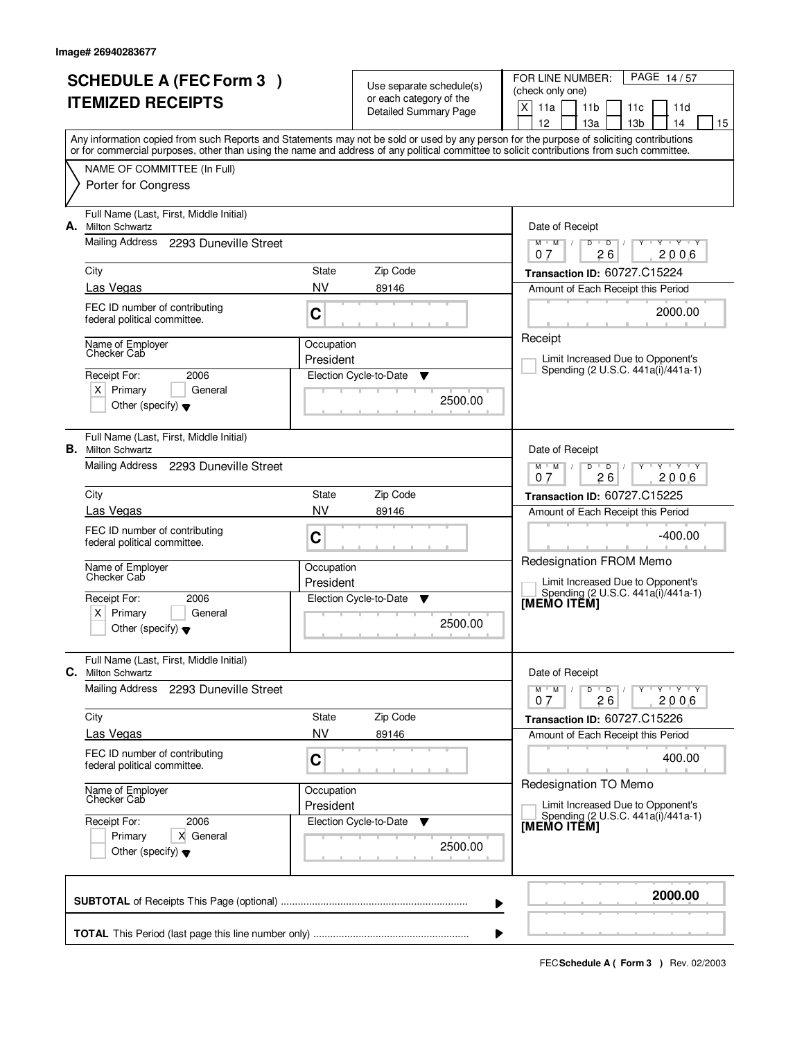Image# 26940283677

# SCHEDULE A (FEC Form 3 )
## ITEMIZED RECEIPTS

Use separate schedule(s) or each category of the Detailed Summary Page

FOR LINE NUMBER: (check only one)
[X] 11a [ ] 11b [ ] 11c [ ] 11d [ ] 12 [ ] 13a [ ] 13b [ ] 14 [ ] 15

Any information copied from such Reports and Statements may not be sold or used by any person for the purpose of soliciting contributions or for commercial purposes, other than using the name and address of any political committee to solicit contributions from such committee.

NAME OF COMMITTEE (In Full)
Porter for Congress

---

**A.** Full Name (Last, First, Middle Initial): Milton Schwartz
Mailing Address: 2293 Duneville Street
City: Las Vegas | State: NV | Zip Code: 89146
FEC ID number of contributing federal political committee: C
Name of Employer: Checker Cab
Occupation: President
Receipt For: 2006 — [X] Primary [ ] General [ ] Other (specify)
Election Cycle-to-Date: 2500.00
Date of Receipt: 07/26/2006
Transaction ID: 60727.C15224
Amount of Each Receipt this Period: 2000.00
Receipt
[ ] Limit Increased Due to Opponent's Spending (2 U.S.C. 441a(i)/441a-1)

---

**B.** Full Name (Last, First, Middle Initial): Milton Schwartz
Mailing Address: 2293 Duneville Street
City: Las Vegas | State: NV | Zip Code: 89146
FEC ID number of contributing federal political committee: C
Name of Employer: Checker Cab
Occupation: President
Receipt For: 2006 — [X] Primary [ ] General [ ] Other (specify)
Election Cycle-to-Date: 2500.00
Date of Receipt: 07/26/2006
Transaction ID: 60727.C15225
Amount of Each Receipt this Period: -400.00
Redesignation FROM Memo
[ ] Limit Increased Due to Opponent's Spending (2 U.S.C. 441a(i)/441a-1)
[MEMO ITEM]

---

**C.** Full Name (Last, First, Middle Initial): Milton Schwartz
Mailing Address: 2293 Duneville Street
City: Las Vegas | State: NV | Zip Code: 89146
FEC ID number of contributing federal political committee: C
Name of Employer: Checker Cab
Occupation: President
Receipt For: 2006 — [ ] Primary [X] General [ ] Other (specify)
Election Cycle-to-Date: 2500.00
Date of Receipt: 07/26/2006
Transaction ID: 60727.C15226
Amount of Each Receipt this Period: 400.00
Redesignation TO Memo
[ ] Limit Increased Due to Opponent's Spending (2 U.S.C. 441a(i)/441a-1)
[MEMO ITEM]

---

**SUBTOTAL** of Receipts This Page (optional): **2000.00**

**TOTAL** This Period (last page this line number only):

FEC **Schedule A ( Form 3 )** Rev. 02/2003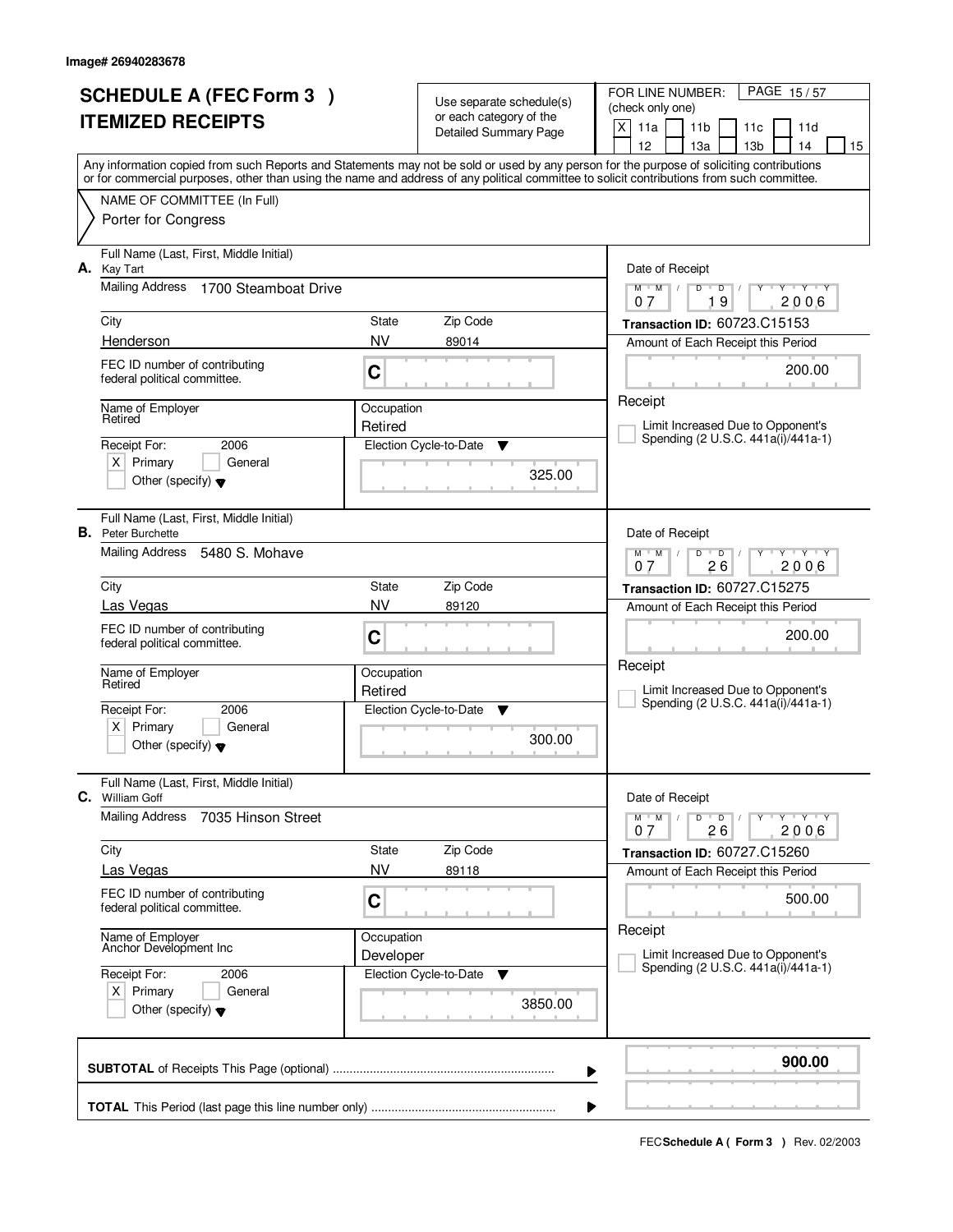Image# 26940283678

# SCHEDULE A (FEC Form 3 )
# ITEMIZED RECEIPTS

Use separate schedule(s) or each category of the Detailed Summary Page

FOR LINE NUMBER: (check only one)

[X] 11a [ ] 11b [ ] 11c [ ] 11d [ ] 12 [ ] 13a [ ] 13b [ ] 14 [ ] 15

Any information copied from such Reports and Statements may not be sold or used by any person for the purpose of soliciting contributions or for commercial purposes, other than using the name and address of any political committee to solicit contributions from such committee.

NAME OF COMMITTEE (In Full)

Porter for Congress

---

**A.** Full Name (Last, First, Middle Initial): Kay Tart

Mailing Address: 1700 Steamboat Drive

City: Henderson | State: NV | Zip Code: 89014

FEC ID number of contributing federal political committee: C

Name of Employer: Retired

Occupation: Retired

Receipt For: 2006 — [X] Primary [ ] General [ ] Other (specify)

Election Cycle-to-Date: 325.00

Date of Receipt: 07 / 19 / 2006

Transaction ID: 60723.C15153

Amount of Each Receipt this Period: 200.00

[ ] Limit Increased Due to Opponent's Spending (2 U.S.C. 441a(i)/441a-1)

---

**B.** Full Name (Last, First, Middle Initial): Peter Burchette

Mailing Address: 5480 S. Mohave

City: Las Vegas | State: NV | Zip Code: 89120

FEC ID number of contributing federal political committee: C

Name of Employer: Retired

Occupation: Retired

Receipt For: 2006 — [X] Primary [ ] General [ ] Other (specify)

Election Cycle-to-Date: 300.00

Date of Receipt: 07 / 26 / 2006

Transaction ID: 60727.C15275

Amount of Each Receipt this Period: 200.00

[ ] Limit Increased Due to Opponent's Spending (2 U.S.C. 441a(i)/441a-1)

---

**C.** Full Name (Last, First, Middle Initial): William Goff

Mailing Address: 7035 Hinson Street

City: Las Vegas | State: NV | Zip Code: 89118

FEC ID number of contributing federal political committee: C

Name of Employer: Anchor Development Inc

Occupation: Developer

Receipt For: 2006 — [X] Primary [ ] General [ ] Other (specify)

Election Cycle-to-Date: 3850.00

Date of Receipt: 07 / 26 / 2006

Transaction ID: 60727.C15260

Amount of Each Receipt this Period: 500.00

[ ] Limit Increased Due to Opponent's Spending (2 U.S.C. 441a(i)/441a-1)

---

**SUBTOTAL** of Receipts This Page (optional): **900.00**

**TOTAL** This Period (last page this line number only):

FEC **Schedule A ( Form 3 )** Rev. 02/2003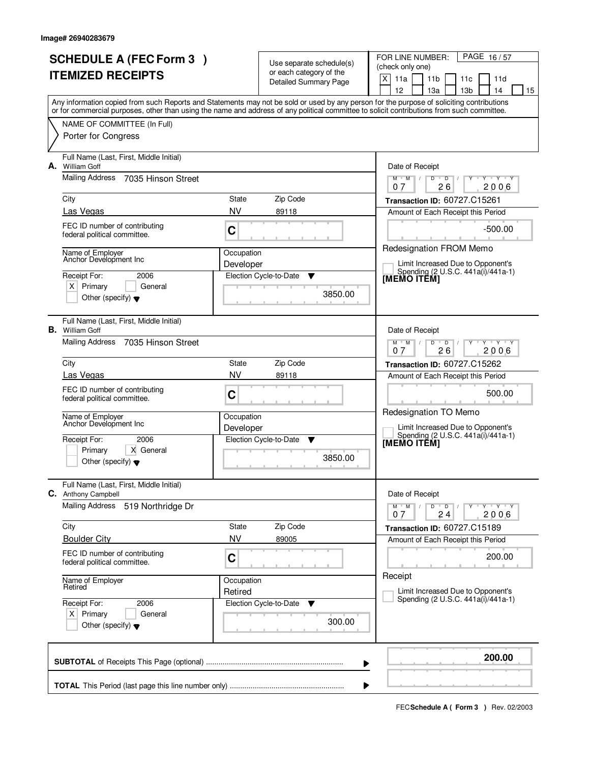Image# 26940283679

# SCHEDULE A (FEC Form 3 )
# ITEMIZED RECEIPTS

Use separate schedule(s) or each category of the Detailed Summary Page

FOR LINE NUMBER: (check only one)

[X] 11a [ ] 11b [ ] 11c [ ] 11d [ ] 12 [ ] 13a [ ] 13b [ ] 14 [ ] 15

Any information copied from such Reports and Statements may not be sold or used by any person for the purpose of soliciting contributions or for commercial purposes, other than using the name and address of any political committee to solicit contributions from such committee.

NAME OF COMMITTEE (In Full)
Porter for Congress

---

**A.** Full Name (Last, First, Middle Initial): William Goff

Mailing Address: 7035 Hinson Street

City: Las Vegas | State: NV | Zip Code: 89118

FEC ID number of contributing federal political committee: C

Name of Employer: Anchor Development Inc

Occupation: Developer

Receipt For: 2006 [X] Primary [ ] General [ ] Other (specify)

Election Cycle-to-Date: 3850.00

Date of Receipt: 07/26/2006

Transaction ID: 60727.C15261

Amount of Each Receipt this Period: -500.00

Redesignation FROM Memo

[ ] Limit Increased Due to Opponent's Spending (2 U.S.C. 441a(i)/441a-1)

[MEMO ITEM]

---

**B.** Full Name (Last, First, Middle Initial): William Goff

Mailing Address: 7035 Hinson Street

City: Las Vegas | State: NV | Zip Code: 89118

FEC ID number of contributing federal political committee: C

Name of Employer: Anchor Development Inc

Occupation: Developer

Receipt For: 2006 [ ] Primary [X] General [ ] Other (specify)

Election Cycle-to-Date: 3850.00

Date of Receipt: 07/26/2006

Transaction ID: 60727.C15262

Amount of Each Receipt this Period: 500.00

Redesignation TO Memo

[ ] Limit Increased Due to Opponent's Spending (2 U.S.C. 441a(i)/441a-1)

[MEMO ITEM]

---

**C.** Full Name (Last, First, Middle Initial): Anthony Campbell

Mailing Address: 519 Northridge Dr

City: Boulder City | State: NV | Zip Code: 89005

FEC ID number of contributing federal political committee: C

Name of Employer: Retired

Occupation: Retired

Receipt For: 2006 [X] Primary [ ] General [ ] Other (specify)

Election Cycle-to-Date: 300.00

Date of Receipt: 07/24/2006

Transaction ID: 60727.C15189

Amount of Each Receipt this Period: 200.00

Receipt

[ ] Limit Increased Due to Opponent's Spending (2 U.S.C. 441a(i)/441a-1)

---

**SUBTOTAL** of Receipts This Page (optional): **200.00**

**TOTAL** This Period (last page this line number only):

FEC **Schedule A ( Form 3 )** Rev. 02/2003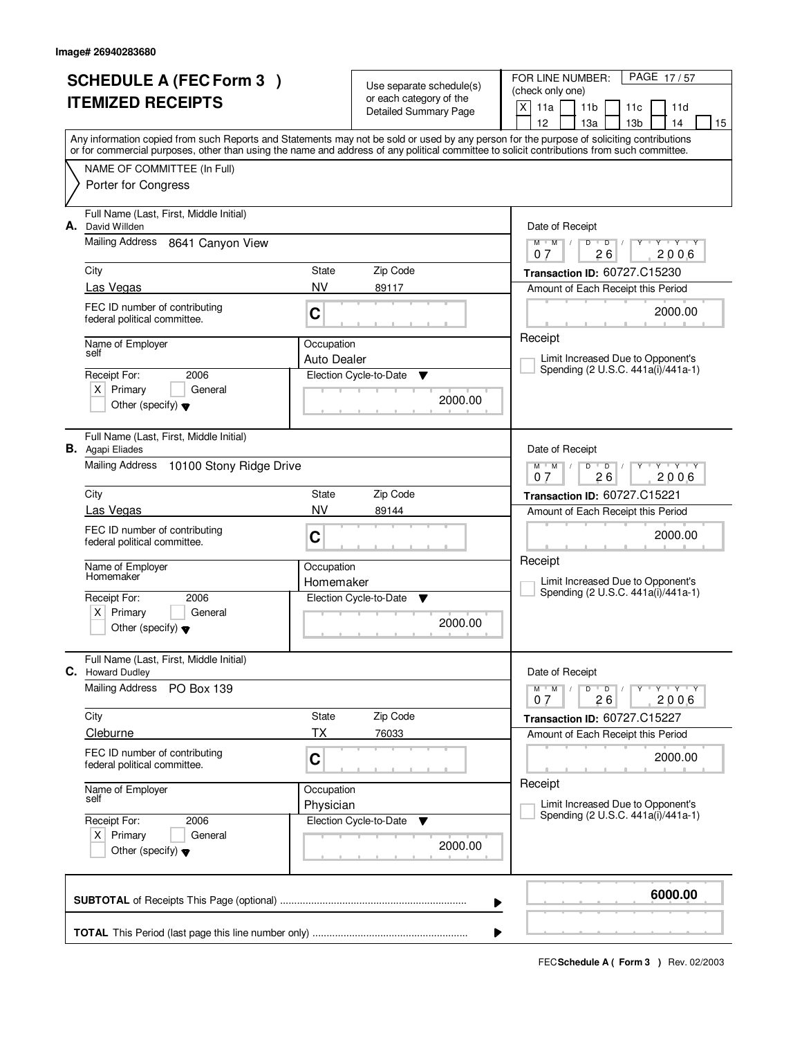Image# 26940283680

# SCHEDULE A (FEC Form 3 )
# ITEMIZED RECEIPTS

Use separate schedule(s) or each category of the Detailed Summary Page

FOR LINE NUMBER: (check only one)

[X] 11a [ ] 11b [ ] 11c [ ] 11d [ ] 12 [ ] 13a [ ] 13b [ ] 14 [ ] 15

Any information copied from such Reports and Statements may not be sold or used by any person for the purpose of soliciting contributions or for commercial purposes, other than using the name and address of any political committee to solicit contributions from such committee.

NAME OF COMMITTEE (In Full)
Porter for Congress

---

**A.** Full Name (Last, First, Middle Initial): David Willden

Mailing Address: 8641 Canyon View

City: Las Vegas | State: NV | Zip Code: 89117

FEC ID number of contributing federal political committee: C

Name of Employer: self

Occupation: Auto Dealer

Receipt For: 2006 [X] Primary [ ] General [ ] Other (specify)

Election Cycle-to-Date: 2000.00

Date of Receipt: 07 26 2006

Transaction ID: 60727.C15230

Amount of Each Receipt this Period: 2000.00

[ ] Limit Increased Due to Opponent's Spending (2 U.S.C. 441a(i)/441a-1)

---

**B.** Full Name (Last, First, Middle Initial): Agapi Eliades

Mailing Address: 10100 Stony Ridge Drive

City: Las Vegas | State: NV | Zip Code: 89144

FEC ID number of contributing federal political committee: C

Name of Employer: Homemaker

Occupation: Homemaker

Receipt For: 2006 [X] Primary [ ] General [ ] Other (specify)

Election Cycle-to-Date: 2000.00

Date of Receipt: 07 26 2006

Transaction ID: 60727.C15221

Amount of Each Receipt this Period: 2000.00

[ ] Limit Increased Due to Opponent's Spending (2 U.S.C. 441a(i)/441a-1)

---

**C.** Full Name (Last, First, Middle Initial): Howard Dudley

Mailing Address: PO Box 139

City: Cleburne | State: TX | Zip Code: 76033

FEC ID number of contributing federal political committee: C

Name of Employer: self

Occupation: Physician

Receipt For: 2006 [X] Primary [ ] General [ ] Other (specify)

Election Cycle-to-Date: 2000.00

Date of Receipt: 07 26 2006

Transaction ID: 60727.C15227

Amount of Each Receipt this Period: 2000.00

[ ] Limit Increased Due to Opponent's Spending (2 U.S.C. 441a(i)/441a-1)

---

**SUBTOTAL** of Receipts This Page (optional): **6000.00**

**TOTAL** This Period (last page this line number only):

FEC **Schedule A ( Form 3 )** Rev. 02/2003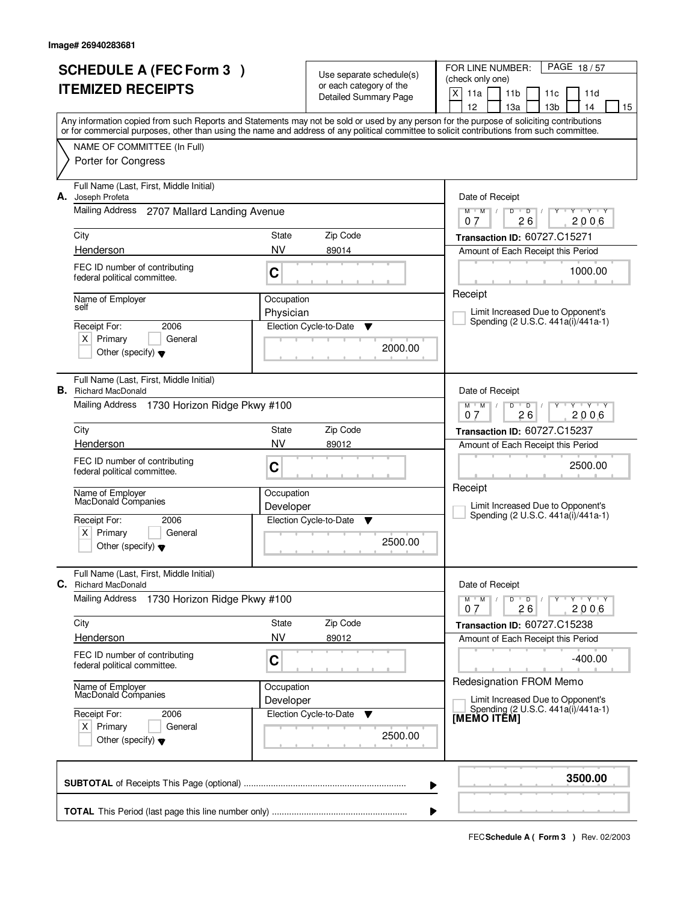Image# 26940283681

# SCHEDULE A (FEC Form 3 )
# ITEMIZED RECEIPTS

Use separate schedule(s) or each category of the Detailed Summary Page

FOR LINE NUMBER: (check only one)

[X] 11a [ ] 11b [ ] 11c [ ] 11d [ ] 12 [ ] 13a [ ] 13b [ ] 14 [ ] 15

Any information copied from such Reports and Statements may not be sold or used by any person for the purpose of soliciting contributions or for commercial purposes, other than using the name and address of any political committee to solicit contributions from such committee.

NAME OF COMMITTEE (In Full)
Porter for Congress

---

**A.** Full Name (Last, First, Middle Initial)
Joseph Profeta

Mailing Address: 2707 Mallard Landing Avenue

| City | State | Zip Code |
|---|---|---|
| Henderson | NV | 89014 |

FEC ID number of contributing federal political committee. C

Name of Employer: self
Occupation: Physician

Receipt For: 2006 [X] Primary [ ] General [ ] Other (specify)

Election Cycle-to-Date: 2000.00

Date of Receipt: 07 26 2006
Transaction ID: 60727.C15271
Amount of Each Receipt this Period: 1000.00
Receipt
[ ] Limit Increased Due to Opponent's Spending (2 U.S.C. 441a(i)/441a-1)

---

**B.** Full Name (Last, First, Middle Initial)
Richard MacDonald

Mailing Address: 1730 Horizon Ridge Pkwy #100

| City | State | Zip Code |
|---|---|---|
| Henderson | NV | 89012 |

FEC ID number of contributing federal political committee. C

Name of Employer: MacDonald Companies
Occupation: Developer

Receipt For: 2006 [X] Primary [ ] General [ ] Other (specify)

Election Cycle-to-Date: 2500.00

Date of Receipt: 07 26 2006
Transaction ID: 60727.C15237
Amount of Each Receipt this Period: 2500.00
Receipt
[ ] Limit Increased Due to Opponent's Spending (2 U.S.C. 441a(i)/441a-1)

---

**C.** Full Name (Last, First, Middle Initial)
Richard MacDonald

Mailing Address: 1730 Horizon Ridge Pkwy #100

| City | State | Zip Code |
|---|---|---|
| Henderson | NV | 89012 |

FEC ID number of contributing federal political committee. C

Name of Employer: MacDonald Companies
Occupation: Developer

Receipt For: 2006 [X] Primary [ ] General [ ] Other (specify)

Election Cycle-to-Date: 2500.00

Date of Receipt: 07 26 2006
Transaction ID: 60727.C15238
Amount of Each Receipt this Period: -400.00
Redesignation FROM Memo
[ ] Limit Increased Due to Opponent's Spending (2 U.S.C. 441a(i)/441a-1)
**[MEMO ITEM]**

---

**SUBTOTAL** of Receipts This Page (optional) ........ **3500.00**

**TOTAL** This Period (last page this line number only) ........

FEC **Schedule A ( Form 3 )** Rev. 02/2003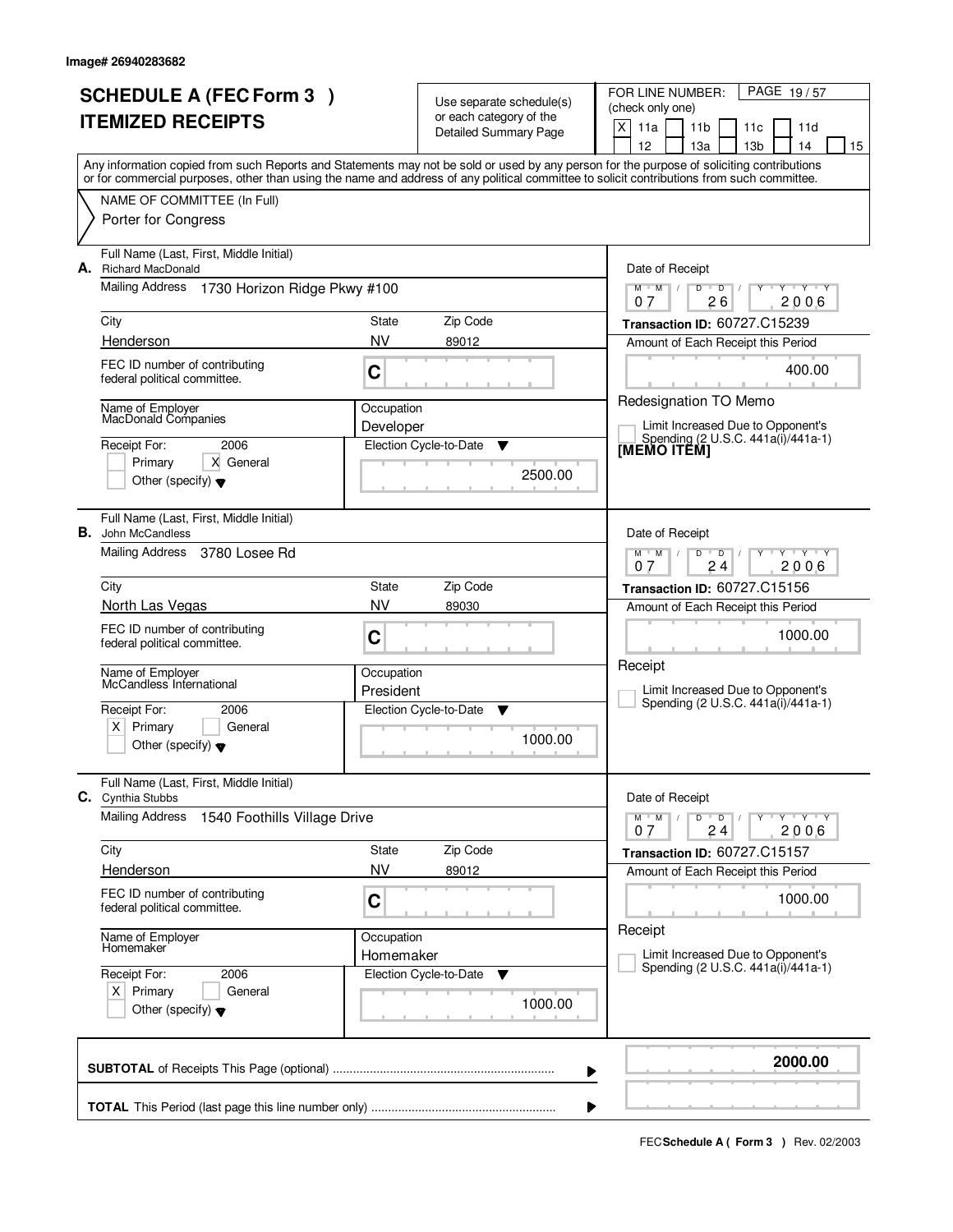Image# 26940283682

# SCHEDULE A (FEC Form 3 )
# ITEMIZED RECEIPTS

Use separate schedule(s) or each category of the Detailed Summary Page

FOR LINE NUMBER: (check only one) PAGE 19 / 57

[X] 11a [ ] 11b [ ] 11c [ ] 11d [ ] 12 [ ] 13a [ ] 13b [ ] 14 [ ] 15

Any information copied from such Reports and Statements may not be sold or used by any person for the purpose of soliciting contributions or for commercial purposes, other than using the name and address of any political committee to solicit contributions from such committee.

NAME OF COMMITTEE (In Full)
Porter for Congress

---

**A.** Full Name (Last, First, Middle Initial): Richard MacDonald

Mailing Address: 1730 Horizon Ridge Pkwy #100

City: Henderson | State: NV | Zip Code: 89012

FEC ID number of contributing federal political committee: C

Name of Employer: MacDonald Companies

Occupation: Developer

Receipt For: 2006 [ ] Primary [X] General [ ] Other (specify)

Election Cycle-to-Date: 2500.00

Date of Receipt: 07 / 26 / 2006

Transaction ID: 60727.C15239

Amount of Each Receipt this Period: 400.00

Redesignation TO Memo

[ ] Limit Increased Due to Opponent's Spending (2 U.S.C. 441a(i)/441a-1)

[MEMO ITEM]

---

**B.** Full Name (Last, First, Middle Initial): John McCandless

Mailing Address: 3780 Losee Rd

City: North Las Vegas | State: NV | Zip Code: 89030

FEC ID number of contributing federal political committee: C

Name of Employer: McCandless International

Occupation: President

Receipt For: 2006 [X] Primary [ ] General [ ] Other (specify)

Election Cycle-to-Date: 1000.00

Date of Receipt: 07 / 24 / 2006

Transaction ID: 60727.C15156

Amount of Each Receipt this Period: 1000.00

Receipt

[ ] Limit Increased Due to Opponent's Spending (2 U.S.C. 441a(i)/441a-1)

---

**C.** Full Name (Last, First, Middle Initial): Cynthia Stubbs

Mailing Address: 1540 Foothills Village Drive

City: Henderson | State: NV | Zip Code: 89012

FEC ID number of contributing federal political committee: C

Name of Employer: Homemaker

Occupation: Homemaker

Receipt For: 2006 [X] Primary [ ] General [ ] Other (specify)

Election Cycle-to-Date: 1000.00

Date of Receipt: 07 / 24 / 2006

Transaction ID: 60727.C15157

Amount of Each Receipt this Period: 1000.00

Receipt

[ ] Limit Increased Due to Opponent's Spending (2 U.S.C. 441a(i)/441a-1)

---

**SUBTOTAL** of Receipts This Page (optional): **2000.00**

**TOTAL** This Period (last page this line number only):

FEC **Schedule A ( Form 3 )** Rev. 02/2003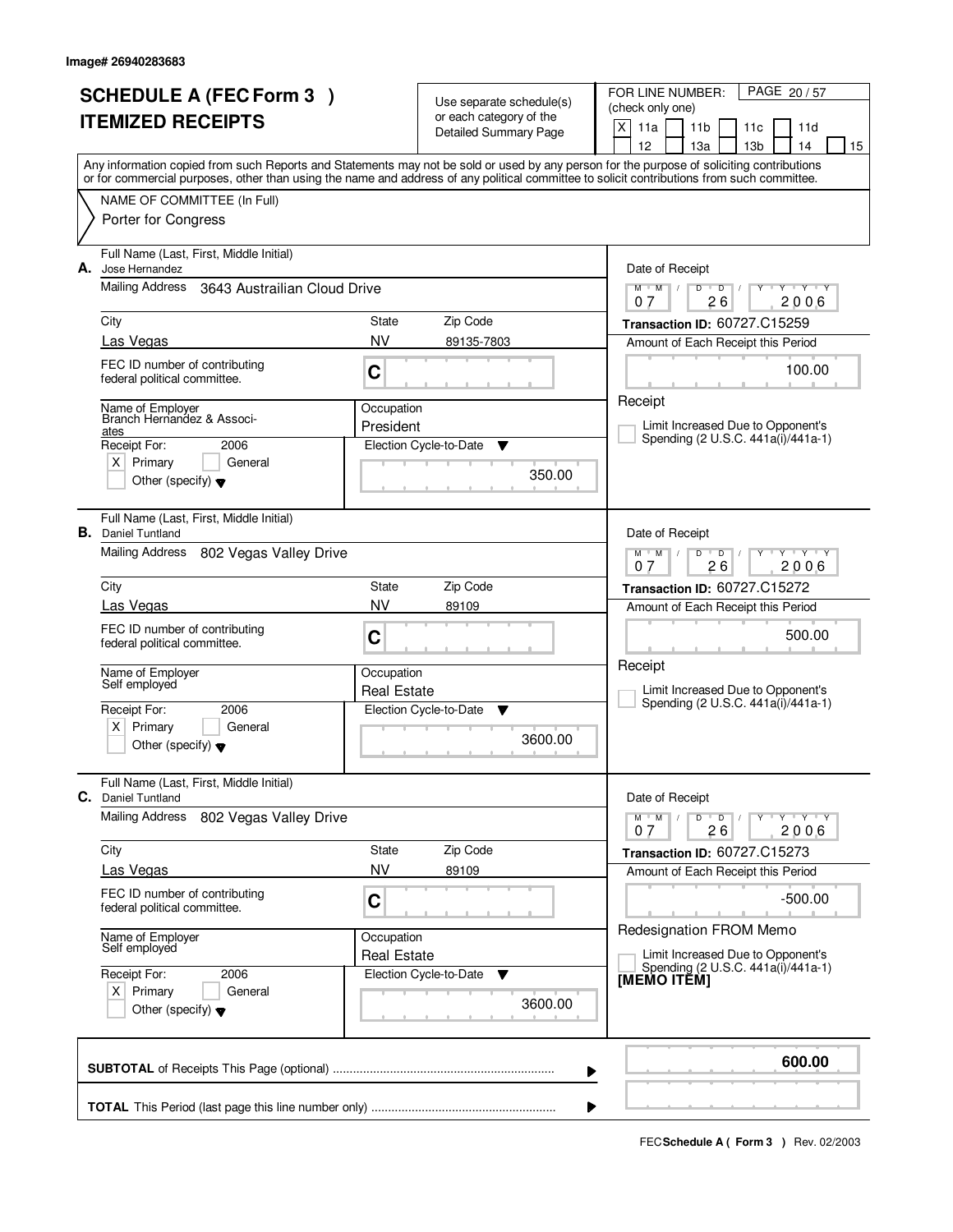Image# 26940283683

# SCHEDULE A (FEC Form 3 ) ITEMIZED RECEIPTS

Use separate schedule(s) or each category of the Detailed Summary Page

FOR LINE NUMBER: (check only one)

[X] 11a [ ] 11b [ ] 11c [ ] 11d [ ] 12 [ ] 13a [ ] 13b [ ] 14 [ ] 15

Any information copied from such Reports and Statements may not be sold or used by any person for the purpose of soliciting contributions or for commercial purposes, other than using the name and address of any political committee to solicit contributions from such committee.

NAME OF COMMITTEE (In Full)

Porter for Congress

---

**A.** Full Name (Last, First, Middle Initial): Jose Hernandez

Mailing Address: 3643 Austrailian Cloud Drive

City: Las Vegas | State: NV | Zip Code: 89135-7803

FEC ID number of contributing federal political committee: C

Name of Employer: Branch Hernandez & Associates

Occupation: President

Receipt For: 2006 — [X] Primary [ ] General [ ] Other (specify)

Election Cycle-to-Date: 350.00

Date of Receipt: 07/26/2006

Transaction ID: 60727.C15259

Amount of Each Receipt this Period: 100.00

Receipt

[ ] Limit Increased Due to Opponent's Spending (2 U.S.C. 441a(i)/441a-1)

---

**B.** Full Name (Last, First, Middle Initial): Daniel Tuntland

Mailing Address: 802 Vegas Valley Drive

City: Las Vegas | State: NV | Zip Code: 89109

FEC ID number of contributing federal political committee: C

Name of Employer: Self employed

Occupation: Real Estate

Receipt For: 2006 — [X] Primary [ ] General [ ] Other (specify)

Election Cycle-to-Date: 3600.00

Date of Receipt: 07/26/2006

Transaction ID: 60727.C15272

Amount of Each Receipt this Period: 500.00

Receipt

[ ] Limit Increased Due to Opponent's Spending (2 U.S.C. 441a(i)/441a-1)

---

**C.** Full Name (Last, First, Middle Initial): Daniel Tuntland

Mailing Address: 802 Vegas Valley Drive

City: Las Vegas | State: NV | Zip Code: 89109

FEC ID number of contributing federal political committee: C

Name of Employer: Self employed

Occupation: Real Estate

Receipt For: 2006 — [X] Primary [ ] General [ ] Other (specify)

Election Cycle-to-Date: 3600.00

Date of Receipt: 07/26/2006

Transaction ID: 60727.C15273

Amount of Each Receipt this Period: -500.00

Redesignation FROM Memo

[ ] Limit Increased Due to Opponent's Spending (2 U.S.C. 441a(i)/441a-1)

[MEMO ITEM]

---

**SUBTOTAL** of Receipts This Page (optional): **600.00**

**TOTAL** This Period (last page this line number only):

FEC **Schedule A ( Form 3 )** Rev. 02/2003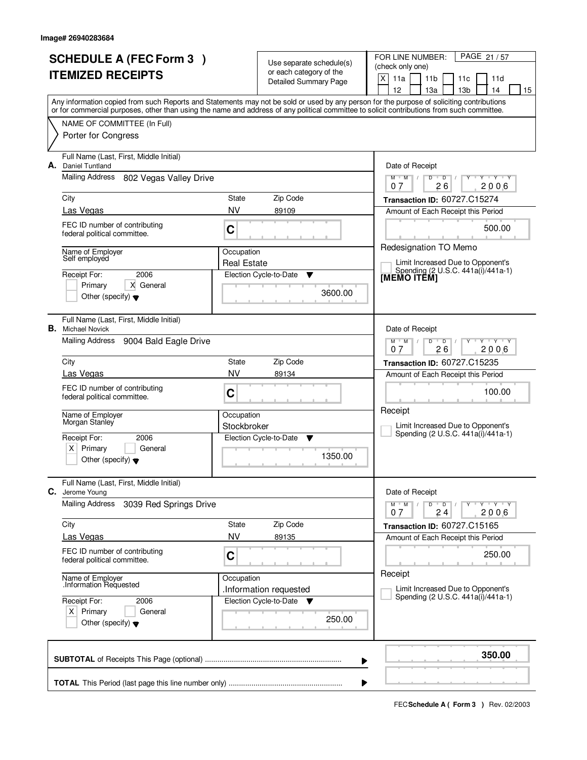Image# 26940283684

# SCHEDULE A (FEC Form 3 ) ITEMIZED RECEIPTS

Use separate schedule(s) or each category of the Detailed Summary Page

FOR LINE NUMBER: (check only one)
[X] 11a [ ] 11b [ ] 11c [ ] 11d [ ] 12 [ ] 13a [ ] 13b [ ] 14 [ ] 15

PAGE 21 / 57

Any information copied from such Reports and Statements may not be sold or used by any person for the purpose of soliciting contributions or for commercial purposes, other than using the name and address of any political committee to solicit contributions from such committee.

NAME OF COMMITTEE (In Full)
Porter for Congress

---

**A.** Full Name (Last, First, Middle Initial): Daniel Tuntland

Mailing Address: 802 Vegas Valley Drive

City: Las Vegas | State: NV | Zip Code: 89109

FEC ID number of contributing federal political committee: C

Name of Employer: Self employed

Occupation: Real Estate

Receipt For: 2006 — [ ] Primary [X] General [ ] Other (specify)

Election Cycle-to-Date: 3600.00

Date of Receipt: 07 / 26 / 2006

Transaction ID: 60727.C15274

Amount of Each Receipt this Period: 500.00

Redesignation TO Memo

[ ] Limit Increased Due to Opponent's Spending (2 U.S.C. 441a(i)/441a-1)

[MEMO ITEM]

---

**B.** Full Name (Last, First, Middle Initial): Michael Novick

Mailing Address: 9004 Bald Eagle Drive

City: Las Vegas | State: NV | Zip Code: 89134

FEC ID number of contributing federal political committee: C

Name of Employer: Morgan Stanley

Occupation: Stockbroker

Receipt For: 2006 — [X] Primary [ ] General [ ] Other (specify)

Election Cycle-to-Date: 1350.00

Date of Receipt: 07 / 26 / 2006

Transaction ID: 60727.C15235

Amount of Each Receipt this Period: 100.00

Receipt

[ ] Limit Increased Due to Opponent's Spending (2 U.S.C. 441a(i)/441a-1)

---

**C.** Full Name (Last, First, Middle Initial): Jerome Young

Mailing Address: 3039 Red Springs Drive

City: Las Vegas | State: NV | Zip Code: 89135

FEC ID number of contributing federal political committee: C

Name of Employer: .Information Requested

Occupation: .Information requested

Receipt For: 2006 — [X] Primary [ ] General [ ] Other (specify)

Election Cycle-to-Date: 250.00

Date of Receipt: 07 / 24 / 2006

Transaction ID: 60727.C15165

Amount of Each Receipt this Period: 250.00

Receipt

[ ] Limit Increased Due to Opponent's Spending (2 U.S.C. 441a(i)/441a-1)

---

**SUBTOTAL** of Receipts This Page (optional): **350.00**

**TOTAL** This Period (last page this line number only):

FEC **Schedule A ( Form 3 )** Rev. 02/2003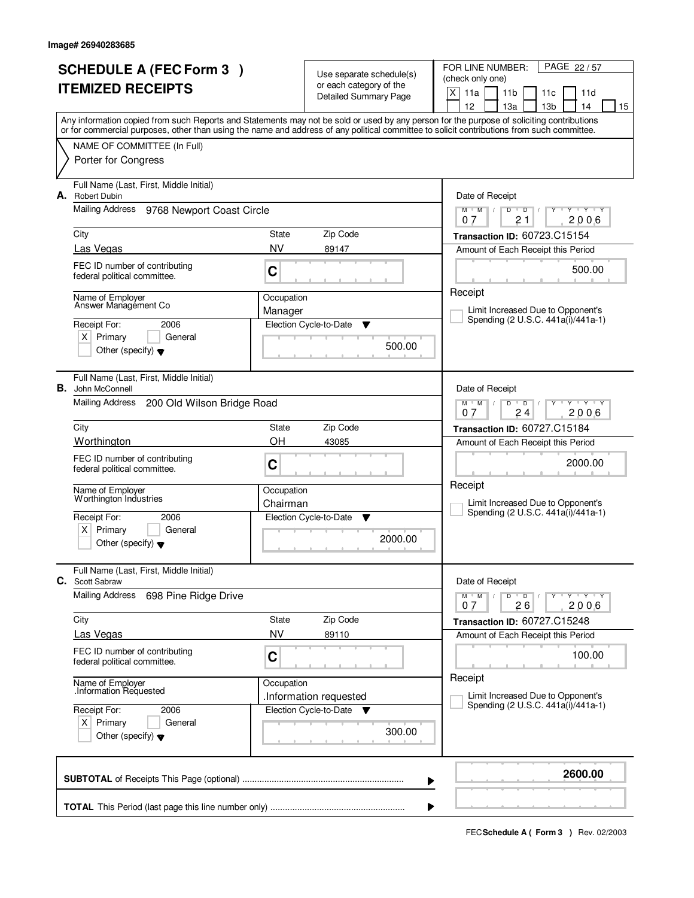Image# 26940283685

# SCHEDULE A (FEC Form 3 ) ITEMIZED RECEIPTS

Use separate schedule(s) or each category of the Detailed Summary Page

FOR LINE NUMBER: (check only one)
[X] 11a [ ] 11b [ ] 11c [ ] 11d [ ] 12 [ ] 13a [ ] 13b [ ] 14 [ ] 15

PAGE 22 / 57

Any information copied from such Reports and Statements may not be sold or used by any person for the purpose of soliciting contributions or for commercial purposes, other than using the name and address of any political committee to solicit contributions from such committee.

NAME OF COMMITTEE (In Full)
Porter for Congress

---

**A.** Full Name (Last, First, Middle Initial): Robert Dubin

Mailing Address: 9768 Newport Coast Circle

City: Las Vegas | State: NV | Zip Code: 89147

FEC ID number of contributing federal political committee: C

Name of Employer: Answer Management Co

Occupation: Manager

Receipt For: 2006 — [X] Primary [ ] General [ ] Other (specify)

Election Cycle-to-Date: 500.00

Date of Receipt: 07 / 21 / 2006

Transaction ID: 60723.C15154

Amount of Each Receipt this Period: 500.00

[ ] Limit Increased Due to Opponent's Spending (2 U.S.C. 441a(i)/441a-1)

---

**B.** Full Name (Last, First, Middle Initial): John McConnell

Mailing Address: 200 Old Wilson Bridge Road

City: Worthington | State: OH | Zip Code: 43085

FEC ID number of contributing federal political committee: C

Name of Employer: Worthington Industries

Occupation: Chairman

Receipt For: 2006 — [X] Primary [ ] General [ ] Other (specify)

Election Cycle-to-Date: 2000.00

Date of Receipt: 07 / 24 / 2006

Transaction ID: 60727.C15184

Amount of Each Receipt this Period: 2000.00

[ ] Limit Increased Due to Opponent's Spending (2 U.S.C. 441a(i)/441a-1)

---

**C.** Full Name (Last, First, Middle Initial): Scott Sabraw

Mailing Address: 698 Pine Ridge Drive

City: Las Vegas | State: NV | Zip Code: 89110

FEC ID number of contributing federal political committee: C

Name of Employer: .Information Requested

Occupation: .Information requested

Receipt For: 2006 — [X] Primary [ ] General [ ] Other (specify)

Election Cycle-to-Date: 300.00

Date of Receipt: 07 / 26 / 2006

Transaction ID: 60727.C15248

Amount of Each Receipt this Period: 100.00

[ ] Limit Increased Due to Opponent's Spending (2 U.S.C. 441a(i)/441a-1)

---

**SUBTOTAL** of Receipts This Page (optional): **2600.00**

**TOTAL** This Period (last page this line number only):

FEC **Schedule A ( Form 3 )** Rev. 02/2003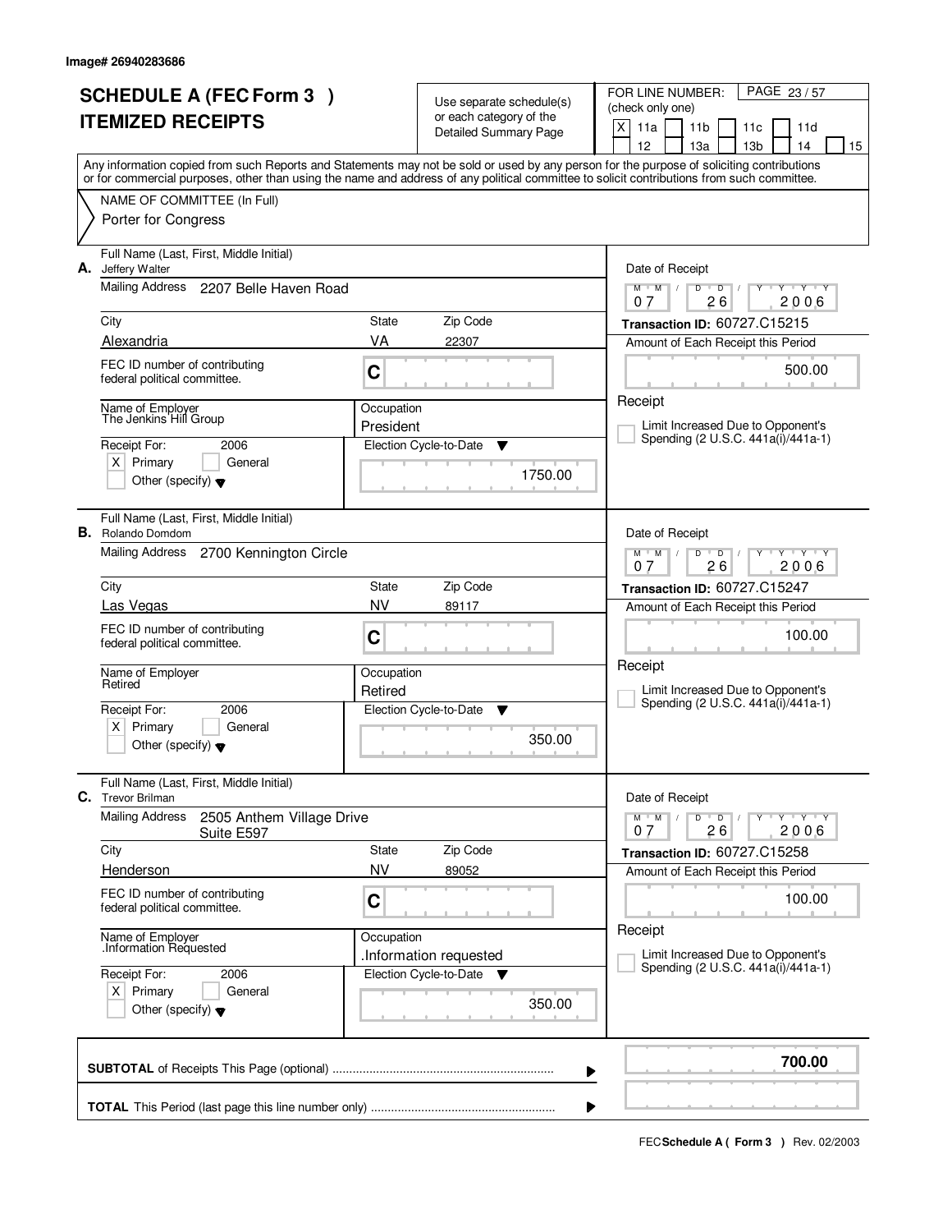Image# 26940283686

# SCHEDULE A (FEC Form 3 )
# ITEMIZED RECEIPTS

Use separate schedule(s) or each category of the Detailed Summary Page

FOR LINE NUMBER: (check only one)

[X] 11a [ ] 11b [ ] 11c [ ] 11d [ ] 12 [ ] 13a [ ] 13b [ ] 14 [ ] 15

PAGE 23 / 57

Any information copied from such Reports and Statements may not be sold or used by any person for the purpose of soliciting contributions or for commercial purposes, other than using the name and address of any political committee to solicit contributions from such committee.

NAME OF COMMITTEE (In Full)

Porter for Congress

---

**A.** Full Name (Last, First, Middle Initial): Jeffery Walter

Mailing Address: 2207 Belle Haven Road

City: Alexandria | State: VA | Zip Code: 22307

FEC ID number of contributing federal political committee: C

Name of Employer: The Jenkins Hill Group

Occupation: President

Receipt For: 2006 — [X] Primary [ ] General [ ] Other (specify)

Election Cycle-to-Date: 1750.00

Date of Receipt: 07 / 26 / 2006

Transaction ID: 60727.C15215

Amount of Each Receipt this Period: 500.00

Receipt

[ ] Limit Increased Due to Opponent's Spending (2 U.S.C. 441a(i)/441a-1)

---

**B.** Full Name (Last, First, Middle Initial): Rolando Domdom

Mailing Address: 2700 Kennington Circle

City: Las Vegas | State: NV | Zip Code: 89117

FEC ID number of contributing federal political committee: C

Name of Employer: Retired

Occupation: Retired

Receipt For: 2006 — [X] Primary [ ] General [ ] Other (specify)

Election Cycle-to-Date: 350.00

Date of Receipt: 07 / 26 / 2006

Transaction ID: 60727.C15247

Amount of Each Receipt this Period: 100.00

Receipt

[ ] Limit Increased Due to Opponent's Spending (2 U.S.C. 441a(i)/441a-1)

---

**C.** Full Name (Last, First, Middle Initial): Trevor Brilman

Mailing Address: 2505 Anthem Village Drive Suite E597

City: Henderson | State: NV | Zip Code: 89052

FEC ID number of contributing federal political committee: C

Name of Employer: .Information Requested

Occupation: .Information requested

Receipt For: 2006 — [X] Primary [ ] General [ ] Other (specify)

Election Cycle-to-Date: 350.00

Date of Receipt: 07 / 26 / 2006

Transaction ID: 60727.C15258

Amount of Each Receipt this Period: 100.00

Receipt

[ ] Limit Increased Due to Opponent's Spending (2 U.S.C. 441a(i)/441a-1)

---

**SUBTOTAL** of Receipts This Page (optional): **700.00**

**TOTAL** This Period (last page this line number only):

FEC **Schedule A ( Form 3 )** Rev. 02/2003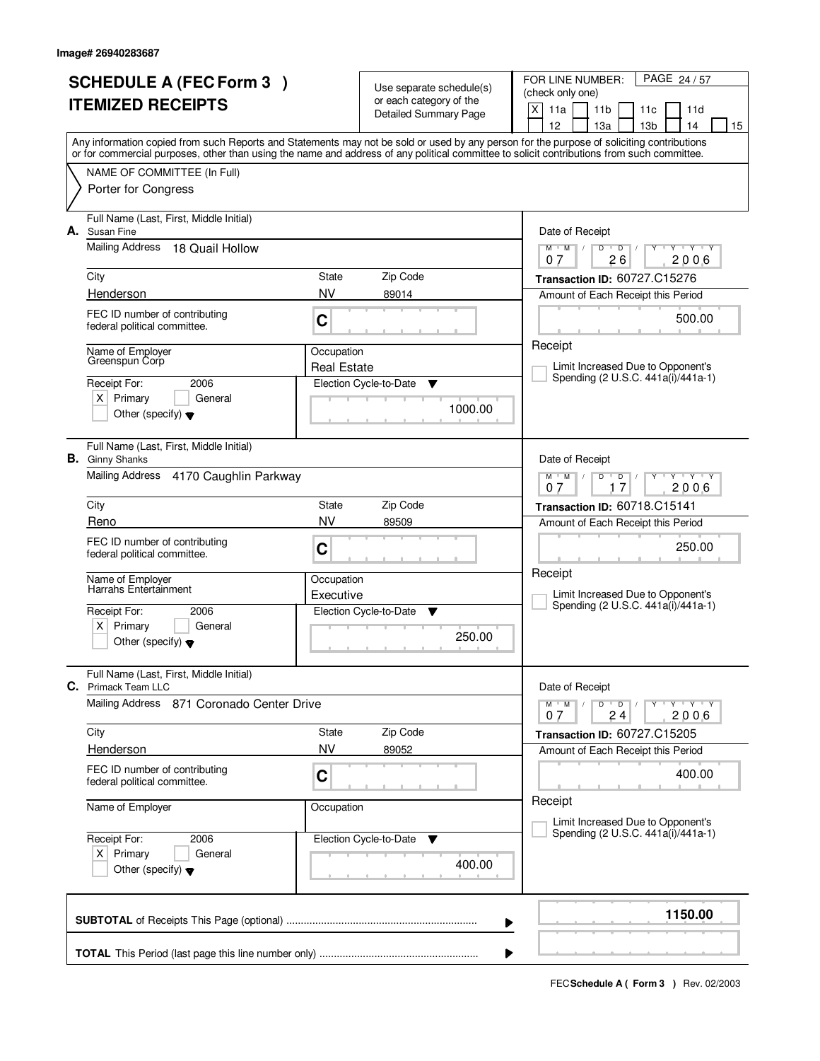Image# 26940283687

# SCHEDULE A (FEC Form 3 )
# ITEMIZED RECEIPTS

Use separate schedule(s) or each category of the Detailed Summary Page

FOR LINE NUMBER: (check only one)

PAGE 24 / 57

[X] 11a [ ] 11b [ ] 11c [ ] 11d [ ] 12 [ ] 13a [ ] 13b [ ] 14 [ ] 15

Any information copied from such Reports and Statements may not be sold or used by any person for the purpose of soliciting contributions or for commercial purposes, other than using the name and address of any political committee to solicit contributions from such committee.

NAME OF COMMITTEE (In Full)
Porter for Congress

---

**A.** Full Name (Last, First, Middle Initial): Susan Fine

Mailing Address: 18 Quail Hollow

City: Henderson | State: NV | Zip Code: 89014

FEC ID number of contributing federal political committee: C

Name of Employer: Greenspun Corp

Occupation: Real Estate

Receipt For: 2006 — [X] Primary [ ] General [ ] Other (specify)

Election Cycle-to-Date: 1000.00

Date of Receipt: 07 / 26 / 2006

Transaction ID: 60727.C15276

Amount of Each Receipt this Period: 500.00

Receipt

[ ] Limit Increased Due to Opponent's Spending (2 U.S.C. 441a(i)/441a-1)

---

**B.** Full Name (Last, First, Middle Initial): Ginny Shanks

Mailing Address: 4170 Caughlin Parkway

City: Reno | State: NV | Zip Code: 89509

FEC ID number of contributing federal political committee: C

Name of Employer: Harrahs Entertainment

Occupation: Executive

Receipt For: 2006 — [X] Primary [ ] General [ ] Other (specify)

Election Cycle-to-Date: 250.00

Date of Receipt: 07 / 17 / 2006

Transaction ID: 60718.C15141

Amount of Each Receipt this Period: 250.00

Receipt

[ ] Limit Increased Due to Opponent's Spending (2 U.S.C. 441a(i)/441a-1)

---

**C.** Full Name (Last, First, Middle Initial): Primack Team LLC

Mailing Address: 871 Coronado Center Drive

City: Henderson | State: NV | Zip Code: 89052

FEC ID number of contributing federal political committee: C

Name of Employer:

Occupation:

Receipt For: 2006 — [X] Primary [ ] General [ ] Other (specify)

Election Cycle-to-Date: 400.00

Date of Receipt: 07 / 24 / 2006

Transaction ID: 60727.C15205

Amount of Each Receipt this Period: 400.00

Receipt

[ ] Limit Increased Due to Opponent's Spending (2 U.S.C. 441a(i)/441a-1)

---

**SUBTOTAL** of Receipts This Page (optional): **1150.00**

**TOTAL** This Period (last page this line number only):

FEC **Schedule A ( Form 3 )** Rev. 02/2003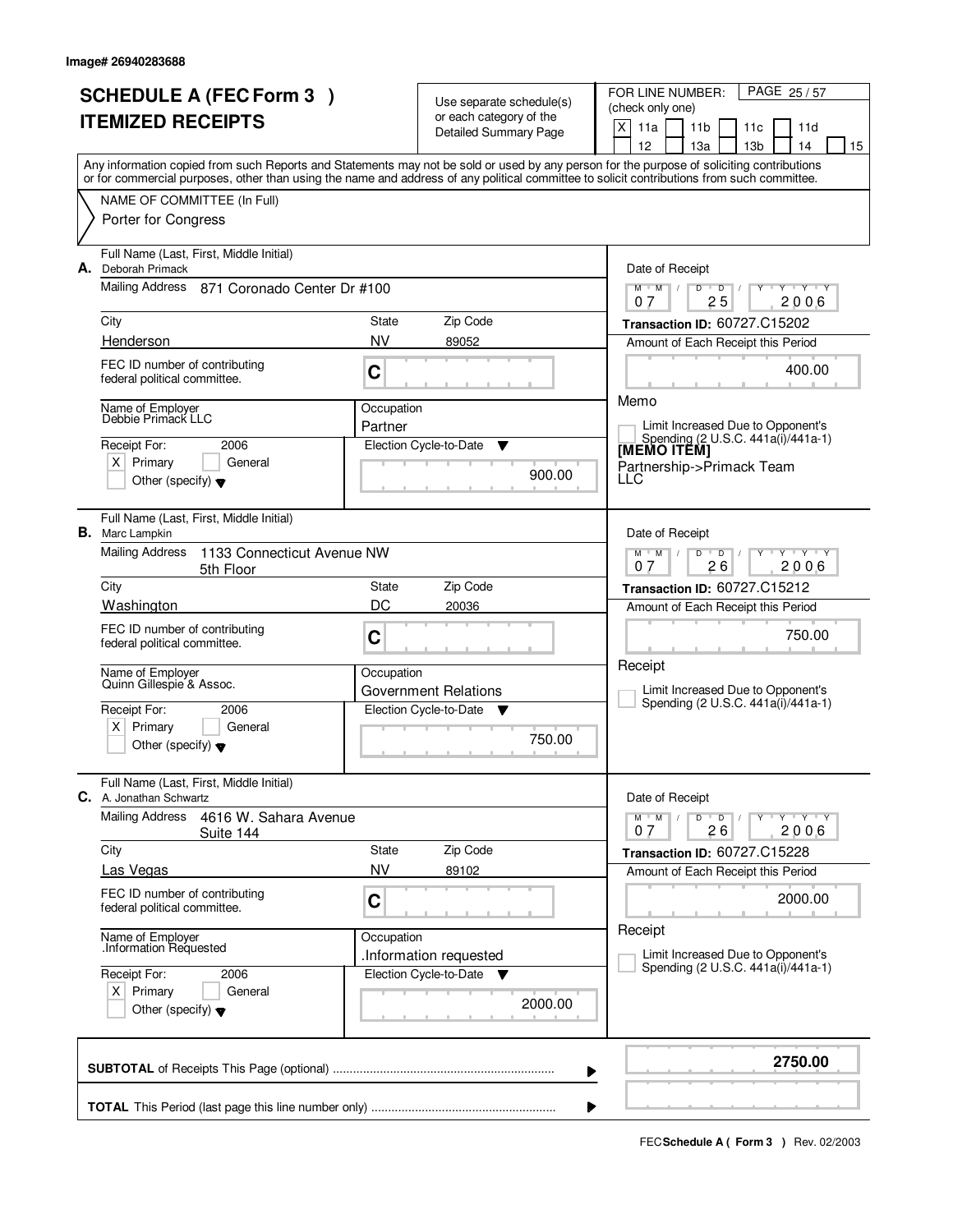Image# 26940283688

# SCHEDULE A (FEC Form 3 )
# ITEMIZED RECEIPTS

Use separate schedule(s) or each category of the Detailed Summary Page

FOR LINE NUMBER: (check only one)

[X] 11a [ ] 11b [ ] 11c [ ] 11d [ ] 12 [ ] 13a [ ] 13b [ ] 14 [ ] 15

PAGE 25 / 57

Any information copied from such Reports and Statements may not be sold or used by any person for the purpose of soliciting contributions or for commercial purposes, other than using the name and address of any political committee to solicit contributions from such committee.

NAME OF COMMITTEE (In Full)
Porter for Congress

---

**A.** Full Name (Last, First, Middle Initial): Deborah Primack

Mailing Address: 871 Coronado Center Dr #100

City: Henderson | State: NV | Zip Code: 89052

FEC ID number of contributing federal political committee: C

Name of Employer: Debbie Primack LLC

Occupation: Partner

Receipt For: 2006 — [X] Primary [ ] General [ ] Other (specify)

Election Cycle-to-Date: 900.00

Date of Receipt: 07 / 25 / 2006

Transaction ID: 60727.C15202

Amount of Each Receipt this Period: 400.00

Memo

[ ] Limit Increased Due to Opponent's Spending (2 U.S.C. 441a(i)/441a-1)

[MEMO ITEM]

Partnership->Primack Team LLC

---

**B.** Full Name (Last, First, Middle Initial): Marc Lampkin

Mailing Address: 1133 Connecticut Avenue NW, 5th Floor

City: Washington | State: DC | Zip Code: 20036

FEC ID number of contributing federal political committee: C

Name of Employer: Quinn Gillespie & Assoc.

Occupation: Government Relations

Receipt For: 2006 — [X] Primary [ ] General [ ] Other (specify)

Election Cycle-to-Date: 750.00

Date of Receipt: 07 / 26 / 2006

Transaction ID: 60727.C15212

Amount of Each Receipt this Period: 750.00

Receipt

[ ] Limit Increased Due to Opponent's Spending (2 U.S.C. 441a(i)/441a-1)

---

**C.** Full Name (Last, First, Middle Initial): A. Jonathan Schwartz

Mailing Address: 4616 W. Sahara Avenue, Suite 144

City: Las Vegas | State: NV | Zip Code: 89102

FEC ID number of contributing federal political committee: C

Name of Employer: .Information Requested

Occupation: .Information requested

Receipt For: 2006 — [X] Primary [ ] General [ ] Other (specify)

Election Cycle-to-Date: 2000.00

Date of Receipt: 07 / 26 / 2006

Transaction ID: 60727.C15228

Amount of Each Receipt this Period: 2000.00

Receipt

[ ] Limit Increased Due to Opponent's Spending (2 U.S.C. 441a(i)/441a-1)

---

**SUBTOTAL** of Receipts This Page (optional): **2750.00**

**TOTAL** This Period (last page this line number only):

FEC **Schedule A ( Form 3 )** Rev. 02/2003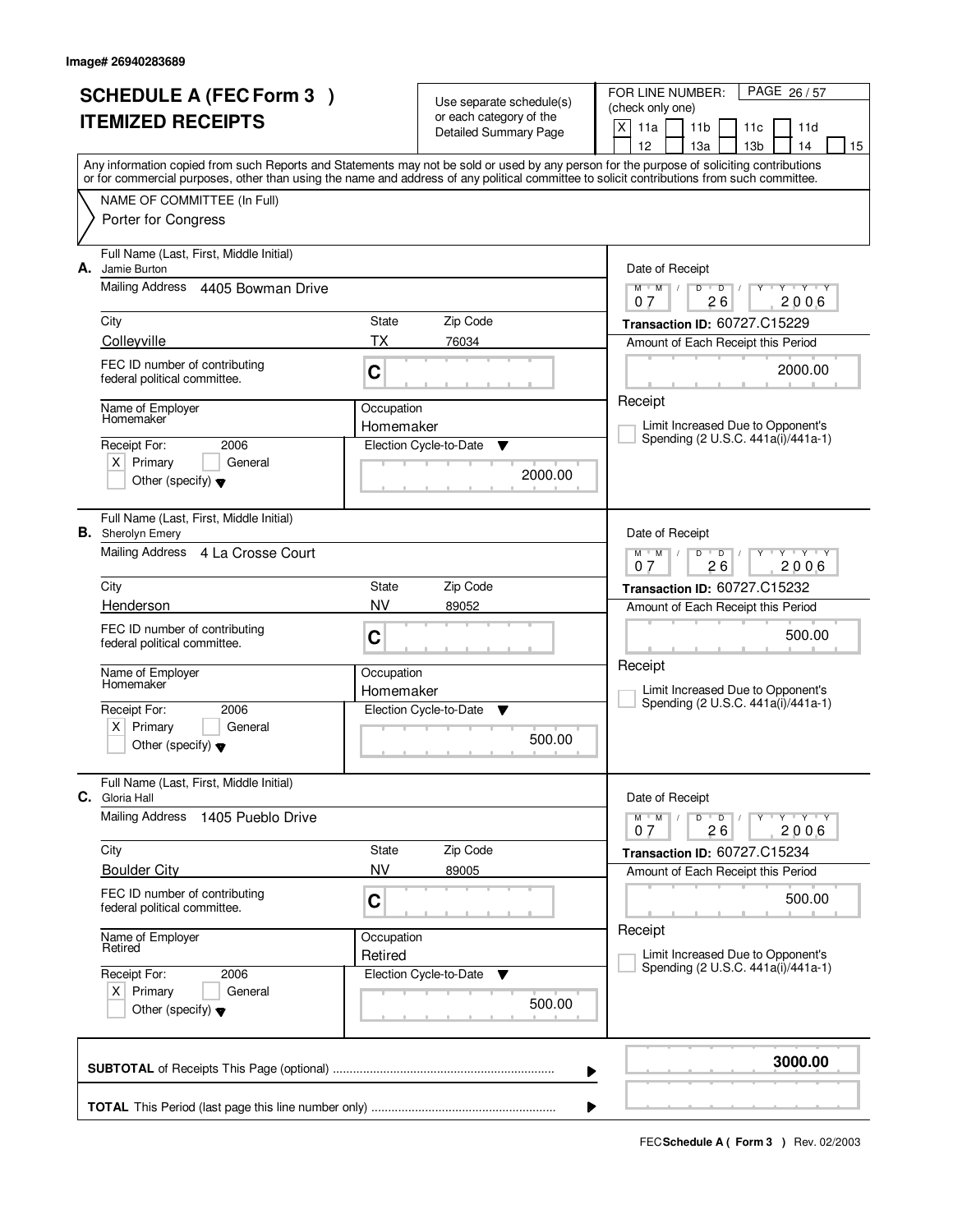Image# 26940283689

# SCHEDULE A (FEC Form 3 ) ITEMIZED RECEIPTS

Use separate schedule(s) or each category of the Detailed Summary Page

FOR LINE NUMBER: (check only one)

[X] 11a [ ] 11b [ ] 11c [ ] 11d [ ] 12 [ ] 13a [ ] 13b [ ] 14 [ ] 15

Any information copied from such Reports and Statements may not be sold or used by any person for the purpose of soliciting contributions or for commercial purposes, other than using the name and address of any political committee to solicit contributions from such committee.

NAME OF COMMITTEE (In Full)
Porter for Congress

---

**A.** Full Name (Last, First, Middle Initial): Jamie Burton

Mailing Address: 4405 Bowman Drive

City: Colleyville | State: TX | Zip Code: 76034

FEC ID number of contributing federal political committee: C

Name of Employer: Homemaker

Occupation: Homemaker

Receipt For: 2006 [X] Primary [ ] General [ ] Other (specify)

Election Cycle-to-Date: 2000.00

Date of Receipt: 07 26 2006

Transaction ID: 60727.C15229

Amount of Each Receipt this Period: 2000.00

[ ] Limit Increased Due to Opponent's Spending (2 U.S.C. 441a(i)/441a-1)

---

**B.** Full Name (Last, First, Middle Initial): Sherolyn Emery

Mailing Address: 4 La Crosse Court

City: Henderson | State: NV | Zip Code: 89052

FEC ID number of contributing federal political committee: C

Name of Employer: Homemaker

Occupation: Homemaker

Receipt For: 2006 [X] Primary [ ] General [ ] Other (specify)

Election Cycle-to-Date: 500.00

Date of Receipt: 07 26 2006

Transaction ID: 60727.C15232

Amount of Each Receipt this Period: 500.00

[ ] Limit Increased Due to Opponent's Spending (2 U.S.C. 441a(i)/441a-1)

---

**C.** Full Name (Last, First, Middle Initial): Gloria Hall

Mailing Address: 1405 Pueblo Drive

City: Boulder City | State: NV | Zip Code: 89005

FEC ID number of contributing federal political committee: C

Name of Employer: Retired

Occupation: Retired

Receipt For: 2006 [X] Primary [ ] General [ ] Other (specify)

Election Cycle-to-Date: 500.00

Date of Receipt: 07 26 2006

Transaction ID: 60727.C15234

Amount of Each Receipt this Period: 500.00

[ ] Limit Increased Due to Opponent's Spending (2 U.S.C. 441a(i)/441a-1)

---

**SUBTOTAL** of Receipts This Page (optional): **3000.00**

**TOTAL** This Period (last page this line number only):

FEC **Schedule A ( Form 3 )** Rev. 02/2003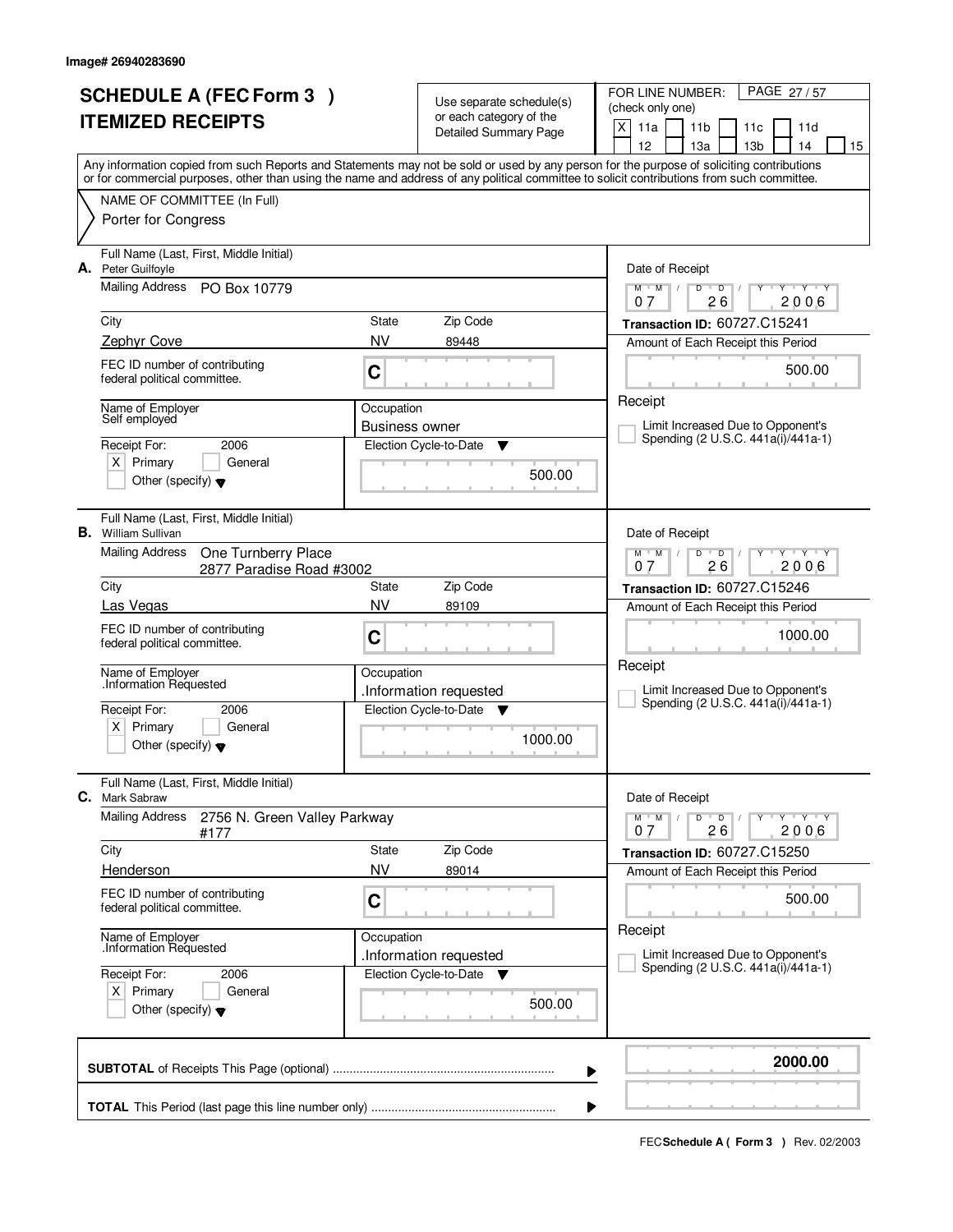Image# 26940283690

# SCHEDULE A (FEC Form 3 )
# ITEMIZED RECEIPTS

Use separate schedule(s) or each category of the Detailed Summary Page

FOR LINE NUMBER: (check only one)
[X] 11a [ ] 11b [ ] 11c [ ] 11d [ ] 12 [ ] 13a [ ] 13b [ ] 14 [ ] 15

PAGE 27 / 57

Any information copied from such Reports and Statements may not be sold or used by any person for the purpose of soliciting contributions or for commercial purposes, other than using the name and address of any political committee to solicit contributions from such committee.

NAME OF COMMITTEE (In Full)
Porter for Congress

---

**A.** Full Name (Last, First, Middle Initial): Peter Guilfoyle

Mailing Address: PO Box 10779

City: Zephyr Cove | State: NV | Zip Code: 89448

FEC ID number of contributing federal political committee: C

Name of Employer: Self employed

Occupation: Business owner

Receipt For: 2006 — [X] Primary [ ] General [ ] Other (specify)

Election Cycle-to-Date: 500.00

Date of Receipt: 07 26 2006

Transaction ID: 60727.C15241

Amount of Each Receipt this Period: 500.00

[ ] Limit Increased Due to Opponent's Spending (2 U.S.C. 441a(i)/441a-1)

---

**B.** Full Name (Last, First, Middle Initial): William Sullivan

Mailing Address: One Turnberry Place, 2877 Paradise Road #3002

City: Las Vegas | State: NV | Zip Code: 89109

FEC ID number of contributing federal political committee: C

Name of Employer: .Information Requested

Occupation: .Information requested

Receipt For: 2006 — [X] Primary [ ] General [ ] Other (specify)

Election Cycle-to-Date: 1000.00

Date of Receipt: 07 26 2006

Transaction ID: 60727.C15246

Amount of Each Receipt this Period: 1000.00

[ ] Limit Increased Due to Opponent's Spending (2 U.S.C. 441a(i)/441a-1)

---

**C.** Full Name (Last, First, Middle Initial): Mark Sabraw

Mailing Address: 2756 N. Green Valley Parkway #177

City: Henderson | State: NV | Zip Code: 89014

FEC ID number of contributing federal political committee: C

Name of Employer: .Information Requested

Occupation: .Information requested

Receipt For: 2006 — [X] Primary [ ] General [ ] Other (specify)

Election Cycle-to-Date: 500.00

Date of Receipt: 07 26 2006

Transaction ID: 60727.C15250

Amount of Each Receipt this Period: 500.00

[ ] Limit Increased Due to Opponent's Spending (2 U.S.C. 441a(i)/441a-1)

---

**SUBTOTAL** of Receipts This Page (optional): **2000.00**

**TOTAL** This Period (last page this line number only):

FEC **Schedule A ( Form 3 )** Rev. 02/2003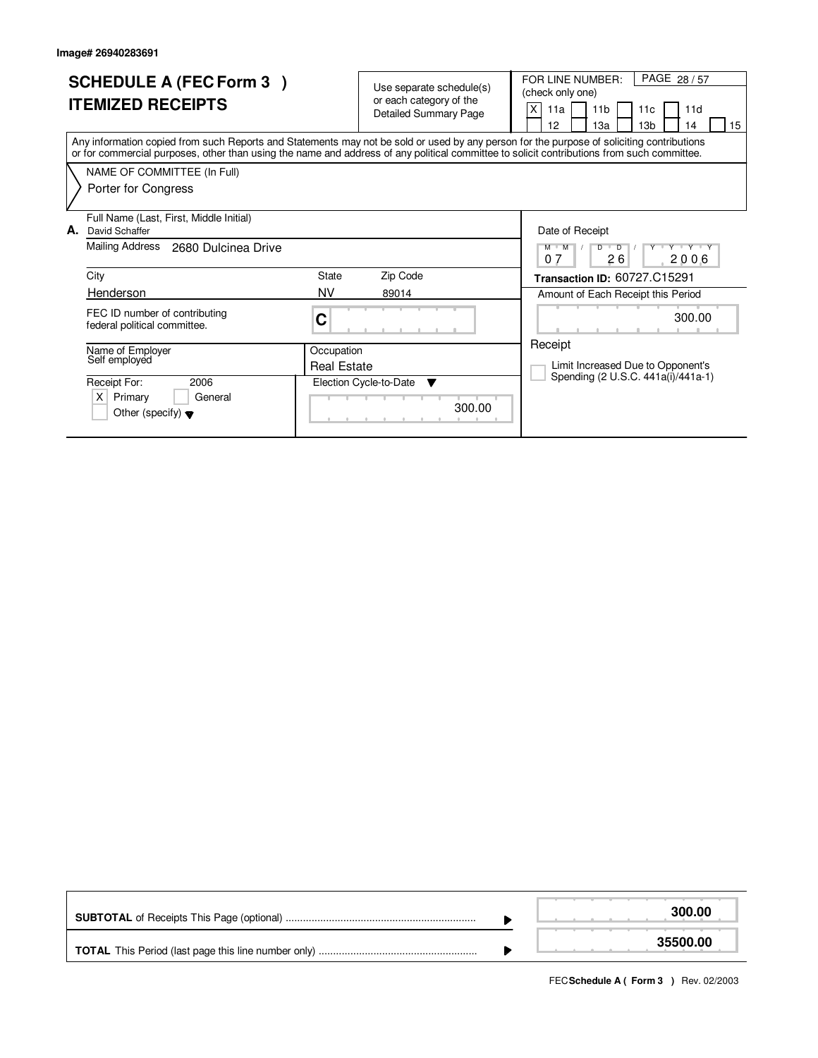Image# 26940283691

# SCHEDULE A (FEC Form 3 )
## ITEMIZED RECEIPTS

Use separate schedule(s) or each category of the Detailed Summary Page

FOR LINE NUMBER: (check only one)

PAGE 28 / 57

| | | | | | | | | |
|---|---|---|---|---|---|---|---|---|
| X | 11a | | 11b | | 11c | | 11d | |
| | 12 | | 13a | | 13b | | 14 | 15 |

Any information copied from such Reports and Statements may not be sold or used by any person for the purpose of soliciting contributions or for commercial purposes, other than using the name and address of any political committee to solicit contributions from such committee.

NAME OF COMMITTEE (In Full)

Porter for Congress

**A.** Full Name (Last, First, Middle Initial)
David Schaffer

Mailing Address: 2680 Dulcinea Drive

City: Henderson

State: NV

Zip Code: 89014

FEC ID number of contributing federal political committee: C

Name of Employer: Self employed

Occupation: Real Estate

Receipt For: 2006
- [X] Primary
- [ ] General
- [ ] Other (specify)

Election Cycle-to-Date: 300.00

Date of Receipt: 07 / 26 / 2006

**Transaction ID:** 60727.C15291

Amount of Each Receipt this Period: 300.00

Receipt

- [ ] Limit Increased Due to Opponent's Spending (2 U.S.C. 441a(i)/441a-1)

| | |
|---|---|
| **SUBTOTAL** of Receipts This Page (optional) | **300.00** |
| **TOTAL** This Period (last page this line number only) | **35500.00** |

FEC **Schedule A ( Form 3 )** Rev. 02/2003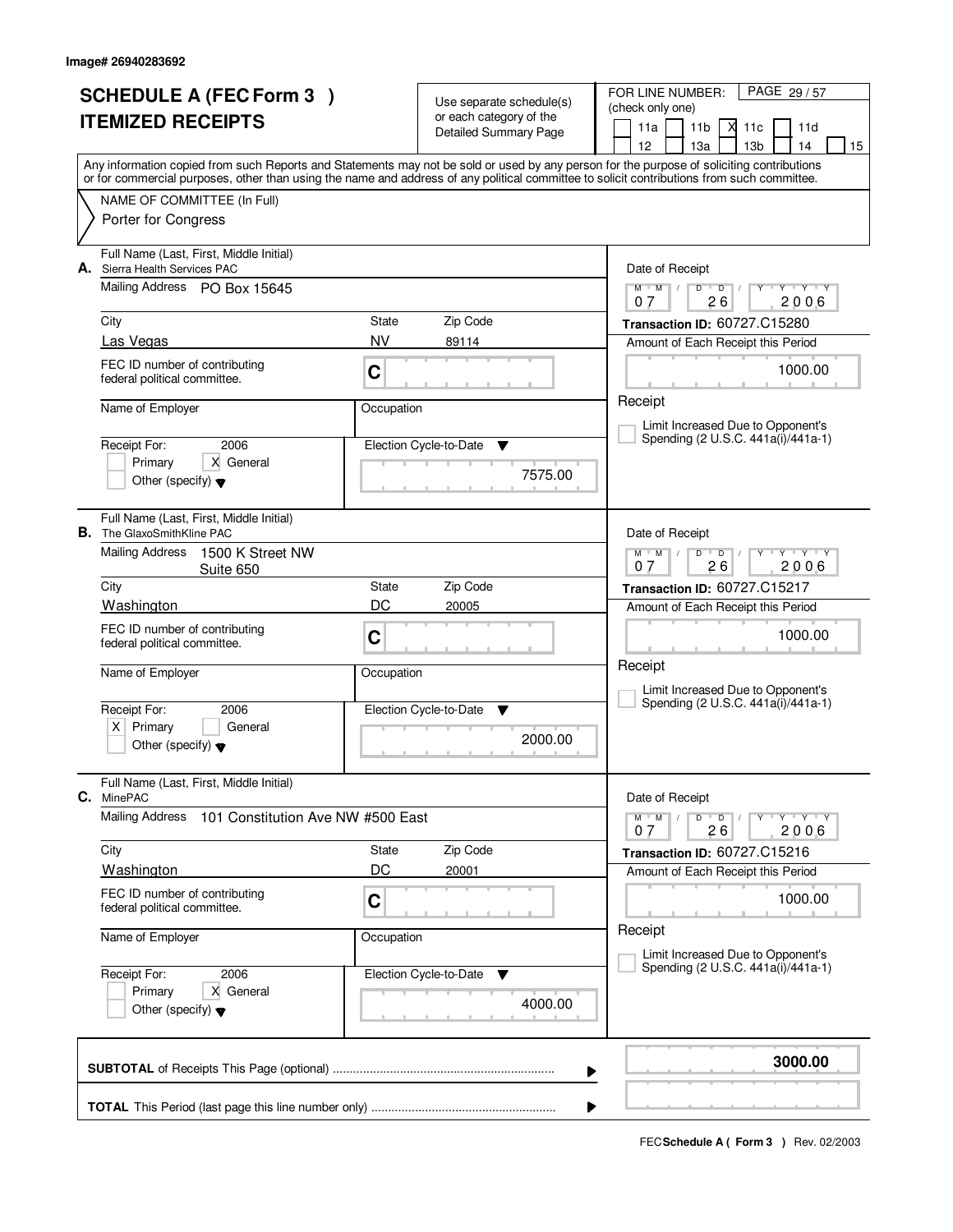Image# 26940283692

# SCHEDULE A (FEC Form 3 )
## ITEMIZED RECEIPTS

Use separate schedule(s) or each category of the Detailed Summary Page

FOR LINE NUMBER: (check only one)

11a | 11b | X 11c | 11d | 12 | 13a | 13b | 14 | 15

Any information copied from such Reports and Statements may not be sold or used by any person for the purpose of soliciting contributions or for commercial purposes, other than using the name and address of any political committee to solicit contributions from such committee.

NAME OF COMMITTEE (In Full)
Porter for Congress

---

**A.** Full Name (Last, First, Middle Initial): Sierra Health Services PAC

Mailing Address: PO Box 15645

City: Las Vegas | State: NV | Zip Code: 89114

FEC ID number of contributing federal political committee: C

Name of Employer: | Occupation:

Receipt For: 2006 — [ ] Primary [X] General [ ] Other (specify)

Election Cycle-to-Date: 7575.00

Date of Receipt: 07 26 2006

Transaction ID: 60727.C15280

Amount of Each Receipt this Period: 1000.00

Receipt

[ ] Limit Increased Due to Opponent's Spending (2 U.S.C. 441a(i)/441a-1)

---

**B.** Full Name (Last, First, Middle Initial): The GlaxoSmithKline PAC

Mailing Address: 1500 K Street NW, Suite 650

City: Washington | State: DC | Zip Code: 20005

FEC ID number of contributing federal political committee: C

Name of Employer: | Occupation:

Receipt For: 2006 — [X] Primary [ ] General [ ] Other (specify)

Election Cycle-to-Date: 2000.00

Date of Receipt: 07 26 2006

Transaction ID: 60727.C15217

Amount of Each Receipt this Period: 1000.00

Receipt

[ ] Limit Increased Due to Opponent's Spending (2 U.S.C. 441a(i)/441a-1)

---

**C.** Full Name (Last, First, Middle Initial): MinePAC

Mailing Address: 101 Constitution Ave NW #500 East

City: Washington | State: DC | Zip Code: 20001

FEC ID number of contributing federal political committee: C

Name of Employer: | Occupation:

Receipt For: 2006 — [ ] Primary [X] General [ ] Other (specify)

Election Cycle-to-Date: 4000.00

Date of Receipt: 07 26 2006

Transaction ID: 60727.C15216

Amount of Each Receipt this Period: 1000.00

Receipt

[ ] Limit Increased Due to Opponent's Spending (2 U.S.C. 441a(i)/441a-1)

---

**SUBTOTAL** of Receipts This Page (optional) ........ **3000.00**

**TOTAL** This Period (last page this line number only) ........

FEC **Schedule A ( Form 3 )** Rev. 02/2003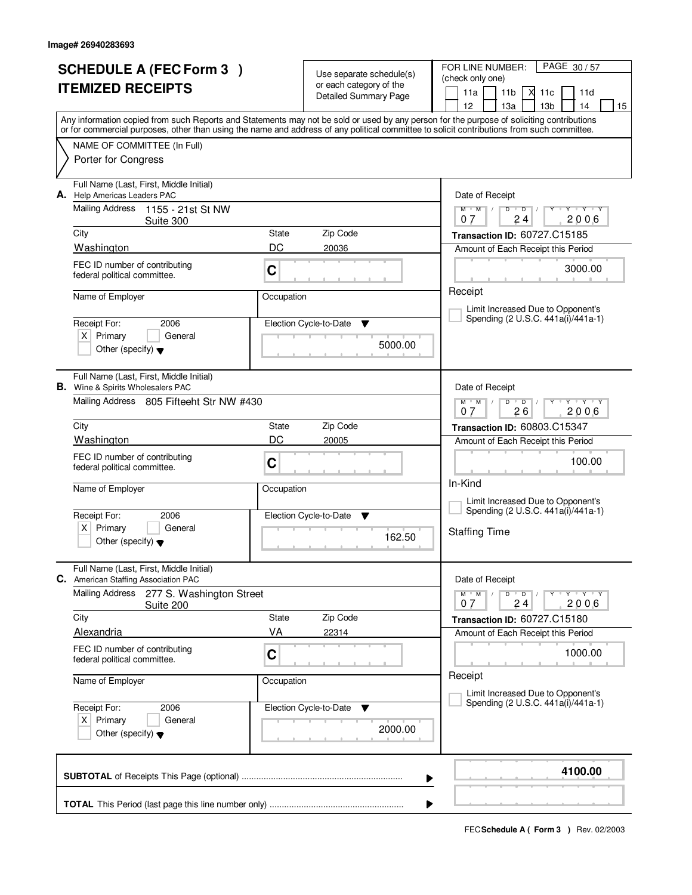Image# 26940283693

# SCHEDULE A (FEC Form 3 ) ITEMIZED RECEIPTS

Use separate schedule(s) or each category of the Detailed Summary Page

FOR LINE NUMBER: (check only one)

11a | 11b | X 11c | 11d | 12 | 13a | 13b | 14 | 15

Any information copied from such Reports and Statements may not be sold or used by any person for the purpose of soliciting contributions or for commercial purposes, other than using the name and address of any political committee to solicit contributions from such committee.

NAME OF COMMITTEE (In Full)

Porter for Congress

---

**A.** Full Name (Last, First, Middle Initial): Help Americas Leaders PAC

Mailing Address: 1155 - 21st St NW, Suite 300

City: Washington | State: DC | Zip Code: 20036

FEC ID number of contributing federal political committee: C

Name of Employer: | Occupation:

Receipt For: 2006 — X Primary

Election Cycle-to-Date: 5000.00

Date of Receipt: 07 24 2006

Transaction ID: 60727.C15185

Amount of Each Receipt this Period: 3000.00

Receipt

---

**B.** Full Name (Last, First, Middle Initial): Wine & Spirits Wholesalers PAC

Mailing Address: 805 Fifteeht Str NW #430

City: Washington | State: DC | Zip Code: 20005

FEC ID number of contributing federal political committee: C

Name of Employer: | Occupation:

Receipt For: 2006 — X Primary

Election Cycle-to-Date: 162.50

Date of Receipt: 07 26 2006

Transaction ID: 60803.C15347

Amount of Each Receipt this Period: 100.00

In-Kind

Staffing Time

---

**C.** Full Name (Last, First, Middle Initial): American Staffing Association PAC

Mailing Address: 277 S. Washington Street, Suite 200

City: Alexandria | State: VA | Zip Code: 22314

FEC ID number of contributing federal political committee: C

Name of Employer: | Occupation:

Receipt For: 2006 — X Primary

Election Cycle-to-Date: 2000.00

Date of Receipt: 07 24 2006

Transaction ID: 60727.C15180

Amount of Each Receipt this Period: 1000.00

Receipt

---

**SUBTOTAL** of Receipts This Page (optional): **4100.00**

**TOTAL** This Period (last page this line number only):

FEC **Schedule A ( Form 3 )** Rev. 02/2003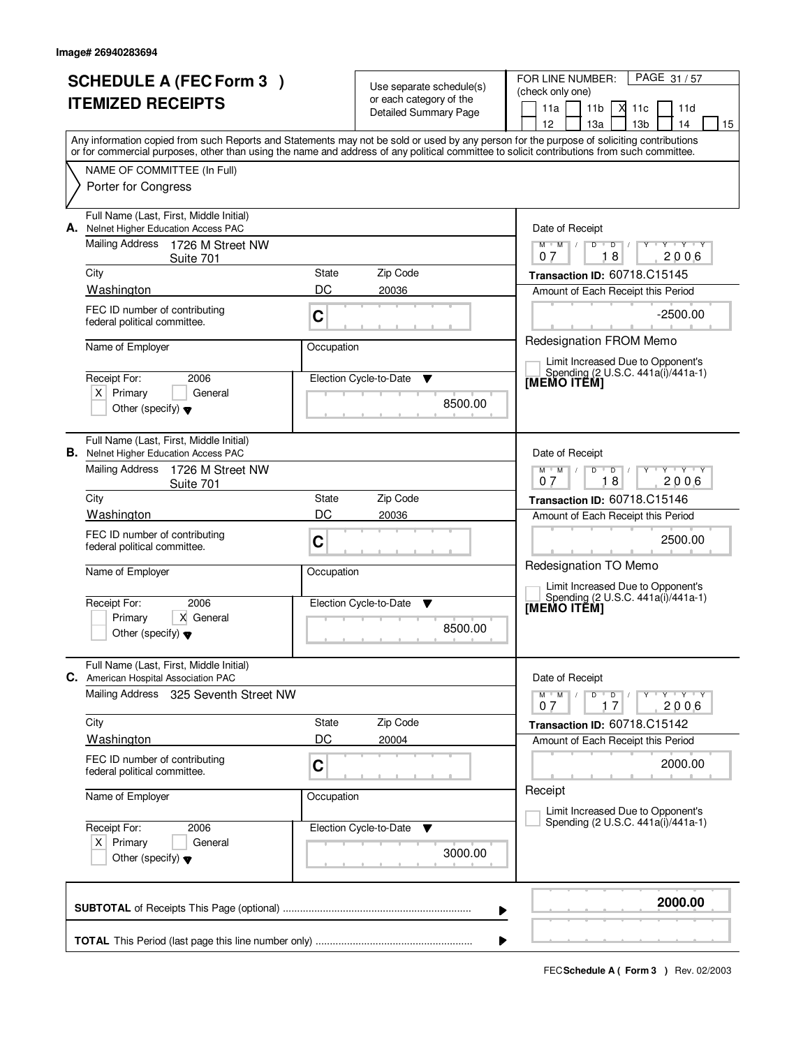Image# 26940283694

# SCHEDULE A (FEC Form 3 )
## ITEMIZED RECEIPTS

Use separate schedule(s) or each category of the Detailed Summary Page

FOR LINE NUMBER: (check only one)

11a | 11b | X 11c | 11d | 12 | 13a | 13b | 14 | 15

Any information copied from such Reports and Statements may not be sold or used by any person for the purpose of soliciting contributions or for commercial purposes, other than using the name and address of any political committee to solicit contributions from such committee.

NAME OF COMMITTEE (In Full)
Porter for Congress

---

**A.** Full Name (Last, First, Middle Initial): Nelnet Higher Education Access PAC

Mailing Address: 1726 M Street NW, Suite 701

City: Washington | State: DC | Zip Code: 20036

FEC ID number of contributing federal political committee: C

Name of Employer: | Occupation:

Receipt For: 2006 — [X] Primary [ ] General [ ] Other (specify)

Election Cycle-to-Date: 8500.00

Date of Receipt: 07/18/2006

Transaction ID: 60718.C15145

Amount of Each Receipt this Period: -2500.00

Redesignation FROM Memo

[ ] Limit Increased Due to Opponent's Spending (2 U.S.C. 441a(i)/441a-1)

[MEMO ITEM]

---

**B.** Full Name (Last, First, Middle Initial): Nelnet Higher Education Access PAC

Mailing Address: 1726 M Street NW, Suite 701

City: Washington | State: DC | Zip Code: 20036

FEC ID number of contributing federal political committee: C

Name of Employer: | Occupation:

Receipt For: 2006 — [ ] Primary [X] General [ ] Other (specify)

Election Cycle-to-Date: 8500.00

Date of Receipt: 07/18/2006

Transaction ID: 60718.C15146

Amount of Each Receipt this Period: 2500.00

Redesignation TO Memo

[ ] Limit Increased Due to Opponent's Spending (2 U.S.C. 441a(i)/441a-1)

[MEMO ITEM]

---

**C.** Full Name (Last, First, Middle Initial): American Hospital Association PAC

Mailing Address: 325 Seventh Street NW

City: Washington | State: DC | Zip Code: 20004

FEC ID number of contributing federal political committee: C

Name of Employer: | Occupation:

Receipt For: 2006 — [X] Primary [ ] General [ ] Other (specify)

Election Cycle-to-Date: 3000.00

Date of Receipt: 07/17/2006

Transaction ID: 60718.C15142

Amount of Each Receipt this Period: 2000.00

Receipt

[ ] Limit Increased Due to Opponent's Spending (2 U.S.C. 441a(i)/441a-1)

---

**SUBTOTAL** of Receipts This Page (optional): **2000.00**

**TOTAL** This Period (last page this line number only):

FEC **Schedule A ( Form 3 )** Rev. 02/2003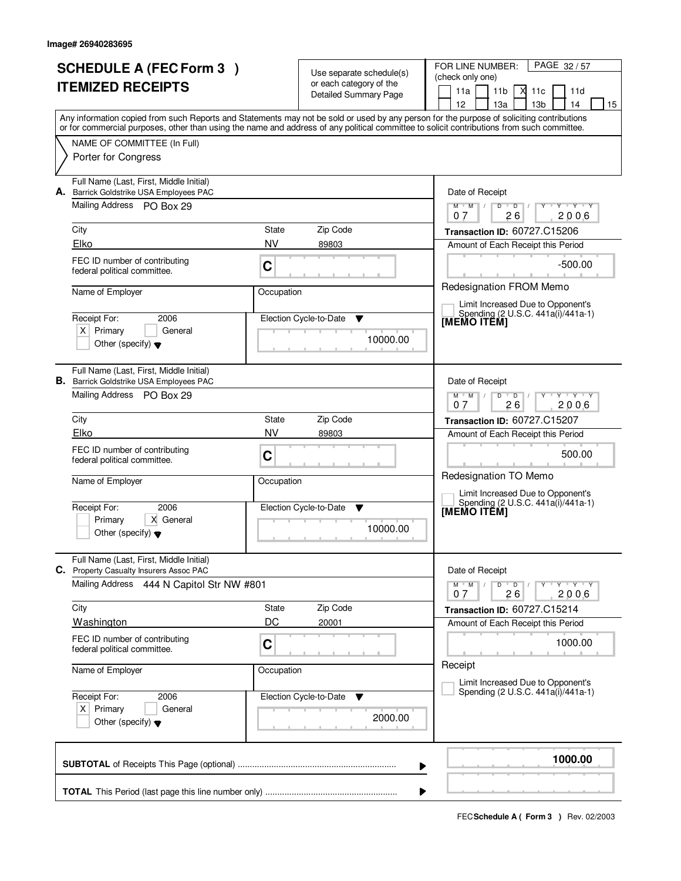Image# 26940283695

# SCHEDULE A (FEC Form 3 )
# ITEMIZED RECEIPTS

Use separate schedule(s) or each category of the Detailed Summary Page

FOR LINE NUMBER: (check only one)

11a | 11b | X 11c | 11d | 12 | 13a | 13b | 14 | 15

Any information copied from such Reports and Statements may not be sold or used by any person for the purpose of soliciting contributions or for commercial purposes, other than using the name and address of any political committee to solicit contributions from such committee.

NAME OF COMMITTEE (In Full)
Porter for Congress

---

**A.** Full Name (Last, First, Middle Initial): Barrick Goldstrike USA Employees PAC

Mailing Address: PO Box 29

City: Elko | State: NV | Zip Code: 89803

FEC ID number of contributing federal political committee: C

Name of Employer:
Occupation:

Receipt For: 2006 — [X] Primary [ ] General [ ] Other (specify)

Election Cycle-to-Date: 10000.00

Date of Receipt: 07 / 26 / 2006

Transaction ID: 60727.C15206

Amount of Each Receipt this Period: -500.00

Redesignation FROM Memo

[ ] Limit Increased Due to Opponent's Spending (2 U.S.C. 441a(i)/441a-1)

[MEMO ITEM]

---

**B.** Full Name (Last, First, Middle Initial): Barrick Goldstrike USA Employees PAC

Mailing Address: PO Box 29

City: Elko | State: NV | Zip Code: 89803

FEC ID number of contributing federal political committee: C

Name of Employer:
Occupation:

Receipt For: 2006 — [ ] Primary [X] General [ ] Other (specify)

Election Cycle-to-Date: 10000.00

Date of Receipt: 07 / 26 / 2006

Transaction ID: 60727.C15207

Amount of Each Receipt this Period: 500.00

Redesignation TO Memo

[ ] Limit Increased Due to Opponent's Spending (2 U.S.C. 441a(i)/441a-1)

[MEMO ITEM]

---

**C.** Full Name (Last, First, Middle Initial): Property Casualty Insurers Assoc PAC

Mailing Address: 444 N Capitol Str NW #801

City: Washington | State: DC | Zip Code: 20001

FEC ID number of contributing federal political committee: C

Name of Employer:
Occupation:

Receipt For: 2006 — [X] Primary [ ] General [ ] Other (specify)

Election Cycle-to-Date: 2000.00

Date of Receipt: 07 / 26 / 2006

Transaction ID: 60727.C15214

Amount of Each Receipt this Period: 1000.00

Receipt

[ ] Limit Increased Due to Opponent's Spending (2 U.S.C. 441a(i)/441a-1)

---

**SUBTOTAL** of Receipts This Page (optional): **1000.00**

**TOTAL** This Period (last page this line number only):

FEC **Schedule A ( Form 3 )** Rev. 02/2003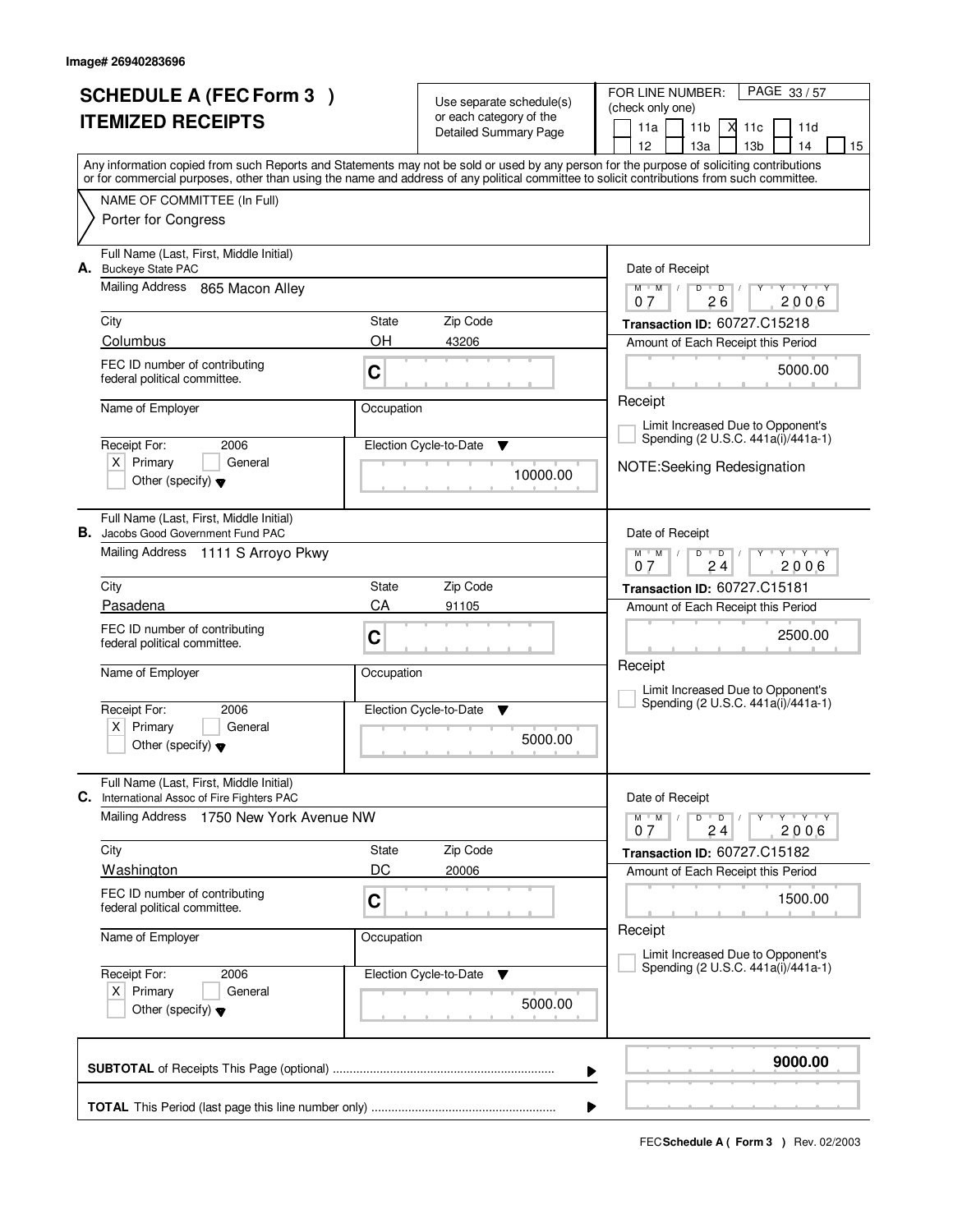Image# 26940283696

# SCHEDULE A (FEC Form 3 )
# ITEMIZED RECEIPTS

Use separate schedule(s) or each category of the Detailed Summary Page

FOR LINE NUMBER: (check only one)
- [ ] 11a
- [ ] 11b
- [X] 11c
- [ ] 11d
- [ ] 12
- [ ] 13a
- [ ] 13b
- [ ] 14
- [ ] 15

PAGE 33 / 57

Any information copied from such Reports and Statements may not be sold or used by any person for the purpose of soliciting contributions or for commercial purposes, other than using the name and address of any political committee to solicit contributions from such committee.

NAME OF COMMITTEE (In Full)
Porter for Congress

---

**A.** Full Name (Last, First, Middle Initial): Buckeye State PAC

Mailing Address: 865 Macon Alley

| City | State | Zip Code |
|---|---|---|
| Columbus | OH | 43206 |

FEC ID number of contributing federal political committee: C

Name of Employer:
Occupation:

Receipt For: 2006
- [X] Primary
- [ ] General
- [ ] Other (specify)

Election Cycle-to-Date: 10000.00

Date of Receipt: 07 / 26 / 2006

Transaction ID: 60727.C15218

Amount of Each Receipt this Period: 5000.00

Receipt

- [ ] Limit Increased Due to Opponent's Spending (2 U.S.C. 441a(i)/441a-1)

NOTE:Seeking Redesignation

---

**B.** Full Name (Last, First, Middle Initial): Jacobs Good Government Fund PAC

Mailing Address: 1111 S Arroyo Pkwy

| City | State | Zip Code |
|---|---|---|
| Pasadena | CA | 91105 |

FEC ID number of contributing federal political committee: C

Name of Employer:
Occupation:

Receipt For: 2006
- [X] Primary
- [ ] General
- [ ] Other (specify)

Election Cycle-to-Date: 5000.00

Date of Receipt: 07 / 24 / 2006

Transaction ID: 60727.C15181

Amount of Each Receipt this Period: 2500.00

Receipt

- [ ] Limit Increased Due to Opponent's Spending (2 U.S.C. 441a(i)/441a-1)

---

**C.** Full Name (Last, First, Middle Initial): International Assoc of Fire Fighters PAC

Mailing Address: 1750 New York Avenue NW

| City | State | Zip Code |
|---|---|---|
| Washington | DC | 20006 |

FEC ID number of contributing federal political committee: C

Name of Employer:
Occupation:

Receipt For: 2006
- [X] Primary
- [ ] General
- [ ] Other (specify)

Election Cycle-to-Date: 5000.00

Date of Receipt: 07 / 24 / 2006

Transaction ID: 60727.C15182

Amount of Each Receipt this Period: 1500.00

Receipt

- [ ] Limit Increased Due to Opponent's Spending (2 U.S.C. 441a(i)/441a-1)

---

**SUBTOTAL** of Receipts This Page (optional): **9000.00**

**TOTAL** This Period (last page this line number only):

FEC **Schedule A ( Form 3 )** Rev. 02/2003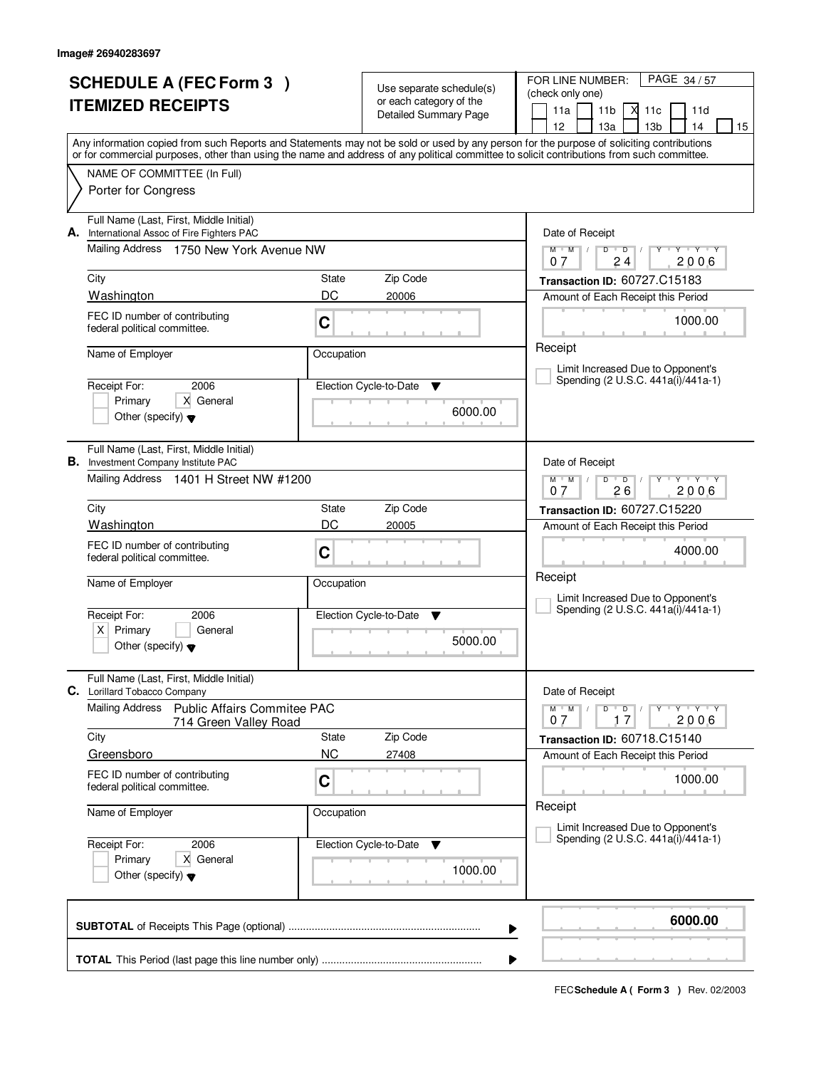Image# 26940283697

# SCHEDULE A (FEC Form 3 )
# ITEMIZED RECEIPTS

Use separate schedule(s) or each category of the Detailed Summary Page

FOR LINE NUMBER: (check only one)

- [ ] 11a
- [ ] 11b
- [X] 11c
- [ ] 11d
- [ ] 12
- [ ] 13a
- [ ] 13b
- [ ] 14
- [ ] 15

PAGE 34 / 57

Any information copied from such Reports and Statements may not be sold or used by any person for the purpose of soliciting contributions or for commercial purposes, other than using the name and address of any political committee to solicit contributions from such committee.

NAME OF COMMITTEE (In Full)
Porter for Congress

---

**A.** Full Name (Last, First, Middle Initial): International Assoc of Fire Fighters PAC

Mailing Address: 1750 New York Avenue NW

City: Washington | State: DC | Zip Code: 20006

FEC ID number of contributing federal political committee: C

Name of Employer:

Occupation:

Receipt For: 2006
- [ ] Primary
- [X] General
- [ ] Other (specify)

Election Cycle-to-Date: 6000.00

Date of Receipt: 07 / 24 / 2006

Transaction ID: 60727.C15183

Amount of Each Receipt this Period: 1000.00

Receipt

- [ ] Limit Increased Due to Opponent's Spending (2 U.S.C. 441a(i)/441a-1)

---

**B.** Full Name (Last, First, Middle Initial): Investment Company Institute PAC

Mailing Address: 1401 H Street NW #1200

City: Washington | State: DC | Zip Code: 20005

FEC ID number of contributing federal political committee: C

Name of Employer:

Occupation:

Receipt For: 2006
- [X] Primary
- [ ] General
- [ ] Other (specify)

Election Cycle-to-Date: 5000.00

Date of Receipt: 07 / 26 / 2006

Transaction ID: 60727.C15220

Amount of Each Receipt this Period: 4000.00

Receipt

- [ ] Limit Increased Due to Opponent's Spending (2 U.S.C. 441a(i)/441a-1)

---

**C.** Full Name (Last, First, Middle Initial): Lorillard Tobacco Company

Mailing Address: Public Affairs Commitee PAC
714 Green Valley Road

City: Greensboro | State: NC | Zip Code: 27408

FEC ID number of contributing federal political committee: C

Name of Employer:

Occupation:

Receipt For: 2006
- [ ] Primary
- [X] General
- [ ] Other (specify)

Election Cycle-to-Date: 1000.00

Date of Receipt: 07 / 17 / 2006

Transaction ID: 60718.C15140

Amount of Each Receipt this Period: 1000.00

Receipt

- [ ] Limit Increased Due to Opponent's Spending (2 U.S.C. 441a(i)/441a-1)

---

**SUBTOTAL** of Receipts This Page (optional): **6000.00**

**TOTAL** This Period (last page this line number only):

FEC **Schedule A ( Form 3 )** Rev. 02/2003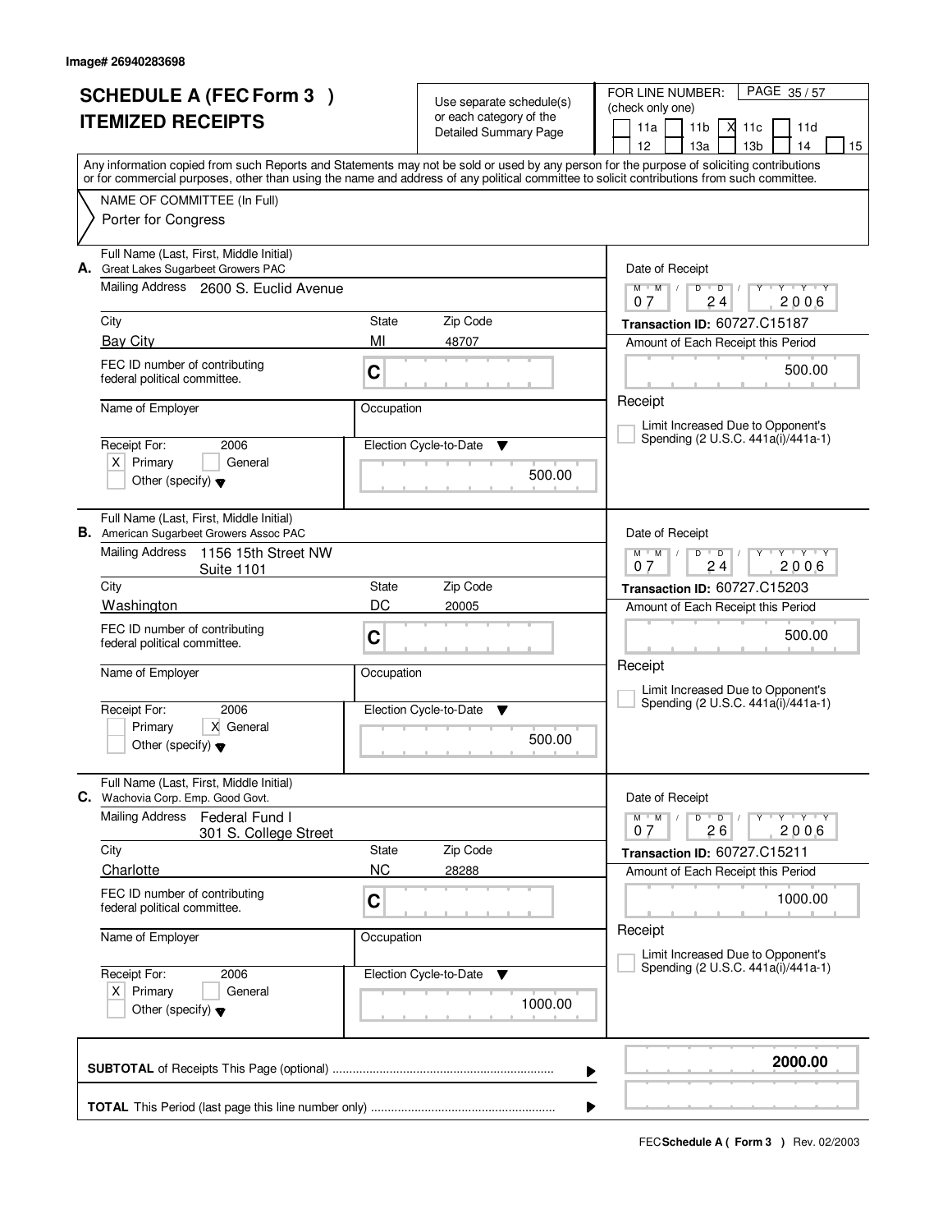Image# 26940283698

# SCHEDULE A (FEC Form 3 )
# ITEMIZED RECEIPTS

Use separate schedule(s) or each category of the Detailed Summary Page

FOR LINE NUMBER: (check only one)

- [ ] 11a
- [ ] 11b
- [x] 11c
- [ ] 11d
- [ ] 12
- [ ] 13a
- [ ] 13b
- [ ] 14
- [ ] 15

Any information copied from such Reports and Statements may not be sold or used by any person for the purpose of soliciting contributions or for commercial purposes, other than using the name and address of any political committee to solicit contributions from such committee.

NAME OF COMMITTEE (In Full)
Porter for Congress

---

**A.** Full Name (Last, First, Middle Initial): Great Lakes Sugarbeet Growers PAC

Mailing Address: 2600 S. Euclid Avenue

City: Bay City | State: MI | Zip Code: 48707

FEC ID number of contributing federal political committee: C

Name of Employer:

Occupation:

Receipt For: 2006
- [x] Primary
- [ ] General
- [ ] Other (specify)

Election Cycle-to-Date: 500.00

Date of Receipt: 07 / 24 / 2006

Transaction ID: 60727.C15187

Amount of Each Receipt this Period: 500.00

Receipt

- [ ] Limit Increased Due to Opponent's Spending (2 U.S.C. 441a(i)/441a-1)

---

**B.** Full Name (Last, First, Middle Initial): American Sugarbeet Growers Assoc PAC

Mailing Address: 1156 15th Street NW, Suite 1101

City: Washington | State: DC | Zip Code: 20005

FEC ID number of contributing federal political committee: C

Name of Employer:

Occupation:

Receipt For: 2006
- [ ] Primary
- [x] General
- [ ] Other (specify)

Election Cycle-to-Date: 500.00

Date of Receipt: 07 / 24 / 2006

Transaction ID: 60727.C15203

Amount of Each Receipt this Period: 500.00

Receipt

- [ ] Limit Increased Due to Opponent's Spending (2 U.S.C. 441a(i)/441a-1)

---

**C.** Full Name (Last, First, Middle Initial): Wachovia Corp. Emp. Good Govt.

Mailing Address: Federal Fund I, 301 S. College Street

City: Charlotte | State: NC | Zip Code: 28288

FEC ID number of contributing federal political committee: C

Name of Employer:

Occupation:

Receipt For: 2006
- [x] Primary
- [ ] General
- [ ] Other (specify)

Election Cycle-to-Date: 1000.00

Date of Receipt: 07 / 26 / 2006

Transaction ID: 60727.C15211

Amount of Each Receipt this Period: 1000.00

Receipt

- [ ] Limit Increased Due to Opponent's Spending (2 U.S.C. 441a(i)/441a-1)

---

**SUBTOTAL** of Receipts This Page (optional): **2000.00**

**TOTAL** This Period (last page this line number only):

FEC **Schedule A ( Form 3 )** Rev. 02/2003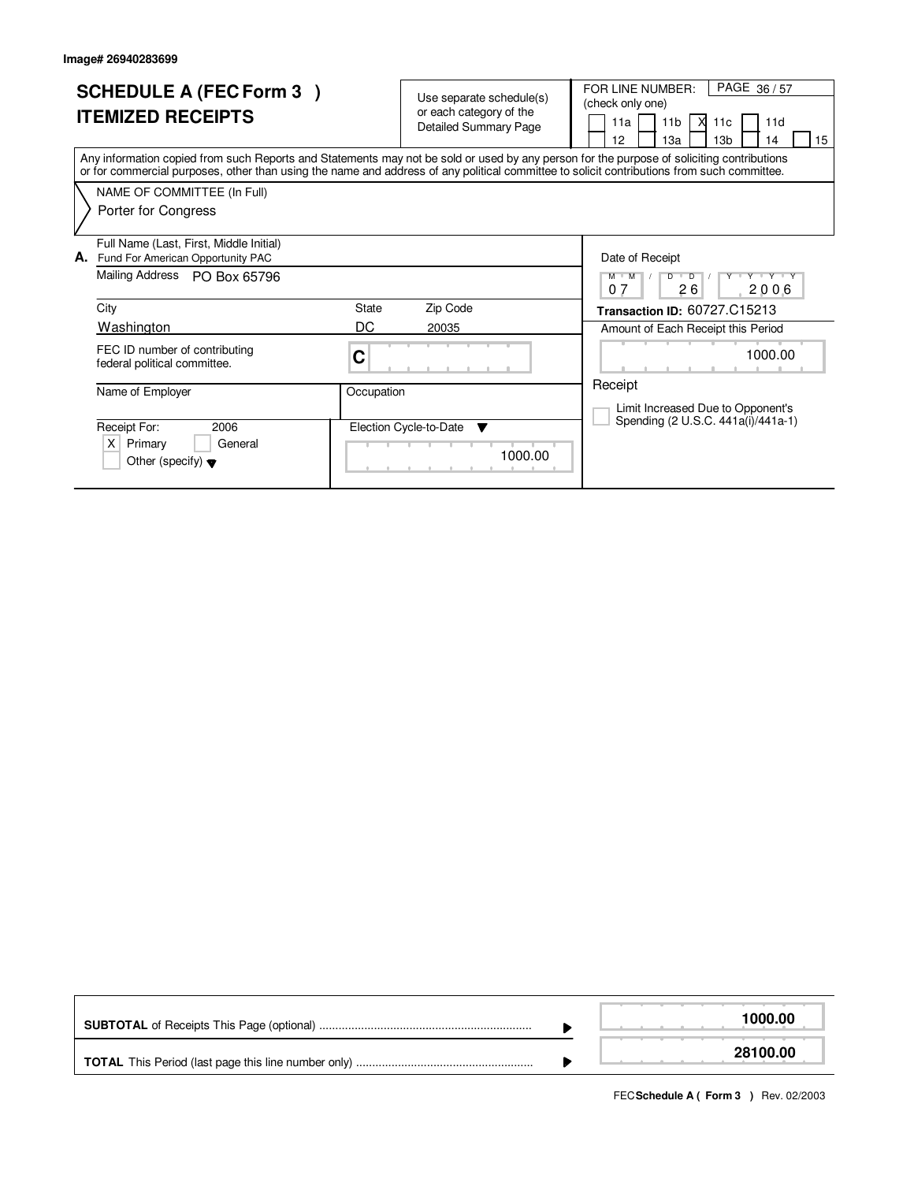Image# 26940283699

# SCHEDULE A (FEC Form 3 )
# ITEMIZED RECEIPTS

Use separate schedule(s) or each category of the Detailed Summary Page

FOR LINE NUMBER: (check only one)

- [ ] 11a
- [ ] 11b
- [X] 11c
- [ ] 11d
- [ ] 12
- [ ] 13a
- [ ] 13b
- [ ] 14
- [ ] 15

Any information copied from such Reports and Statements may not be sold or used by any person for the purpose of soliciting contributions or for commercial purposes, other than using the name and address of any political committee to solicit contributions from such committee.

NAME OF COMMITTEE (In Full)
Porter for Congress

**A.** Full Name (Last, First, Middle Initial)
Fund For American Opportunity PAC

Mailing Address: PO Box 65796

| City | State | Zip Code |
|---|---|---|
| Washington | DC | 20035 |

FEC ID number of contributing federal political committee: C

Name of Employer:

Occupation:

Receipt For: 2006
- [X] Primary
- [ ] General
- [ ] Other (specify)

Election Cycle-to-Date: 1000.00

Date of Receipt: 07 / 26 / 2006

**Transaction ID:** 60727.C15213

Amount of Each Receipt this Period: 1000.00

Receipt

- [ ] Limit Increased Due to Opponent's Spending (2 U.S.C. 441a(i)/441a-1)

| | |
|---|---|
| **SUBTOTAL** of Receipts This Page (optional) | **1000.00** |
| **TOTAL** This Period (last page this line number only) | **28100.00** |

FEC **Schedule A ( Form 3 )** Rev. 02/2003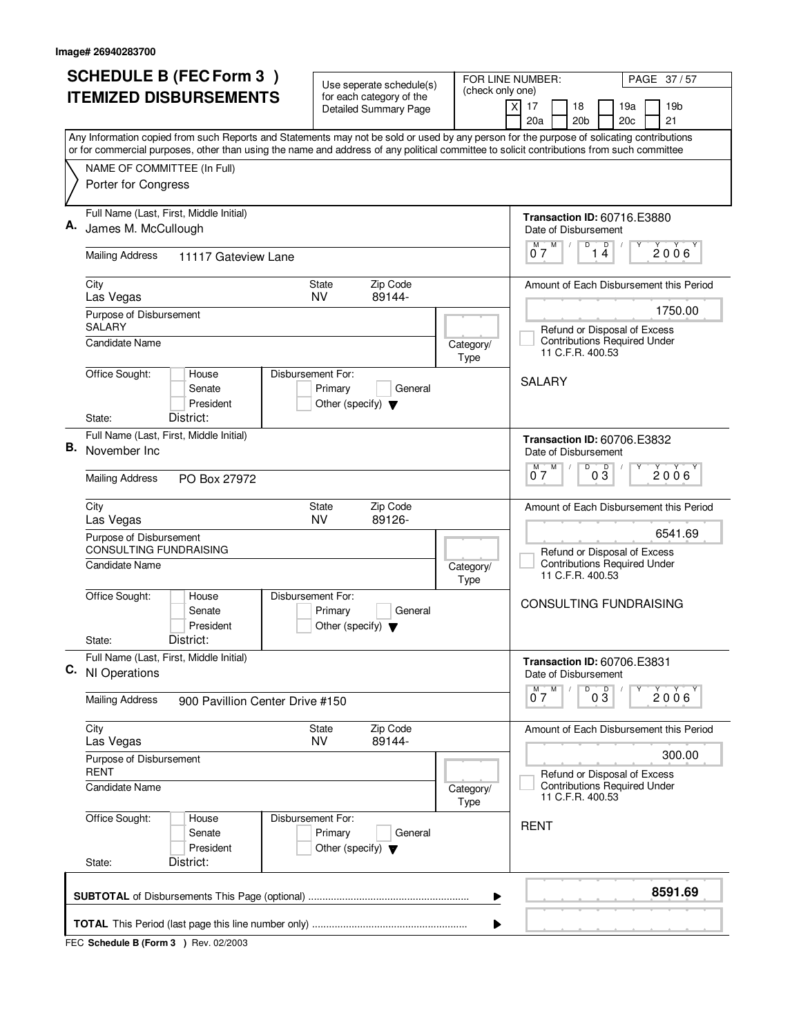Image# 26940283700

# SCHEDULE B (FEC Form 3 ) ITEMIZED DISBURSEMENTS

Use seperate schedule(s) for each category of the Detailed Summary Page

FOR LINE NUMBER: (check only one)

[X] 17 [ ] 18 [ ] 19a [ ] 19b [ ] 20a [ ] 20b [ ] 20c [ ] 21

PAGE 37 / 57

Any Information copied from such Reports and Statements may not be sold or used by any person for the purpose of solicating contributions or for commercial purposes, other than using the name and address of any political committee to solicit contributions from such committee

NAME OF COMMITTEE (In Full)
Porter for Congress

---

**A.** Full Name (Last, First, Middle Initial): James M. McCullough

Mailing Address: 11117 Gateview Lane

City: Las Vegas | State: NV | Zip Code: 89144-

Purpose of Disbursement: SALARY

Candidate Name:

Category/Type:

Office Sought: [ ] House [ ] Senate [ ] President

State: District:

Disbursement For: [ ] Primary [ ] General [ ] Other (specify)

Transaction ID: 60716.E3880

Date of Disbursement: 07 / 14 / 2006

Amount of Each Disbursement this Period: 1750.00

[ ] Refund or Disposal of Excess Contributions Required Under 11 C.F.R. 400.53

SALARY

---

**B.** Full Name (Last, First, Middle Initial): November Inc

Mailing Address: PO Box 27972

City: Las Vegas | State: NV | Zip Code: 89126-

Purpose of Disbursement: CONSULTING FUNDRAISING

Candidate Name:

Category/Type:

Office Sought: [ ] House [ ] Senate [ ] President

State: District:

Disbursement For: [ ] Primary [ ] General [ ] Other (specify)

Transaction ID: 60706.E3832

Date of Disbursement: 07 / 03 / 2006

Amount of Each Disbursement this Period: 6541.69

[ ] Refund or Disposal of Excess Contributions Required Under 11 C.F.R. 400.53

CONSULTING FUNDRAISING

---

**C.** Full Name (Last, First, Middle Initial): NI Operations

Mailing Address: 900 Pavillion Center Drive #150

City: Las Vegas | State: NV | Zip Code: 89144-

Purpose of Disbursement: RENT

Candidate Name:

Category/Type:

Office Sought: [ ] House [ ] Senate [ ] President

State: District:

Disbursement For: [ ] Primary [ ] General [ ] Other (specify)

Transaction ID: 60706.E3831

Date of Disbursement: 07 / 03 / 2006

Amount of Each Disbursement this Period: 300.00

[ ] Refund or Disposal of Excess Contributions Required Under 11 C.F.R. 400.53

RENT

---

**SUBTOTAL** of Disbursements This Page (optional) ........ **8591.69**

**TOTAL** This Period (last page this line number only) ........

FEC **Schedule B (Form 3 )** Rev. 02/2003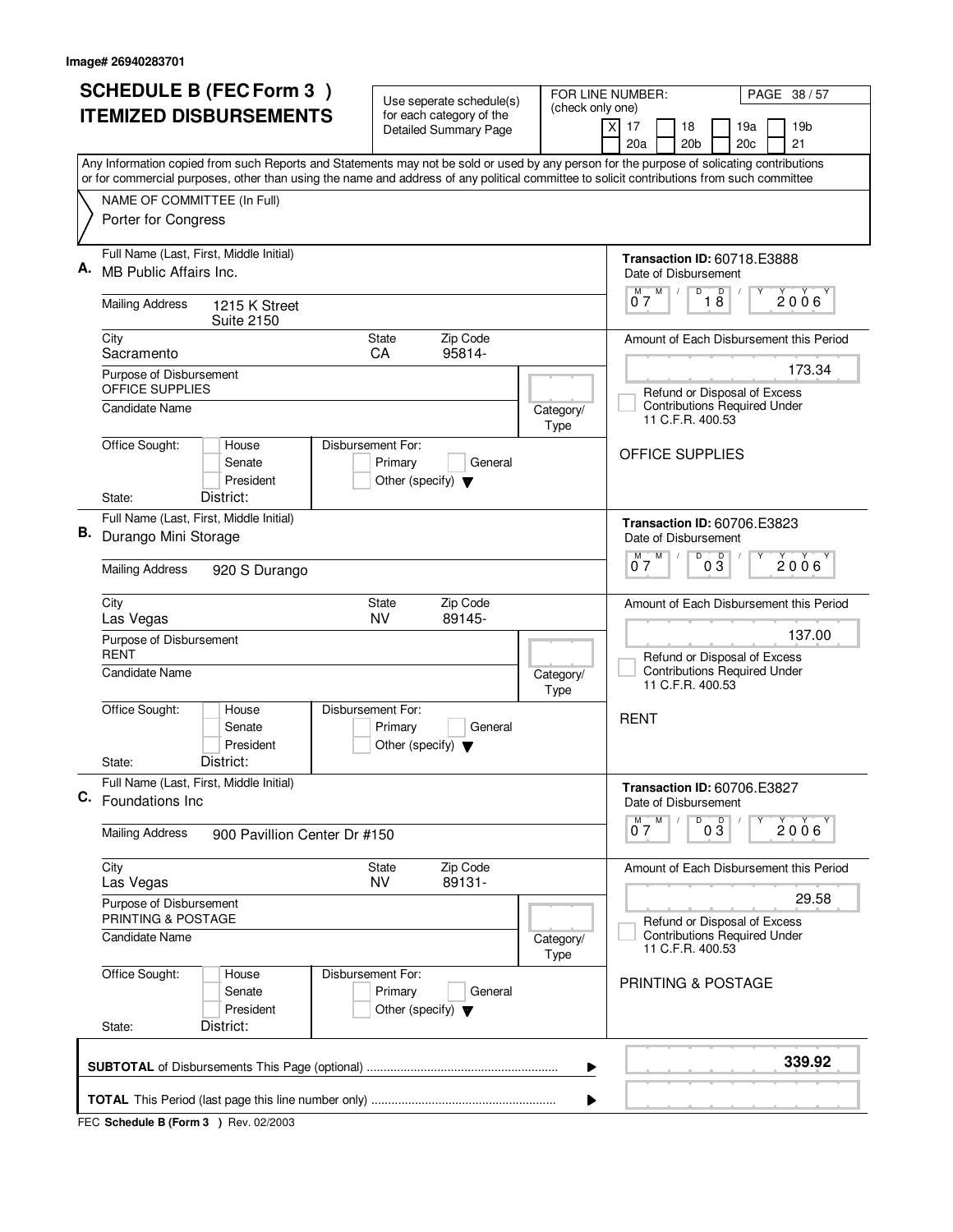Image# 26940283701

# SCHEDULE B (FEC Form 3 ) ITEMIZED DISBURSEMENTS

Use seperate schedule(s) for each category of the Detailed Summary Page

FOR LINE NUMBER: (check only one)
[X] 17 [ ] 18 [ ] 19a [ ] 19b [ ] 20a [ ] 20b [ ] 20c [ ] 21

Any Information copied from such Reports and Statements may not be sold or used by any person for the purpose of solicating contributions or for commercial purposes, other than using the name and address of any political committee to solicit contributions from such committee

NAME OF COMMITTEE (In Full)
Porter for Congress

---

**A.** Full Name (Last, First, Middle Initial): MB Public Affairs Inc.

Transaction ID: 60718.E3888

Mailing Address: 1215 K Street, Suite 2150

Date of Disbursement: 07 / 18 / 2006

City: Sacramento | State: CA | Zip Code: 95814-

Amount of Each Disbursement this Period: 173.34

Purpose of Disbursement: OFFICE SUPPLIES

Refund or Disposal of Excess Contributions Required Under 11 C.F.R. 400.53

Candidate Name | Category/Type

OFFICE SUPPLIES

Office Sought: House / Senate / President | Disbursement For: Primary / General / Other (specify)

State: | District:

---

**B.** Full Name (Last, First, Middle Initial): Durango Mini Storage

Transaction ID: 60706.E3823

Mailing Address: 920 S Durango

Date of Disbursement: 07 / 03 / 2006

City: Las Vegas | State: NV | Zip Code: 89145-

Amount of Each Disbursement this Period: 137.00

Purpose of Disbursement: RENT

Refund or Disposal of Excess Contributions Required Under 11 C.F.R. 400.53

Candidate Name | Category/Type

RENT

Office Sought: House / Senate / President | Disbursement For: Primary / General / Other (specify)

State: | District:

---

**C.** Full Name (Last, First, Middle Initial): Foundations Inc

Transaction ID: 60706.E3827

Mailing Address: 900 Pavillion Center Dr #150

Date of Disbursement: 07 / 03 / 2006

City: Las Vegas | State: NV | Zip Code: 89131-

Amount of Each Disbursement this Period: 29.58

Purpose of Disbursement: PRINTING & POSTAGE

Refund or Disposal of Excess Contributions Required Under 11 C.F.R. 400.53

Candidate Name | Category/Type

PRINTING & POSTAGE

Office Sought: House / Senate / President | Disbursement For: Primary / General / Other (specify)

State: | District:

---

**SUBTOTAL** of Disbursements This Page (optional) ........ **339.92**

**TOTAL** This Period (last page this line number only) ........

FEC **Schedule B (Form 3 )** Rev. 02/2003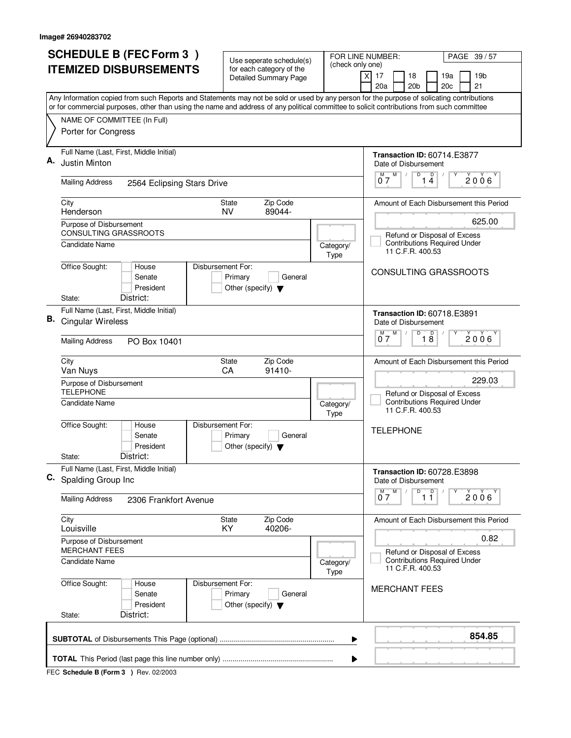Image# 26940283702

# SCHEDULE B (FEC Form 3 ) ITEMIZED DISBURSEMENTS

Use seperate schedule(s) for each category of the Detailed Summary Page

FOR LINE NUMBER: (check only one)

- [X] 17
- [ ] 18
- [ ] 19a
- [ ] 19b
- [ ] 20a
- [ ] 20b
- [ ] 20c
- [ ] 21

Any Information copied from such Reports and Statements may not be sold or used by any person for the purpose of solicating contributions or for commercial purposes, other than using the name and address of any political committee to solicit contributions from such committee

NAME OF COMMITTEE (In Full)
Porter for Congress

---

**A.** Full Name (Last, First, Middle Initial): Justin Minton

Mailing Address: 2564 Eclipsing Stars Drive

City: Henderson | State: NV | Zip Code: 89044-

Purpose of Disbursement: CONSULTING GRASSROOTS

Candidate Name:

Category/Type:

Office Sought: House / Senate / President — State: — District:

Disbursement For: Primary / General / Other (specify)

Transaction ID: 60714.E3877

Date of Disbursement: 07/14/2006

Amount of Each Disbursement this Period: 625.00

Refund or Disposal of Excess Contributions Required Under 11 C.F.R. 400.53

CONSULTING GRASSROOTS

---

**B.** Full Name (Last, First, Middle Initial): Cingular Wireless

Mailing Address: PO Box 10401

City: Van Nuys | State: CA | Zip Code: 91410-

Purpose of Disbursement: TELEPHONE

Candidate Name:

Category/Type:

Office Sought: House / Senate / President — State: — District:

Disbursement For: Primary / General / Other (specify)

Transaction ID: 60718.E3891

Date of Disbursement: 07/18/2006

Amount of Each Disbursement this Period: 229.03

Refund or Disposal of Excess Contributions Required Under 11 C.F.R. 400.53

TELEPHONE

---

**C.** Full Name (Last, First, Middle Initial): Spalding Group Inc

Mailing Address: 2306 Frankfort Avenue

City: Louisville | State: KY | Zip Code: 40206-

Purpose of Disbursement: MERCHANT FEES

Candidate Name:

Category/Type:

Office Sought: House / Senate / President — State: — District:

Disbursement For: Primary / General / Other (specify)

Transaction ID: 60728.E3898

Date of Disbursement: 07/11/2006

Amount of Each Disbursement this Period: 0.82

Refund or Disposal of Excess Contributions Required Under 11 C.F.R. 400.53

MERCHANT FEES

---

**SUBTOTAL** of Disbursements This Page (optional) ........ **854.85**

**TOTAL** This Period (last page this line number only) ........

FEC **Schedule B (Form 3 )** Rev. 02/2003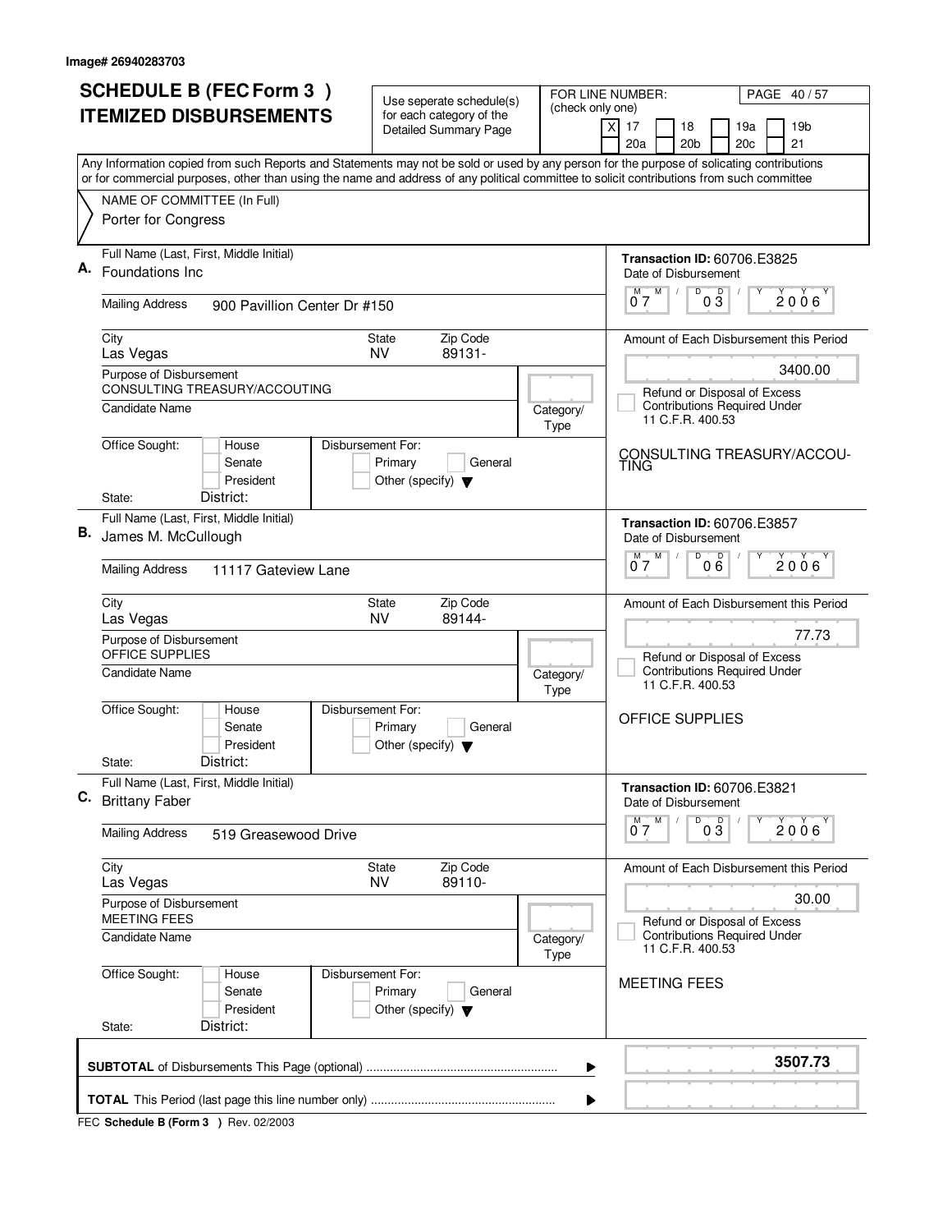Image# 26940283703

# SCHEDULE B (FEC Form 3 ) ITEMIZED DISBURSEMENTS

Use seperate schedule(s) for each category of the Detailed Summary Page

FOR LINE NUMBER: (check only one)

[X] 17 [ ] 18 [ ] 19a [ ] 19b [ ] 20a [ ] 20b [ ] 20c [ ] 21

PAGE 40 / 57

Any Information copied from such Reports and Statements may not be sold or used by any person for the purpose of solicating contributions or for commercial purposes, other than using the name and address of any political committee to solicit contributions from such committee

NAME OF COMMITTEE (In Full)
Porter for Congress

## A.

Full Name (Last, First, Middle Initial): Foundations Inc

Mailing Address: 900 Pavillion Center Dr #150

City: Las Vegas | State: NV | Zip Code: 89131-

Purpose of Disbursement: CONSULTING TREASURY/ACCOUTING

Candidate Name:

Category/Type:

Office Sought: House / Senate / President
State: District:

Disbursement For: Primary / General / Other (specify)

Transaction ID: 60706.E3825

Date of Disbursement: 07/03/2006

Amount of Each Disbursement this Period: 3400.00

Refund or Disposal of Excess Contributions Required Under 11 C.F.R. 400.53

CONSULTING TREASURY/ACCOU-TING

## B.

Full Name (Last, First, Middle Initial): James M. McCullough

Mailing Address: 11117 Gateview Lane

City: Las Vegas | State: NV | Zip Code: 89144-

Purpose of Disbursement: OFFICE SUPPLIES

Candidate Name:

Category/Type:

Office Sought: House / Senate / President
State: District:

Disbursement For: Primary / General / Other (specify)

Transaction ID: 60706.E3857

Date of Disbursement: 07/06/2006

Amount of Each Disbursement this Period: 77.73

Refund or Disposal of Excess Contributions Required Under 11 C.F.R. 400.53

OFFICE SUPPLIES

## C.

Full Name (Last, First, Middle Initial): Brittany Faber

Mailing Address: 519 Greasewood Drive

City: Las Vegas | State: NV | Zip Code: 89110-

Purpose of Disbursement: MEETING FEES

Candidate Name:

Category/Type:

Office Sought: House / Senate / President
State: District:

Disbursement For: Primary / General / Other (specify)

Transaction ID: 60706.E3821

Date of Disbursement: 07/03/2006

Amount of Each Disbursement this Period: 30.00

Refund or Disposal of Excess Contributions Required Under 11 C.F.R. 400.53

MEETING FEES

**SUBTOTAL** of Disbursements This Page (optional): **3507.73**

**TOTAL** This Period (last page this line number only):

FEC **Schedule B (Form 3 )** Rev. 02/2003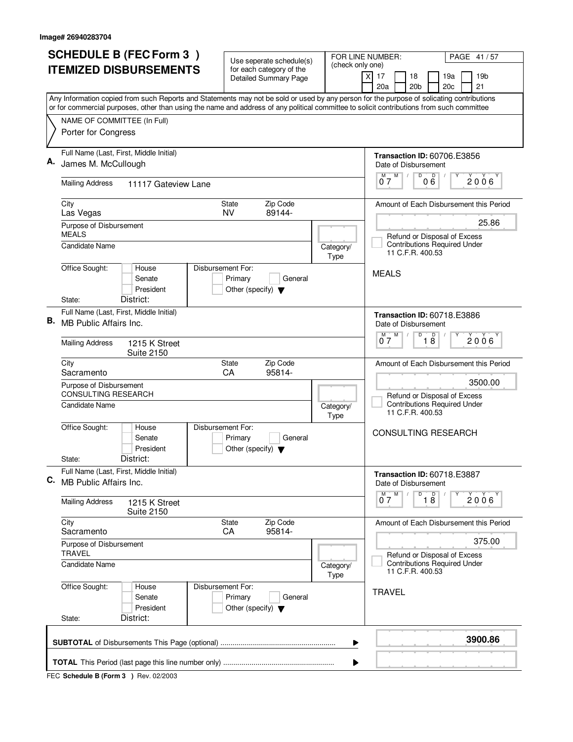Image# 26940283704

# SCHEDULE B (FEC Form 3 ) ITEMIZED DISBURSEMENTS

Use seperate schedule(s) for each category of the Detailed Summary Page

FOR LINE NUMBER: (check only one)

- [X] 17
- [ ] 18
- [ ] 19a
- [ ] 19b
- [ ] 20a
- [ ] 20b
- [ ] 20c
- [ ] 21

Any Information copied from such Reports and Statements may not be sold or used by any person for the purpose of solicating contributions or for commercial purposes, other than using the name and address of any political committee to solicit contributions from such committee

NAME OF COMMITTEE (In Full)
Porter for Congress

---

**A.** Full Name (Last, First, Middle Initial): James M. McCullough

Mailing Address: 11117 Gateview Lane

City: Las Vegas | State: NV | Zip Code: 89144-

Purpose of Disbursement: MEALS

Candidate Name:

Category/Type:

Office Sought: House / Senate / President — State: District:

Disbursement For: Primary / General / Other (specify)

Transaction ID: 60706.E3856

Date of Disbursement: 07/06/2006

Amount of Each Disbursement this Period: 25.86

Refund or Disposal of Excess Contributions Required Under 11 C.F.R. 400.53

MEALS

---

**B.** Full Name (Last, First, Middle Initial): MB Public Affairs Inc.

Mailing Address: 1215 K Street Suite 2150

City: Sacramento | State: CA | Zip Code: 95814-

Purpose of Disbursement: CONSULTING RESEARCH

Candidate Name:

Category/Type:

Office Sought: House / Senate / President — State: District:

Disbursement For: Primary / General / Other (specify)

Transaction ID: 60718.E3886

Date of Disbursement: 07/18/2006

Amount of Each Disbursement this Period: 3500.00

Refund or Disposal of Excess Contributions Required Under 11 C.F.R. 400.53

CONSULTING RESEARCH

---

**C.** Full Name (Last, First, Middle Initial): MB Public Affairs Inc.

Mailing Address: 1215 K Street Suite 2150

City: Sacramento | State: CA | Zip Code: 95814-

Purpose of Disbursement: TRAVEL

Candidate Name:

Category/Type:

Office Sought: House / Senate / President — State: District:

Disbursement For: Primary / General / Other (specify)

Transaction ID: 60718.E3887

Date of Disbursement: 07/18/2006

Amount of Each Disbursement this Period: 375.00

Refund or Disposal of Excess Contributions Required Under 11 C.F.R. 400.53

TRAVEL

---

**SUBTOTAL** of Disbursements This Page (optional): **3900.86**

**TOTAL** This Period (last page this line number only):

FEC **Schedule B (Form 3 )** Rev. 02/2003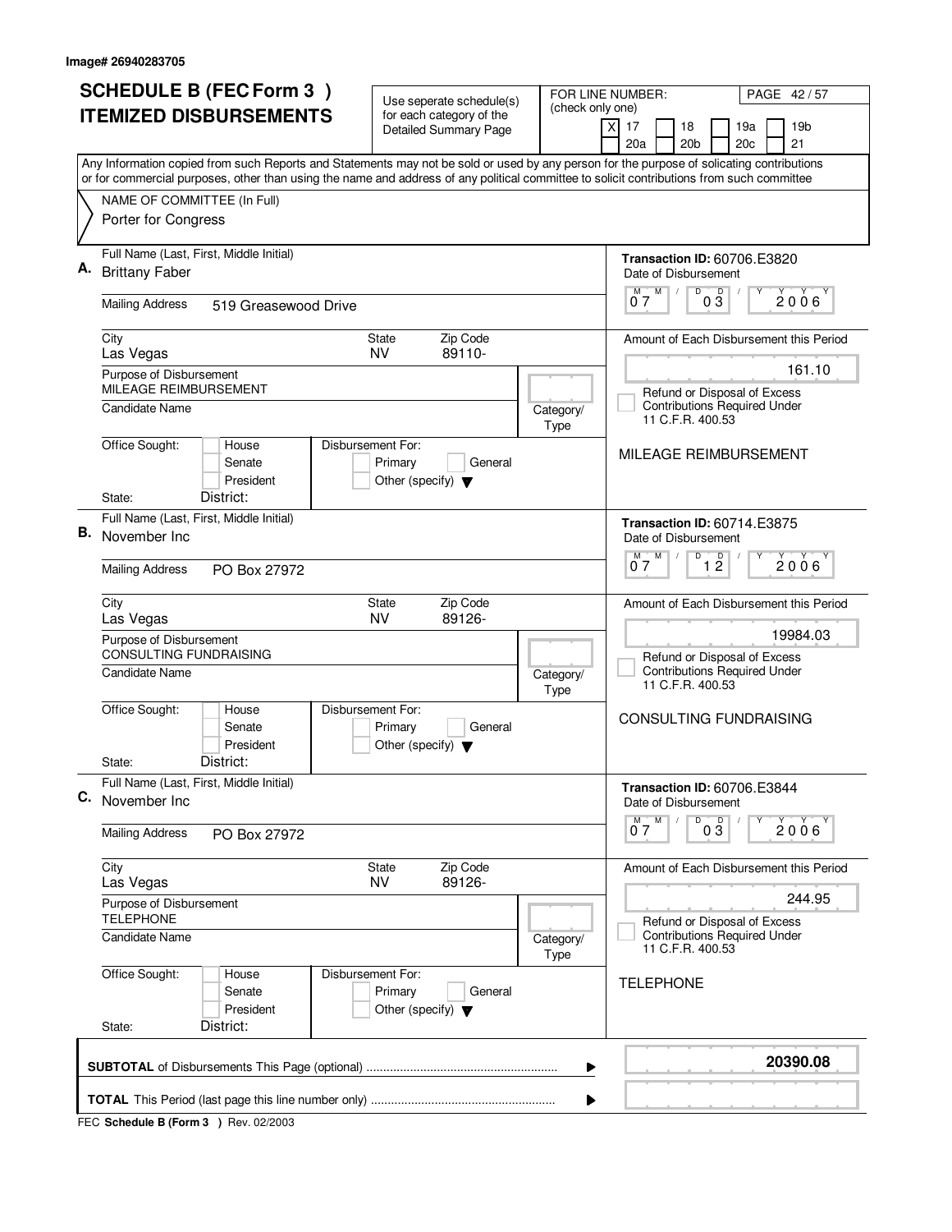Image# 26940283705

# SCHEDULE B (FEC Form 3 )
# ITEMIZED DISBURSEMENTS

Use seperate schedule(s) for each category of the Detailed Summary Page

FOR LINE NUMBER: (check only one)

[X] 17 [ ] 18 [ ] 19a [ ] 19b [ ] 20a [ ] 20b [ ] 20c [ ] 21

PAGE 42 / 57

Any Information copied from such Reports and Statements may not be sold or used by any person for the purpose of solicating contributions or for commercial purposes, other than using the name and address of any political committee to solicit contributions from such committee

NAME OF COMMITTEE (In Full)
Porter for Congress

---

**A.** Full Name (Last, First, Middle Initial): Brittany Faber

Mailing Address: 519 Greasewood Drive

City: Las Vegas | State: NV | Zip Code: 89110-

Purpose of Disbursement: MILEAGE REIMBURSEMENT

Candidate Name:

Category/Type:

Office Sought: House / Senate / President

State: | District:

Disbursement For: Primary / General / Other (specify)

Transaction ID: 60706.E3820

Date of Disbursement: 07 / 03 / 2006

Amount of Each Disbursement this Period: 161.10

Refund or Disposal of Excess Contributions Required Under 11 C.F.R. 400.53

MILEAGE REIMBURSEMENT

---

**B.** Full Name (Last, First, Middle Initial): November Inc

Mailing Address: PO Box 27972

City: Las Vegas | State: NV | Zip Code: 89126-

Purpose of Disbursement: CONSULTING FUNDRAISING

Candidate Name:

Category/Type:

Office Sought: House / Senate / President

State: | District:

Disbursement For: Primary / General / Other (specify)

Transaction ID: 60714.E3875

Date of Disbursement: 07 / 12 / 2006

Amount of Each Disbursement this Period: 19984.03

Refund or Disposal of Excess Contributions Required Under 11 C.F.R. 400.53

CONSULTING FUNDRAISING

---

**C.** Full Name (Last, First, Middle Initial): November Inc

Mailing Address: PO Box 27972

City: Las Vegas | State: NV | Zip Code: 89126-

Purpose of Disbursement: TELEPHONE

Candidate Name:

Category/Type:

Office Sought: House / Senate / President

State: | District:

Disbursement For: Primary / General / Other (specify)

Transaction ID: 60706.E3844

Date of Disbursement: 07 / 03 / 2006

Amount of Each Disbursement this Period: 244.95

Refund or Disposal of Excess Contributions Required Under 11 C.F.R. 400.53

TELEPHONE

---

**SUBTOTAL** of Disbursements This Page (optional): **20390.08**

**TOTAL** This Period (last page this line number only):

FEC **Schedule B (Form 3 )** Rev. 02/2003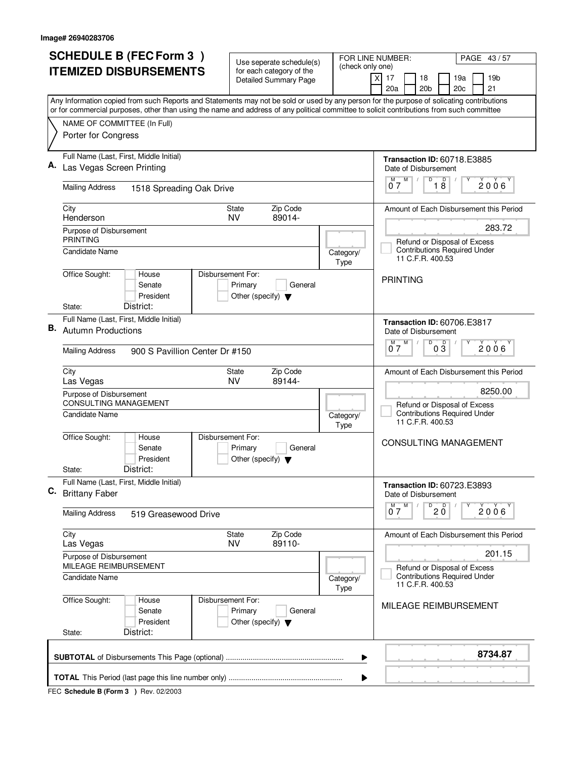Image# 26940283706

# SCHEDULE B (FEC Form 3 ) ITEMIZED DISBURSEMENTS

Use seperate schedule(s) for each category of the Detailed Summary Page

FOR LINE NUMBER: (check only one)

[X] 17 [ ] 18 [ ] 19a [ ] 19b [ ] 20a [ ] 20b [ ] 20c [ ] 21

PAGE 43 / 57

Any Information copied from such Reports and Statements may not be sold or used by any person for the purpose of solicating contributions or for commercial purposes, other than using the name and address of any political committee to solicit contributions from such committee

NAME OF COMMITTEE (In Full)
Porter for Congress

---

**A.** Full Name (Last, First, Middle Initial): Las Vegas Screen Printing

Mailing Address: 1518 Spreading Oak Drive

City: Henderson | State: NV | Zip Code: 89014-

Purpose of Disbursement: PRINTING

Candidate Name:

Category/Type:

Office Sought: [ ] House [ ] Senate [ ] President — State: District:

Disbursement For: [ ] Primary [ ] General [ ] Other (specify)

Transaction ID: 60718.E3885

Date of Disbursement: 07 / 18 / 2006

Amount of Each Disbursement this Period: 283.72

[ ] Refund or Disposal of Excess Contributions Required Under 11 C.F.R. 400.53

PRINTING

---

**B.** Full Name (Last, First, Middle Initial): Autumn Productions

Mailing Address: 900 S Pavillion Center Dr #150

City: Las Vegas | State: NV | Zip Code: 89144-

Purpose of Disbursement: CONSULTING MANAGEMENT

Candidate Name:

Category/Type:

Office Sought: [ ] House [ ] Senate [ ] President — State: District:

Disbursement For: [ ] Primary [ ] General [ ] Other (specify)

Transaction ID: 60706.E3817

Date of Disbursement: 07 / 03 / 2006

Amount of Each Disbursement this Period: 8250.00

[ ] Refund or Disposal of Excess Contributions Required Under 11 C.F.R. 400.53

CONSULTING MANAGEMENT

---

**C.** Full Name (Last, First, Middle Initial): Brittany Faber

Mailing Address: 519 Greasewood Drive

City: Las Vegas | State: NV | Zip Code: 89110-

Purpose of Disbursement: MILEAGE REIMBURSEMENT

Candidate Name:

Category/Type:

Office Sought: [ ] House [ ] Senate [ ] President — State: District:

Disbursement For: [ ] Primary [ ] General [ ] Other (specify)

Transaction ID: 60723.E3893

Date of Disbursement: 07 / 20 / 2006

Amount of Each Disbursement this Period: 201.15

[ ] Refund or Disposal of Excess Contributions Required Under 11 C.F.R. 400.53

MILEAGE REIMBURSEMENT

---

**SUBTOTAL** of Disbursements This Page (optional): **8734.87**

**TOTAL** This Period (last page this line number only):

FEC **Schedule B (Form 3 )** Rev. 02/2003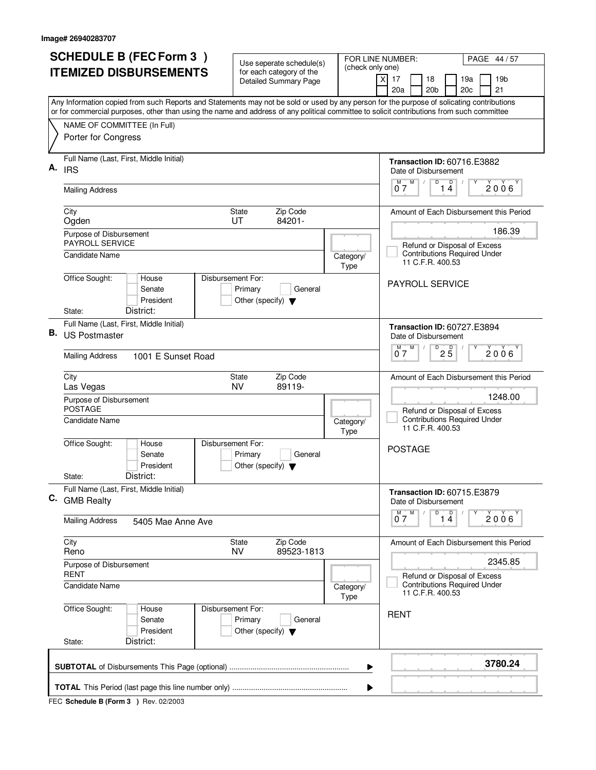Image# 26940283707

# SCHEDULE B (FEC Form 3 ) ITEMIZED DISBURSEMENTS

Use seperate schedule(s) for each category of the Detailed Summary Page

FOR LINE NUMBER: (check only one)

[X] 17 [ ] 18 [ ] 19a [ ] 19b [ ] 20a [ ] 20b [ ] 20c [ ] 21

Any Information copied from such Reports and Statements may not be sold or used by any person for the purpose of solicating contributions or for commercial purposes, other than using the name and address of any political committee to solicit contributions from such committee

NAME OF COMMITTEE (In Full)
Porter for Congress

---

**A.** Full Name (Last, First, Middle Initial): IRS

Mailing Address:

City: Ogden | State: UT | Zip Code: 84201-

Purpose of Disbursement: PAYROLL SERVICE

Candidate Name: | Category/Type:

Office Sought: House / Senate / President | State: | District:

Disbursement For: Primary / General / Other (specify)

Transaction ID: 60716.E3882

Date of Disbursement: 07 / 14 / 2006

Amount of Each Disbursement this Period: 186.39

Refund or Disposal of Excess Contributions Required Under 11 C.F.R. 400.53

PAYROLL SERVICE

---

**B.** Full Name (Last, First, Middle Initial): US Postmaster

Mailing Address: 1001 E Sunset Road

City: Las Vegas | State: NV | Zip Code: 89119-

Purpose of Disbursement: POSTAGE

Candidate Name: | Category/Type:

Office Sought: House / Senate / President | State: | District:

Disbursement For: Primary / General / Other (specify)

Transaction ID: 60727.E3894

Date of Disbursement: 07 / 25 / 2006

Amount of Each Disbursement this Period: 1248.00

Refund or Disposal of Excess Contributions Required Under 11 C.F.R. 400.53

POSTAGE

---

**C.** Full Name (Last, First, Middle Initial): GMB Realty

Mailing Address: 5405 Mae Anne Ave

City: Reno | State: NV | Zip Code: 89523-1813

Purpose of Disbursement: RENT

Candidate Name: | Category/Type:

Office Sought: House / Senate / President | State: | District:

Disbursement For: Primary / General / Other (specify)

Transaction ID: 60715.E3879

Date of Disbursement: 07 / 14 / 2006

Amount of Each Disbursement this Period: 2345.85

Refund or Disposal of Excess Contributions Required Under 11 C.F.R. 400.53

RENT

---

**SUBTOTAL** of Disbursements This Page (optional): **3780.24**

**TOTAL** This Period (last page this line number only):

FEC **Schedule B (Form 3 )** Rev. 02/2003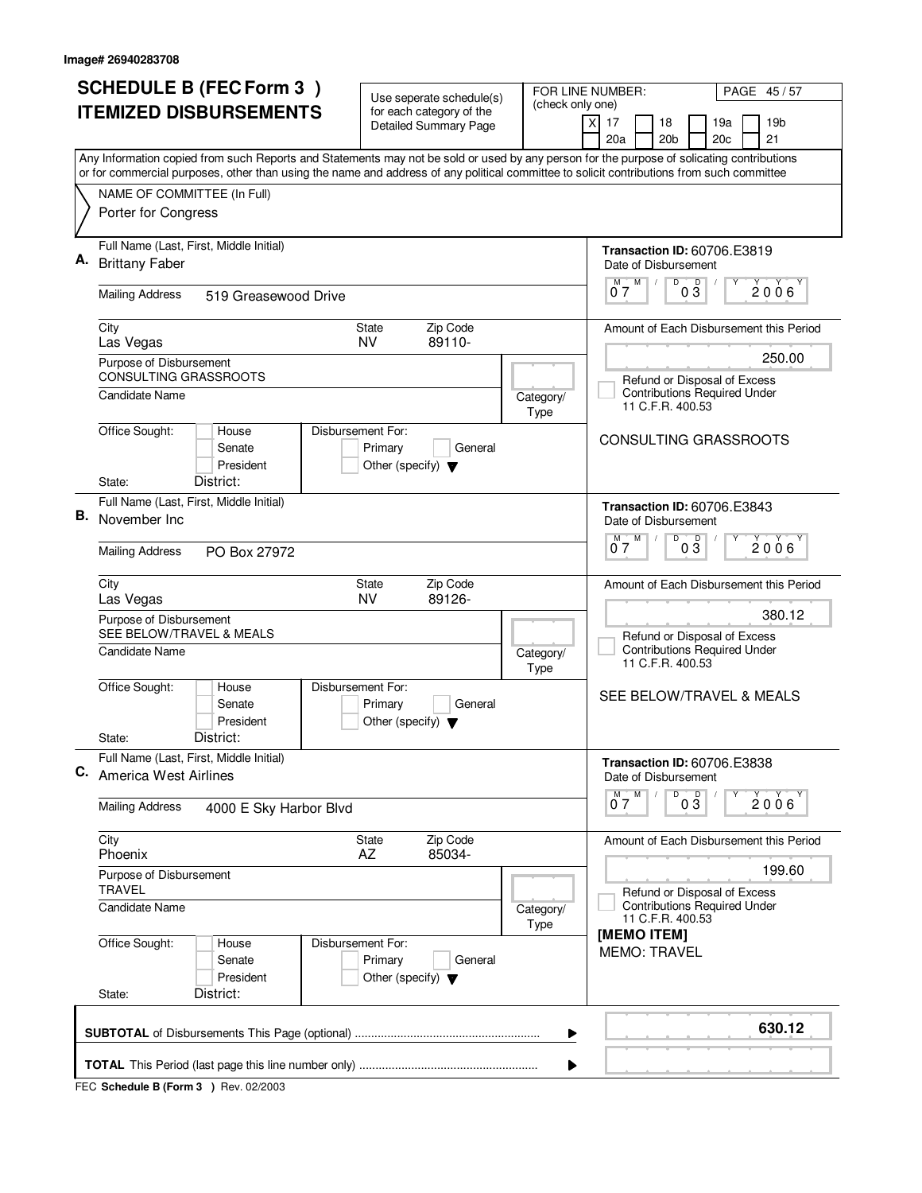Image# 26940283708

# SCHEDULE B (FEC Form 3 )
# ITEMIZED DISBURSEMENTS

Use seperate schedule(s) for each category of the Detailed Summary Page

FOR LINE NUMBER: (check only one)

- [X] 17
- [ ] 18
- [ ] 19a
- [ ] 19b
- [ ] 20a
- [ ] 20b
- [ ] 20c
- [ ] 21

Any Information copied from such Reports and Statements may not be sold or used by any person for the purpose of solicating contributions or for commercial purposes, other than using the name and address of any political committee to solicit contributions from such committee

NAME OF COMMITTEE (In Full)
Porter for Congress

---

**A.** Full Name (Last, First, Middle Initial): Brittany Faber

Mailing Address: 519 Greasewood Drive

City: Las Vegas | State: NV | Zip Code: 89110-

Purpose of Disbursement: CONSULTING GRASSROOTS

Candidate Name:

Category/Type:

Office Sought: House / Senate / President — State: — District:

Disbursement For: Primary / General / Other (specify)

Transaction ID: 60706.E3819

Date of Disbursement: 07 / 03 / 2006

Amount of Each Disbursement this Period: 250.00

Refund or Disposal of Excess Contributions Required Under 11 C.F.R. 400.53

CONSULTING GRASSROOTS

---

**B.** Full Name (Last, First, Middle Initial): November Inc

Mailing Address: PO Box 27972

City: Las Vegas | State: NV | Zip Code: 89126-

Purpose of Disbursement: SEE BELOW/TRAVEL & MEALS

Candidate Name:

Category/Type:

Office Sought: House / Senate / President — State: — District:

Disbursement For: Primary / General / Other (specify)

Transaction ID: 60706.E3843

Date of Disbursement: 07 / 03 / 2006

Amount of Each Disbursement this Period: 380.12

Refund or Disposal of Excess Contributions Required Under 11 C.F.R. 400.53

SEE BELOW/TRAVEL & MEALS

---

**C.** Full Name (Last, First, Middle Initial): America West Airlines

Mailing Address: 4000 E Sky Harbor Blvd

City: Phoenix | State: AZ | Zip Code: 85034-

Purpose of Disbursement: TRAVEL

Candidate Name:

Category/Type:

Office Sought: House / Senate / President — State: — District:

Disbursement For: Primary / General / Other (specify)

Transaction ID: 60706.E3838

Date of Disbursement: 07 / 03 / 2006

Amount of Each Disbursement this Period: 199.60

Refund or Disposal of Excess Contributions Required Under 11 C.F.R. 400.53

[MEMO ITEM]
MEMO: TRAVEL

---

**SUBTOTAL** of Disbursements This Page (optional): 630.12

**TOTAL** This Period (last page this line number only):

FEC **Schedule B (Form 3 )** Rev. 02/2003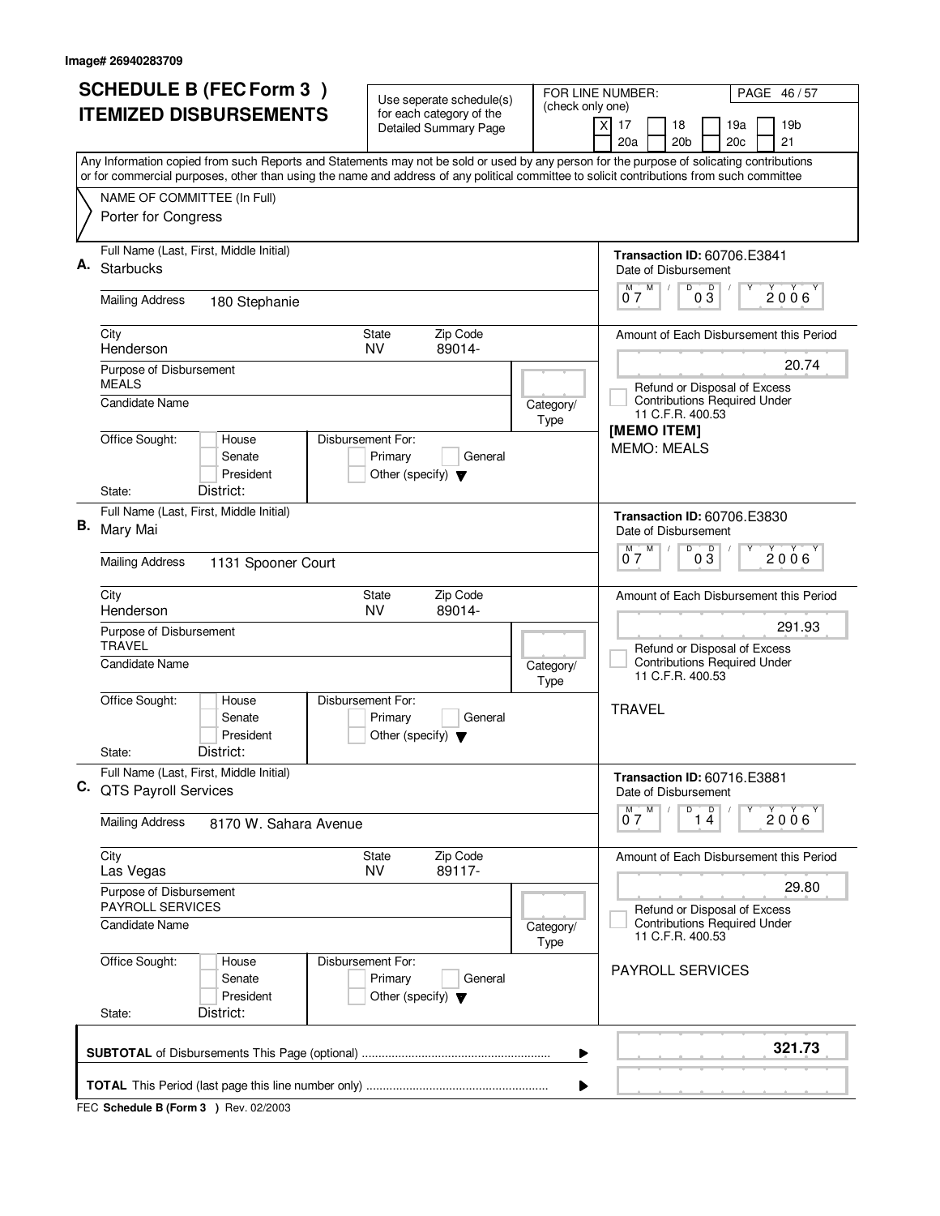Image# 26940283709

# SCHEDULE B (FEC Form 3 ) ITEMIZED DISBURSEMENTS

Use seperate schedule(s) for each category of the Detailed Summary Page

FOR LINE NUMBER: (check only one)

- [X] 17
- [ ] 18
- [ ] 19a
- [ ] 19b
- [ ] 20a
- [ ] 20b
- [ ] 20c
- [ ] 21

PAGE 46 / 57

Any Information copied from such Reports and Statements may not be sold or used by any person for the purpose of solicating contributions or for commercial purposes, other than using the name and address of any political committee to solicit contributions from such committee

NAME OF COMMITTEE (In Full)
Porter for Congress

---

**A.** Full Name (Last, First, Middle Initial): Starbucks

Mailing Address: 180 Stephanie

City: Henderson | State: NV | Zip Code: 89014-

Purpose of Disbursement: MEALS

Candidate Name:

Category/Type:

Office Sought: House / Senate / President

State: | District:

Disbursement For: Primary / General / Other (specify)

Transaction ID: 60706.E3841

Date of Disbursement: 07 / 03 / 2006

Amount of Each Disbursement this Period: 20.74

Refund or Disposal of Excess Contributions Required Under 11 C.F.R. 400.53

[MEMO ITEM]

MEMO: MEALS

---

**B.** Full Name (Last, First, Middle Initial): Mary Mai

Mailing Address: 1131 Spooner Court

City: Henderson | State: NV | Zip Code: 89014-

Purpose of Disbursement: TRAVEL

Candidate Name:

Category/Type:

Office Sought: House / Senate / President

State: | District:

Disbursement For: Primary / General / Other (specify)

Transaction ID: 60706.E3830

Date of Disbursement: 07 / 03 / 2006

Amount of Each Disbursement this Period: 291.93

Refund or Disposal of Excess Contributions Required Under 11 C.F.R. 400.53

TRAVEL

---

**C.** Full Name (Last, First, Middle Initial): QTS Payroll Services

Mailing Address: 8170 W. Sahara Avenue

City: Las Vegas | State: NV | Zip Code: 89117-

Purpose of Disbursement: PAYROLL SERVICES

Candidate Name:

Category/Type:

Office Sought: House / Senate / President

State: | District:

Disbursement For: Primary / General / Other (specify)

Transaction ID: 60716.E3881

Date of Disbursement: 07 / 14 / 2006

Amount of Each Disbursement this Period: 29.80

Refund or Disposal of Excess Contributions Required Under 11 C.F.R. 400.53

PAYROLL SERVICES

---

**SUBTOTAL** of Disbursements This Page (optional): **321.73**

**TOTAL** This Period (last page this line number only):

FEC **Schedule B (Form 3 )** Rev. 02/2003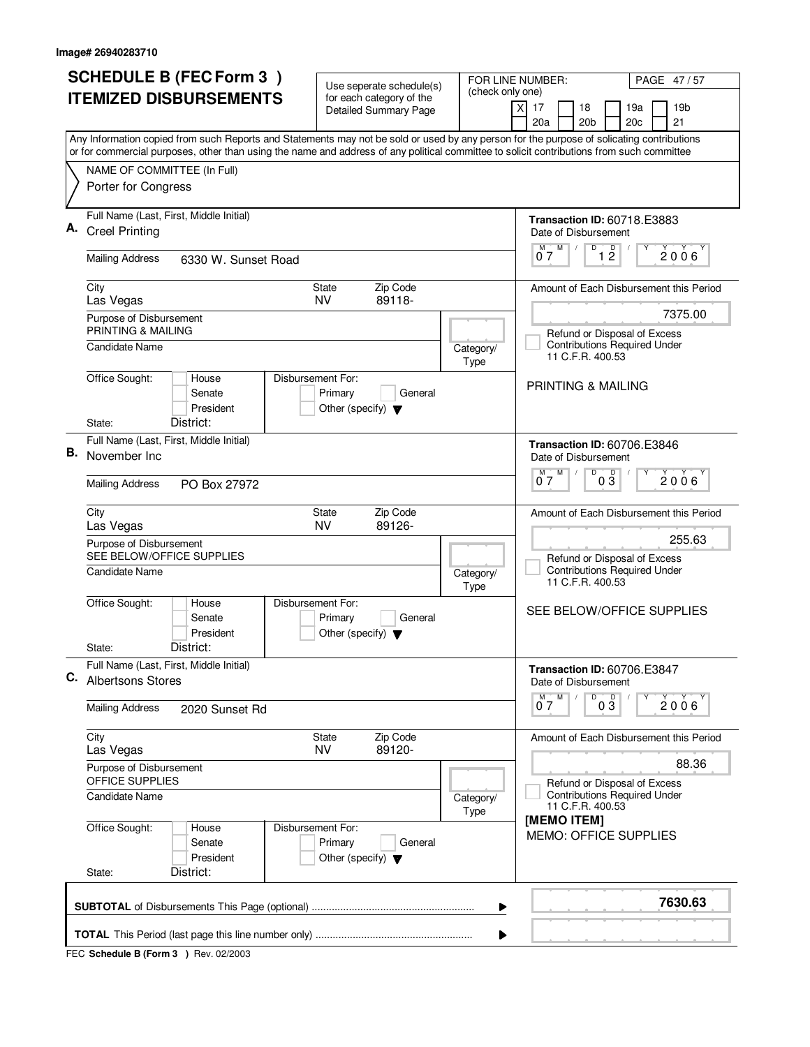Image# 26940283710

# SCHEDULE B (FEC Form 3 ) ITEMIZED DISBURSEMENTS

Use seperate schedule(s) for each category of the Detailed Summary Page

FOR LINE NUMBER: (check only one)

- [X] 17
- [ ] 18
- [ ] 19a
- [ ] 19b
- [ ] 20a
- [ ] 20b
- [ ] 20c
- [ ] 21

Any Information copied from such Reports and Statements may not be sold or used by any person for the purpose of solicating contributions or for commercial purposes, other than using the name and address of any political committee to solicit contributions from such committee

NAME OF COMMITTEE (In Full)
Porter for Congress

---

**A.** Full Name (Last, First, Middle Initial): Creel Printing

Mailing Address: 6330 W. Sunset Road

City: Las Vegas | State: NV | Zip Code: 89118-

Purpose of Disbursement: PRINTING & MAILING

Candidate Name:

Category/Type:

Office Sought: House / Senate / President

State: District:

Disbursement For: Primary / General / Other (specify)

Transaction ID: 60718.E3883

Date of Disbursement: 07 / 12 / 2006

Amount of Each Disbursement this Period: 7375.00

Refund or Disposal of Excess Contributions Required Under 11 C.F.R. 400.53

PRINTING & MAILING

---

**B.** Full Name (Last, First, Middle Initial): November Inc

Mailing Address: PO Box 27972

City: Las Vegas | State: NV | Zip Code: 89126-

Purpose of Disbursement: SEE BELOW/OFFICE SUPPLIES

Candidate Name:

Category/Type:

Office Sought: House / Senate / President

State: District:

Disbursement For: Primary / General / Other (specify)

Transaction ID: 60706.E3846

Date of Disbursement: 07 / 03 / 2006

Amount of Each Disbursement this Period: 255.63

Refund or Disposal of Excess Contributions Required Under 11 C.F.R. 400.53

SEE BELOW/OFFICE SUPPLIES

---

**C.** Full Name (Last, First, Middle Initial): Albertsons Stores

Mailing Address: 2020 Sunset Rd

City: Las Vegas | State: NV | Zip Code: 89120-

Purpose of Disbursement: OFFICE SUPPLIES

Candidate Name:

Category/Type:

Office Sought: House / Senate / President

State: District:

Disbursement For: Primary / General / Other (specify)

Transaction ID: 60706.E3847

Date of Disbursement: 07 / 03 / 2006

Amount of Each Disbursement this Period: 88.36

Refund or Disposal of Excess Contributions Required Under 11 C.F.R. 400.53

[MEMO ITEM]
MEMO: OFFICE SUPPLIES

---

**SUBTOTAL** of Disbursements This Page (optional): **7630.63**

**TOTAL** This Period (last page this line number only):

FEC Schedule B (Form 3 ) Rev. 02/2003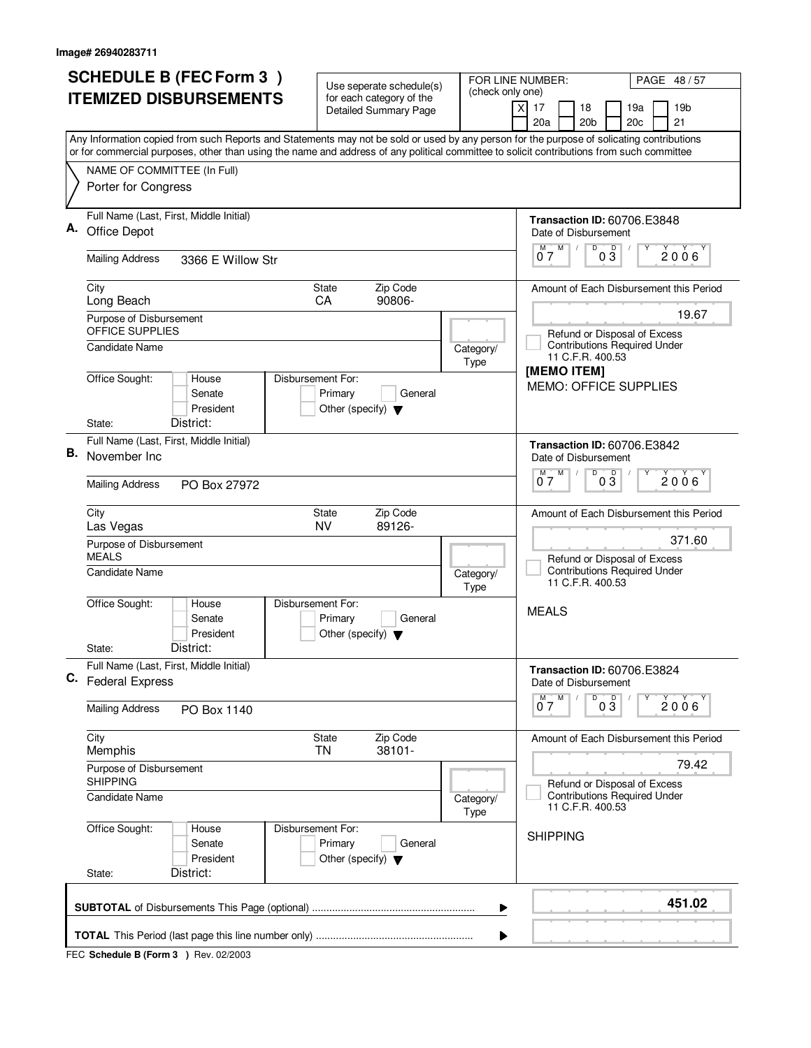Image# 26940283711

# SCHEDULE B (FEC Form 3 ) ITEMIZED DISBURSEMENTS

Use seperate schedule(s) for each category of the Detailed Summary Page

FOR LINE NUMBER: (check only one)

[X] 17 [ ] 18 [ ] 19a [ ] 19b [ ] 20a [ ] 20b [ ] 20c [ ] 21

PAGE 48 / 57

Any Information copied from such Reports and Statements may not be sold or used by any person for the purpose of solicating contributions or for commercial purposes, other than using the name and address of any political committee to solicit contributions from such committee

NAME OF COMMITTEE (In Full)
Porter for Congress

---

**A.** Full Name (Last, First, Middle Initial): Office Depot

Mailing Address: 3366 E Willow Str

City: Long Beach | State: CA | Zip Code: 90806-

Purpose of Disbursement: OFFICE SUPPLIES

Candidate Name:

Category/Type:

Office Sought: House / Senate / President
State: District:

Disbursement For: Primary / General / Other (specify)

Transaction ID: 60706.E3848

Date of Disbursement: 07 / 03 / 2006

Amount of Each Disbursement this Period: 19.67

Refund or Disposal of Excess Contributions Required Under 11 C.F.R. 400.53

[MEMO ITEM]
MEMO: OFFICE SUPPLIES

---

**B.** Full Name (Last, First, Middle Initial): November Inc

Mailing Address: PO Box 27972

City: Las Vegas | State: NV | Zip Code: 89126-

Purpose of Disbursement: MEALS

Candidate Name:

Category/Type:

Office Sought: House / Senate / President
State: District:

Disbursement For: Primary / General / Other (specify)

Transaction ID: 60706.E3842

Date of Disbursement: 07 / 03 / 2006

Amount of Each Disbursement this Period: 371.60

Refund or Disposal of Excess Contributions Required Under 11 C.F.R. 400.53

MEALS

---

**C.** Full Name (Last, First, Middle Initial): Federal Express

Mailing Address: PO Box 1140

City: Memphis | State: TN | Zip Code: 38101-

Purpose of Disbursement: SHIPPING

Candidate Name:

Category/Type:

Office Sought: House / Senate / President
State: District:

Disbursement For: Primary / General / Other (specify)

Transaction ID: 60706.E3824

Date of Disbursement: 07 / 03 / 2006

Amount of Each Disbursement this Period: 79.42

Refund or Disposal of Excess Contributions Required Under 11 C.F.R. 400.53

SHIPPING

---

**SUBTOTAL** of Disbursements This Page (optional) ........ **451.02**

**TOTAL** This Period (last page this line number only) ........

FEC **Schedule B (Form 3 )** Rev. 02/2003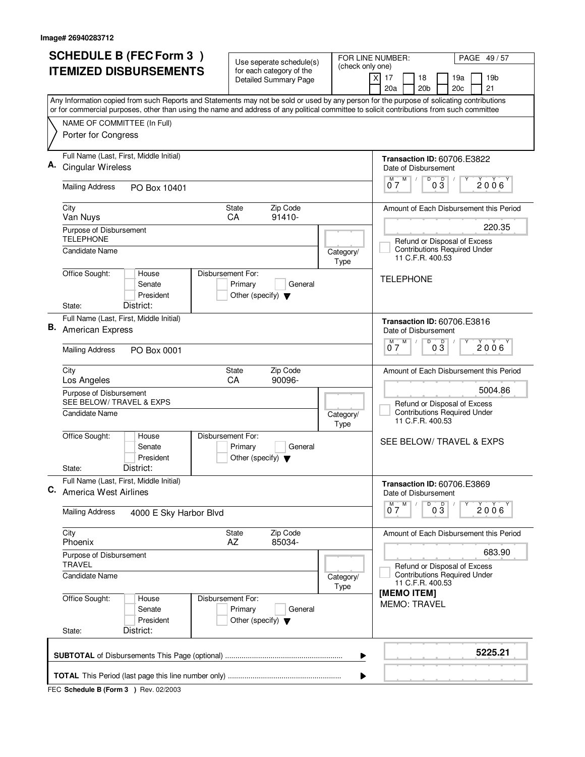Image# 26940283712

# SCHEDULE B (FEC Form 3 ) ITEMIZED DISBURSEMENTS

Use seperate schedule(s) for each category of the Detailed Summary Page

FOR LINE NUMBER: (check only one)

[X] 17 [ ] 18 [ ] 19a [ ] 19b [ ] 20a [ ] 20b [ ] 20c [ ] 21

Any Information copied from such Reports and Statements may not be sold or used by any person for the purpose of solicating contributions or for commercial purposes, other than using the name and address of any political committee to solicit contributions from such committee

NAME OF COMMITTEE (In Full)
Porter for Congress

---

**A.** Full Name (Last, First, Middle Initial): Cingular Wireless

Mailing Address: PO Box 10401

City: Van Nuys | State: CA | Zip Code: 91410-

Purpose of Disbursement: TELEPHONE

Candidate Name:

Category/Type:

Office Sought: House / Senate / President
State: District:

Disbursement For: Primary / General / Other (specify)

**Transaction ID:** 60706.E3822

Date of Disbursement: 07/03/2006

Amount of Each Disbursement this Period: 220.35

Refund or Disposal of Excess Contributions Required Under 11 C.F.R. 400.53

TELEPHONE

---

**B.** Full Name (Last, First, Middle Initial): American Express

Mailing Address: PO Box 0001

City: Los Angeles | State: CA | Zip Code: 90096-

Purpose of Disbursement: SEE BELOW/ TRAVEL & EXPS

Candidate Name:

Category/Type:

Office Sought: House / Senate / President
State: District:

Disbursement For: Primary / General / Other (specify)

**Transaction ID:** 60706.E3816

Date of Disbursement: 07/03/2006

Amount of Each Disbursement this Period: 5004.86

Refund or Disposal of Excess Contributions Required Under 11 C.F.R. 400.53

SEE BELOW/ TRAVEL & EXPS

---

**C.** Full Name (Last, First, Middle Initial): America West Airlines

Mailing Address: 4000 E Sky Harbor Blvd

City: Phoenix | State: AZ | Zip Code: 85034-

Purpose of Disbursement: TRAVEL

Candidate Name:

Category/Type:

Office Sought: House / Senate / President
State: District:

Disbursement For: Primary / General / Other (specify)

**Transaction ID:** 60706.E3869

Date of Disbursement: 07/03/2006

Amount of Each Disbursement this Period: 683.90

Refund or Disposal of Excess Contributions Required Under 11 C.F.R. 400.53

[MEMO ITEM]
MEMO: TRAVEL

---

**SUBTOTAL** of Disbursements This Page (optional): **5225.21**

**TOTAL** This Period (last page this line number only):

FEC **Schedule B (Form 3 )** Rev. 02/2003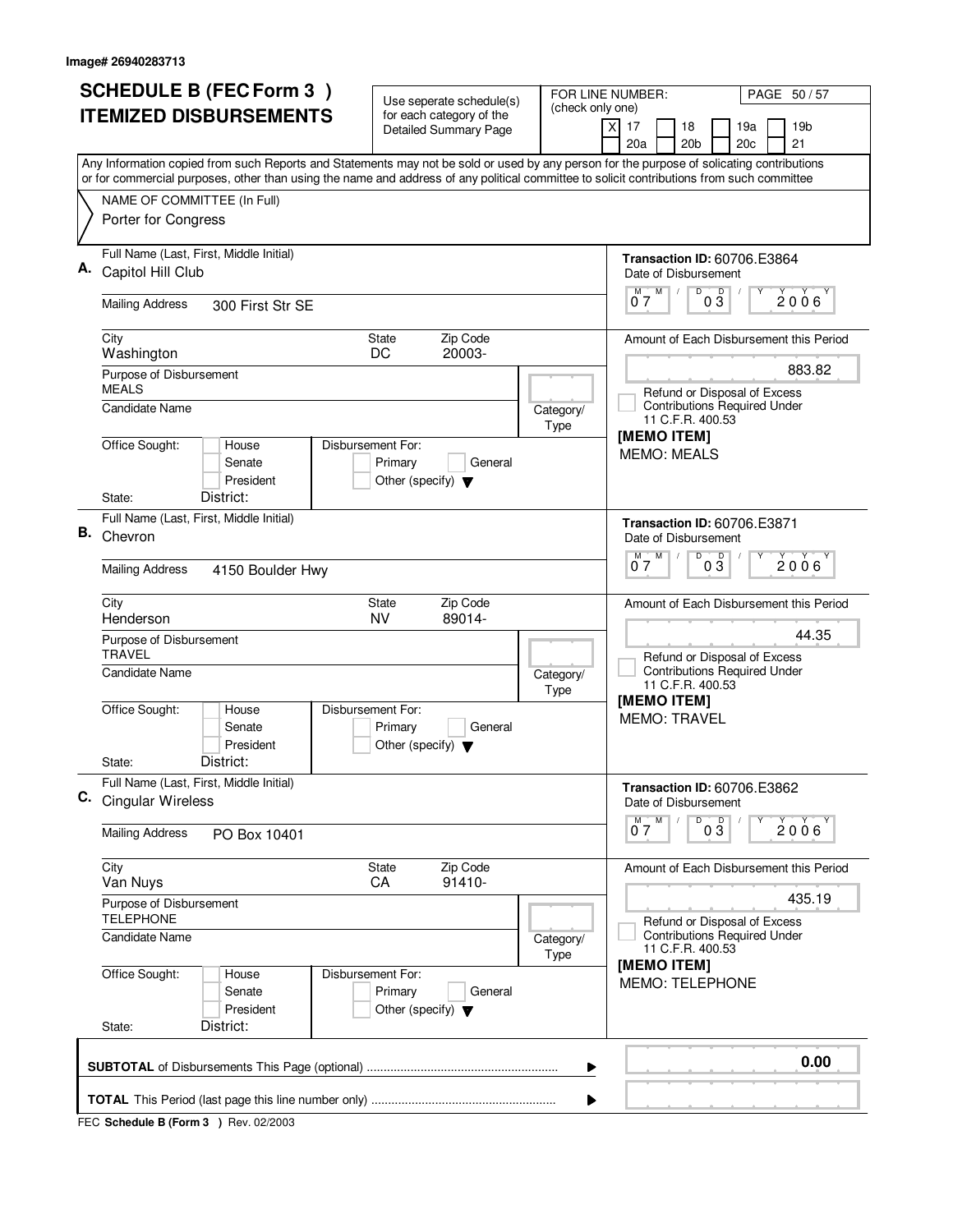Image# 26940283713

# SCHEDULE B (FEC Form 3 ) ITEMIZED DISBURSEMENTS

Use seperate schedule(s) for each category of the Detailed Summary Page

FOR LINE NUMBER: (check only one)

- [X] 17
- [ ] 18
- [ ] 19a
- [ ] 19b
- [ ] 20a
- [ ] 20b
- [ ] 20c
- [ ] 21

PAGE 50 / 57

Any Information copied from such Reports and Statements may not be sold or used by any person for the purpose of solicating contributions or for commercial purposes, other than using the name and address of any political committee to solicit contributions from such committee

NAME OF COMMITTEE (In Full)
Porter for Congress

---

**A.** Full Name (Last, First, Middle Initial): Capitol Hill Club

Mailing Address: 300 First Str SE

City: Washington | State: DC | Zip Code: 20003-

Purpose of Disbursement: MEALS

Candidate Name:

Category/Type:

Office Sought: [ ] House [ ] Senate [ ] President
State: District:

Disbursement For: [ ] Primary [ ] General [ ] Other (specify)

Transaction ID: 60706.E3864

Date of Disbursement: 07 / 03 / 2006

Amount of Each Disbursement this Period: 883.82

[ ] Refund or Disposal of Excess Contributions Required Under 11 C.F.R. 400.53

[MEMO ITEM]
MEMO: MEALS

---

**B.** Full Name (Last, First, Middle Initial): Chevron

Mailing Address: 4150 Boulder Hwy

City: Henderson | State: NV | Zip Code: 89014-

Purpose of Disbursement: TRAVEL

Candidate Name:

Category/Type:

Office Sought: [ ] House [ ] Senate [ ] President
State: District:

Disbursement For: [ ] Primary [ ] General [ ] Other (specify)

Transaction ID: 60706.E3871

Date of Disbursement: 07 / 03 / 2006

Amount of Each Disbursement this Period: 44.35

[ ] Refund or Disposal of Excess Contributions Required Under 11 C.F.R. 400.53

[MEMO ITEM]
MEMO: TRAVEL

---

**C.** Full Name (Last, First, Middle Initial): Cingular Wireless

Mailing Address: PO Box 10401

City: Van Nuys | State: CA | Zip Code: 91410-

Purpose of Disbursement: TELEPHONE

Candidate Name:

Category/Type:

Office Sought: [ ] House [ ] Senate [ ] President
State: District:

Disbursement For: [ ] Primary [ ] General [ ] Other (specify)

Transaction ID: 60706.E3862

Date of Disbursement: 07 / 03 / 2006

Amount of Each Disbursement this Period: 435.19

[ ] Refund or Disposal of Excess Contributions Required Under 11 C.F.R. 400.53

[MEMO ITEM]
MEMO: TELEPHONE

---

**SUBTOTAL** of Disbursements This Page (optional) ▶ 0.00

**TOTAL** This Period (last page this line number only) ▶

FEC **Schedule B (Form 3 )** Rev. 02/2003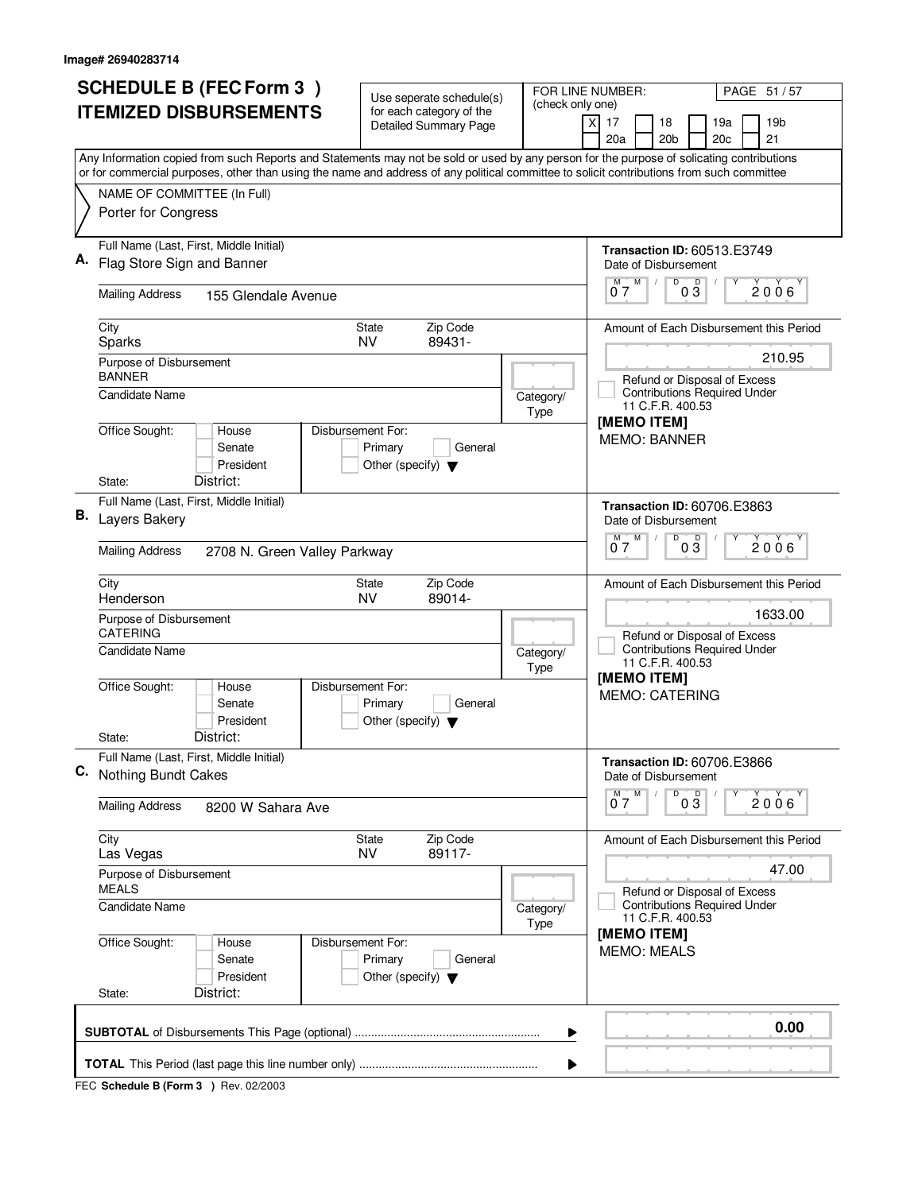Image# 26940283714

# SCHEDULE B (FEC Form 3 ) ITEMIZED DISBURSEMENTS

Use seperate schedule(s) for each category of the Detailed Summary Page

FOR LINE NUMBER: (check only one)

- [X] 17
- [ ] 18
- [ ] 19a
- [ ] 19b
- [ ] 20a
- [ ] 20b
- [ ] 20c
- [ ] 21

Any Information copied from such Reports and Statements may not be sold or used by any person for the purpose of solicating contributions or for commercial purposes, other than using the name and address of any political committee to solicit contributions from such committee

NAME OF COMMITTEE (In Full)
Porter for Congress

---

**A.** Full Name (Last, First, Middle Initial): Flag Store Sign and Banner

Mailing Address: 155 Glendale Avenue

City: Sparks | State: NV | Zip Code: 89431-

Purpose of Disbursement: BANNER

Candidate Name:

Category/Type:

Office Sought: House / Senate / President

State: | District:

Disbursement For: Primary / General / Other (specify)

Transaction ID: 60513.E3749

Date of Disbursement: 07/03/2006

Amount of Each Disbursement this Period: 210.95

Refund or Disposal of Excess Contributions Required Under 11 C.F.R. 400.53

[MEMO ITEM]
MEMO: BANNER

---

**B.** Full Name (Last, First, Middle Initial): Layers Bakery

Mailing Address: 2708 N. Green Valley Parkway

City: Henderson | State: NV | Zip Code: 89014-

Purpose of Disbursement: CATERING

Candidate Name:

Category/Type:

Office Sought: House / Senate / President

State: | District:

Disbursement For: Primary / General / Other (specify)

Transaction ID: 60706.E3863

Date of Disbursement: 07/03/2006

Amount of Each Disbursement this Period: 1633.00

Refund or Disposal of Excess Contributions Required Under 11 C.F.R. 400.53

[MEMO ITEM]
MEMO: CATERING

---

**C.** Full Name (Last, First, Middle Initial): Nothing Bundt Cakes

Mailing Address: 8200 W Sahara Ave

City: Las Vegas | State: NV | Zip Code: 89117-

Purpose of Disbursement: MEALS

Candidate Name:

Category/Type:

Office Sought: House / Senate / President

State: | District:

Disbursement For: Primary / General / Other (specify)

Transaction ID: 60706.E3866

Date of Disbursement: 07/03/2006

Amount of Each Disbursement this Period: 47.00

Refund or Disposal of Excess Contributions Required Under 11 C.F.R. 400.53

[MEMO ITEM]
MEMO: MEALS

---

**SUBTOTAL** of Disbursements This Page (optional) ........ 0.00

**TOTAL** This Period (last page this line number only) ........

FEC **Schedule B (Form 3 )** Rev. 02/2003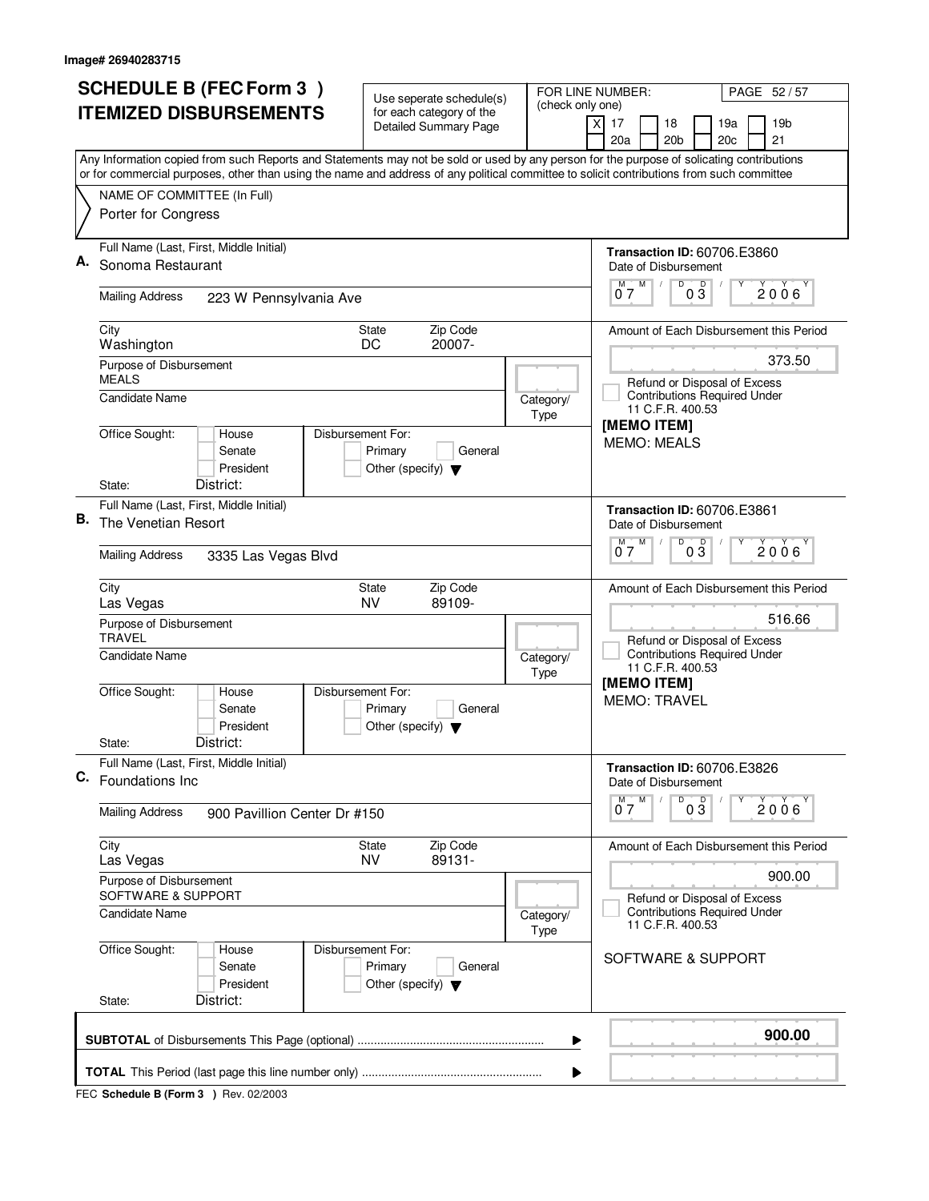Image# 26940283715

# SCHEDULE B (FEC Form 3 ) ITEMIZED DISBURSEMENTS

Use seperate schedule(s) for each category of the Detailed Summary Page

FOR LINE NUMBER: (check only one)

- [X] 17
- [ ] 18
- [ ] 19a
- [ ] 19b
- [ ] 20a
- [ ] 20b
- [ ] 20c
- [ ] 21

Any Information copied from such Reports and Statements may not be sold or used by any person for the purpose of solicating contributions or for commercial purposes, other than using the name and address of any political committee to solicit contributions from such committee

NAME OF COMMITTEE (In Full)
Porter for Congress

---

**A.** Full Name (Last, First, Middle Initial): Sonoma Restaurant

Mailing Address: 223 W Pennsylvania Ave

City: Washington | State: DC | Zip Code: 20007-

Purpose of Disbursement: MEALS

Candidate Name:

Category/Type:

Office Sought: House / Senate / President — State: District:

Disbursement For: Primary / General / Other (specify)

Transaction ID: 60706.E3860

Date of Disbursement: 07/03/2006

Amount of Each Disbursement this Period: 373.50

Refund or Disposal of Excess Contributions Required Under 11 C.F.R. 400.53

[MEMO ITEM]
MEMO: MEALS

---

**B.** Full Name (Last, First, Middle Initial): The Venetian Resort

Mailing Address: 3335 Las Vegas Blvd

City: Las Vegas | State: NV | Zip Code: 89109-

Purpose of Disbursement: TRAVEL

Candidate Name:

Category/Type:

Office Sought: House / Senate / President — State: District:

Disbursement For: Primary / General / Other (specify)

Transaction ID: 60706.E3861

Date of Disbursement: 07/03/2006

Amount of Each Disbursement this Period: 516.66

Refund or Disposal of Excess Contributions Required Under 11 C.F.R. 400.53

[MEMO ITEM]
MEMO: TRAVEL

---

**C.** Full Name (Last, First, Middle Initial): Foundations Inc

Mailing Address: 900 Pavillion Center Dr #150

City: Las Vegas | State: NV | Zip Code: 89131-

Purpose of Disbursement: SOFTWARE & SUPPORT

Candidate Name:

Category/Type:

Office Sought: House / Senate / President — State: District:

Disbursement For: Primary / General / Other (specify)

Transaction ID: 60706.E3826

Date of Disbursement: 07/03/2006

Amount of Each Disbursement this Period: 900.00

Refund or Disposal of Excess Contributions Required Under 11 C.F.R. 400.53

SOFTWARE & SUPPORT

---

**SUBTOTAL** of Disbursements This Page (optional): **900.00**

**TOTAL** This Period (last page this line number only):

FEC **Schedule B (Form 3 )** Rev. 02/2003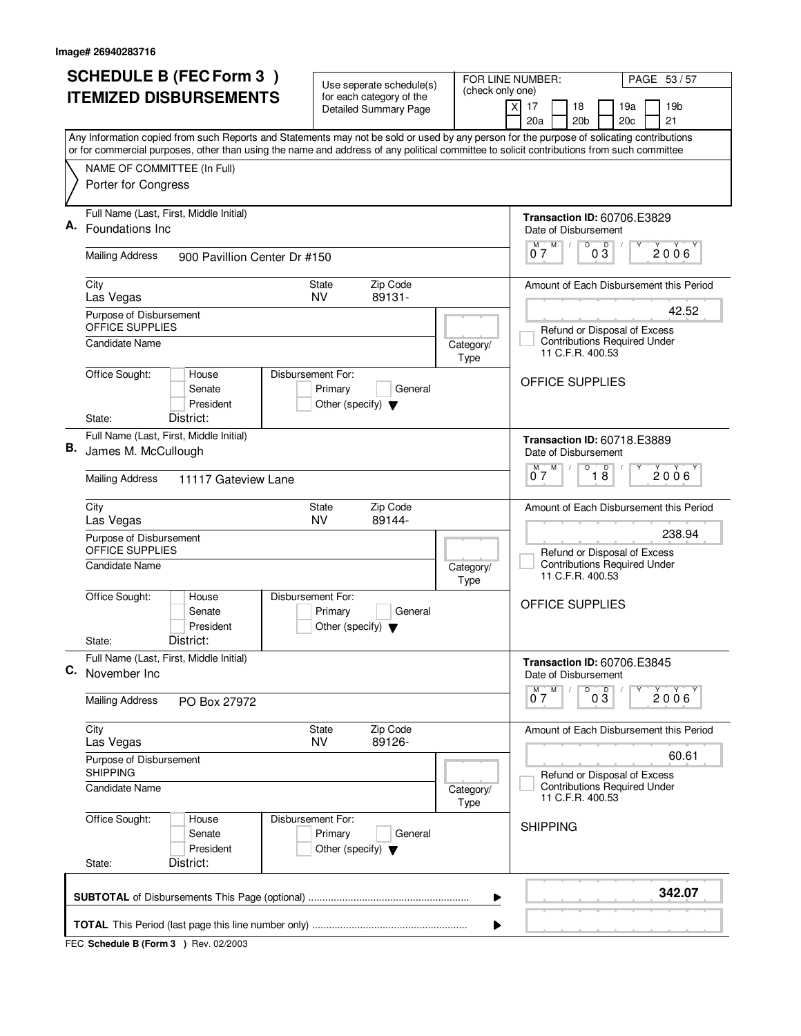Image# 26940283716

# SCHEDULE B (FEC Form 3 ) ITEMIZED DISBURSEMENTS

Use seperate schedule(s) for each category of the Detailed Summary Page

FOR LINE NUMBER: (check only one)
[X] 17 [ ] 18 [ ] 19a [ ] 19b [ ] 20a [ ] 20b [ ] 20c [ ] 21

PAGE 53 / 57

Any Information copied from such Reports and Statements may not be sold or used by any person for the purpose of solicating contributions or for commercial purposes, other than using the name and address of any political committee to solicit contributions from such committee

NAME OF COMMITTEE (In Full)
Porter for Congress

---

**A.** Full Name (Last, First, Middle Initial): Foundations Inc

Mailing Address: 900 Pavillion Center Dr #150

City: Las Vegas | State: NV | Zip Code: 89131-

Purpose of Disbursement: OFFICE SUPPLIES

Candidate Name:

Category/Type:

Office Sought: [ ] House [ ] Senate [ ] President
State: District:

Disbursement For: [ ] Primary [ ] General [ ] Other (specify)

Transaction ID: 60706.E3829

Date of Disbursement: 07 / 03 / 2006

Amount of Each Disbursement this Period: 42.52

[ ] Refund or Disposal of Excess Contributions Required Under 11 C.F.R. 400.53

OFFICE SUPPLIES

---

**B.** Full Name (Last, First, Middle Initial): James M. McCullough

Mailing Address: 11117 Gateview Lane

City: Las Vegas | State: NV | Zip Code: 89144-

Purpose of Disbursement: OFFICE SUPPLIES

Candidate Name:

Category/Type:

Office Sought: [ ] House [ ] Senate [ ] President
State: District:

Disbursement For: [ ] Primary [ ] General [ ] Other (specify)

Transaction ID: 60718.E3889

Date of Disbursement: 07 / 18 / 2006

Amount of Each Disbursement this Period: 238.94

[ ] Refund or Disposal of Excess Contributions Required Under 11 C.F.R. 400.53

OFFICE SUPPLIES

---

**C.** Full Name (Last, First, Middle Initial): November Inc

Mailing Address: PO Box 27972

City: Las Vegas | State: NV | Zip Code: 89126-

Purpose of Disbursement: SHIPPING

Candidate Name:

Category/Type:

Office Sought: [ ] House [ ] Senate [ ] President
State: District:

Disbursement For: [ ] Primary [ ] General [ ] Other (specify)

Transaction ID: 60706.E3845

Date of Disbursement: 07 / 03 / 2006

Amount of Each Disbursement this Period: 60.61

[ ] Refund or Disposal of Excess Contributions Required Under 11 C.F.R. 400.53

SHIPPING

---

**SUBTOTAL** of Disbursements This Page (optional): **342.07**

**TOTAL** This Period (last page this line number only):

FEC **Schedule B (Form 3 )** Rev. 02/2003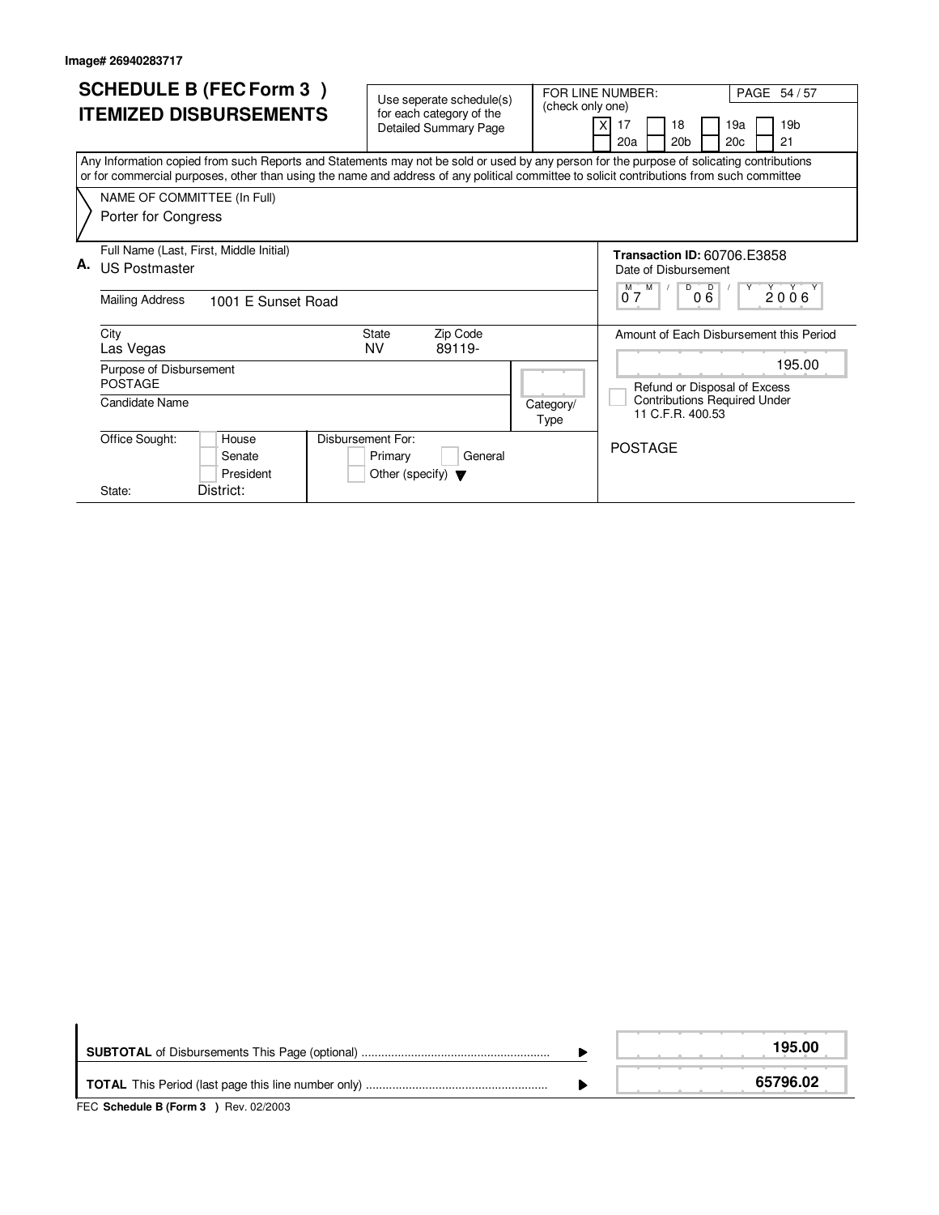Image# 26940283717

# SCHEDULE B (FEC Form 3 )
# ITEMIZED DISBURSEMENTS

Use seperate schedule(s) for each category of the Detailed Summary Page

FOR LINE NUMBER: (check only one)

| | | | | | | | |
|---|---|---|---|---|---|---|---|
| X | 17 | | 18 | | 19a | | 19b |
| | 20a | | 20b | | 20c | | 21 |

PAGE 54 / 57

Any Information copied from such Reports and Statements may not be sold or used by any person for the purpose of solicating contributions or for commercial purposes, other than using the name and address of any political committee to solicit contributions from such committee

NAME OF COMMITTEE (In Full)
Porter for Congress

**A.** Full Name (Last, First, Middle Initial)
US Postmaster

Mailing Address: 1001 E Sunset Road

City: Las Vegas | State: NV | Zip Code: 89119-

Purpose of Disbursement: POSTAGE

Candidate Name:

Category/Type:

Office Sought: House / Senate / President

State: District:

Disbursement For: Primary / General / Other (specify)

**Transaction ID:** 60706.E3858

Date of Disbursement: 07 / 06 / 2006

Amount of Each Disbursement this Period: 195.00

Refund or Disposal of Excess Contributions Required Under 11 C.F.R. 400.53

POSTAGE

| | |
|---|---|
| **SUBTOTAL** of Disbursements This Page (optional) | **195.00** |
| **TOTAL** This Period (last page this line number only) | **65796.02** |

FEC **Schedule B (Form 3 )** Rev. 02/2003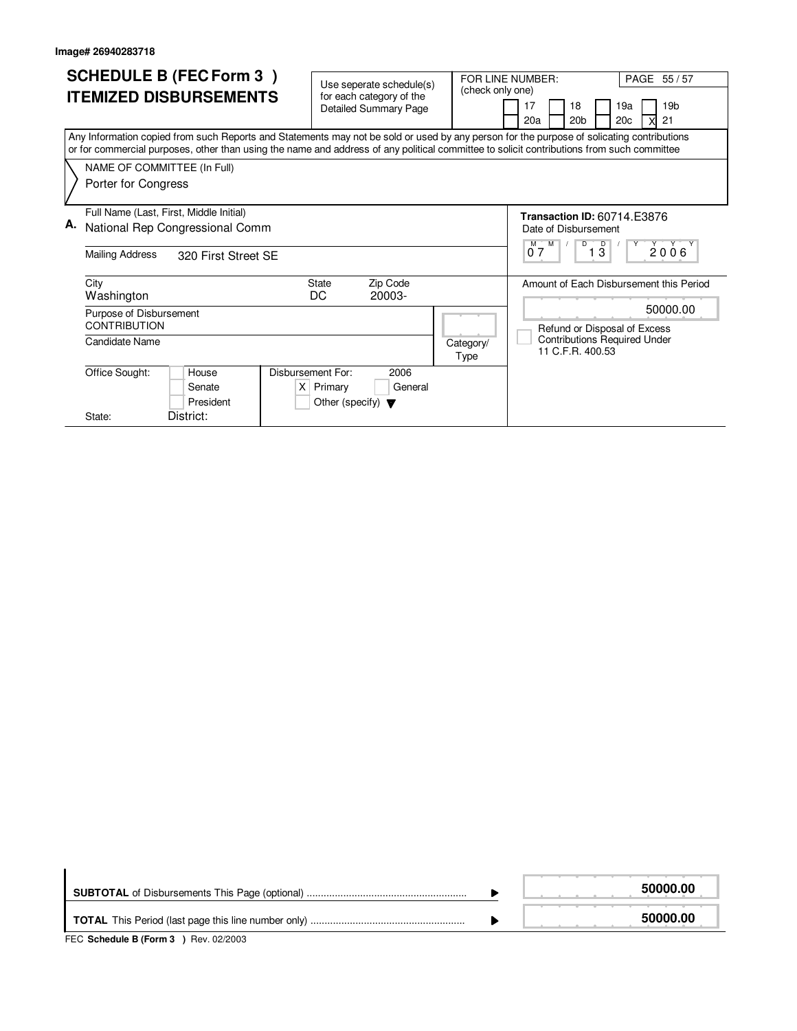Image# 26940283718

# SCHEDULE B (FEC Form 3 )
# ITEMIZED DISBURSEMENTS

Use seperate schedule(s) for each category of the Detailed Summary Page

FOR LINE NUMBER: (check only one)

- [ ] 17
- [ ] 18
- [ ] 19a
- [ ] 19b
- [ ] 20a
- [ ] 20b
- [ ] 20c
- [X] 21

Any Information copied from such Reports and Statements may not be sold or used by any person for the purpose of solicating contributions or for commercial purposes, other than using the name and address of any political committee to solicit contributions from such committee

NAME OF COMMITTEE (In Full)

Porter for Congress

**A.** Full Name (Last, First, Middle Initial): National Rep Congressional Comm

Mailing Address: 320 First Street SE

City: Washington | State: DC | Zip Code: 20003-

Purpose of Disbursement: CONTRIBUTION

Candidate Name:

Category/Type:

Office Sought: [ ] House [ ] Senate [ ] President

State: District:

Disbursement For: 2006 [X] Primary [ ] General [ ] Other (specify)

**Transaction ID:** 60714.E3876

Date of Disbursement: 07 / 13 / 2006

Amount of Each Disbursement this Period: 50000.00

[ ] Refund or Disposal of Excess Contributions Required Under 11 C.F.R. 400.53

| | |
|---|---|
| **SUBTOTAL** of Disbursements This Page (optional) | **50000.00** |
| **TOTAL** This Period (last page this line number only) | **50000.00** |

FEC **Schedule B (Form 3 )** Rev. 02/2003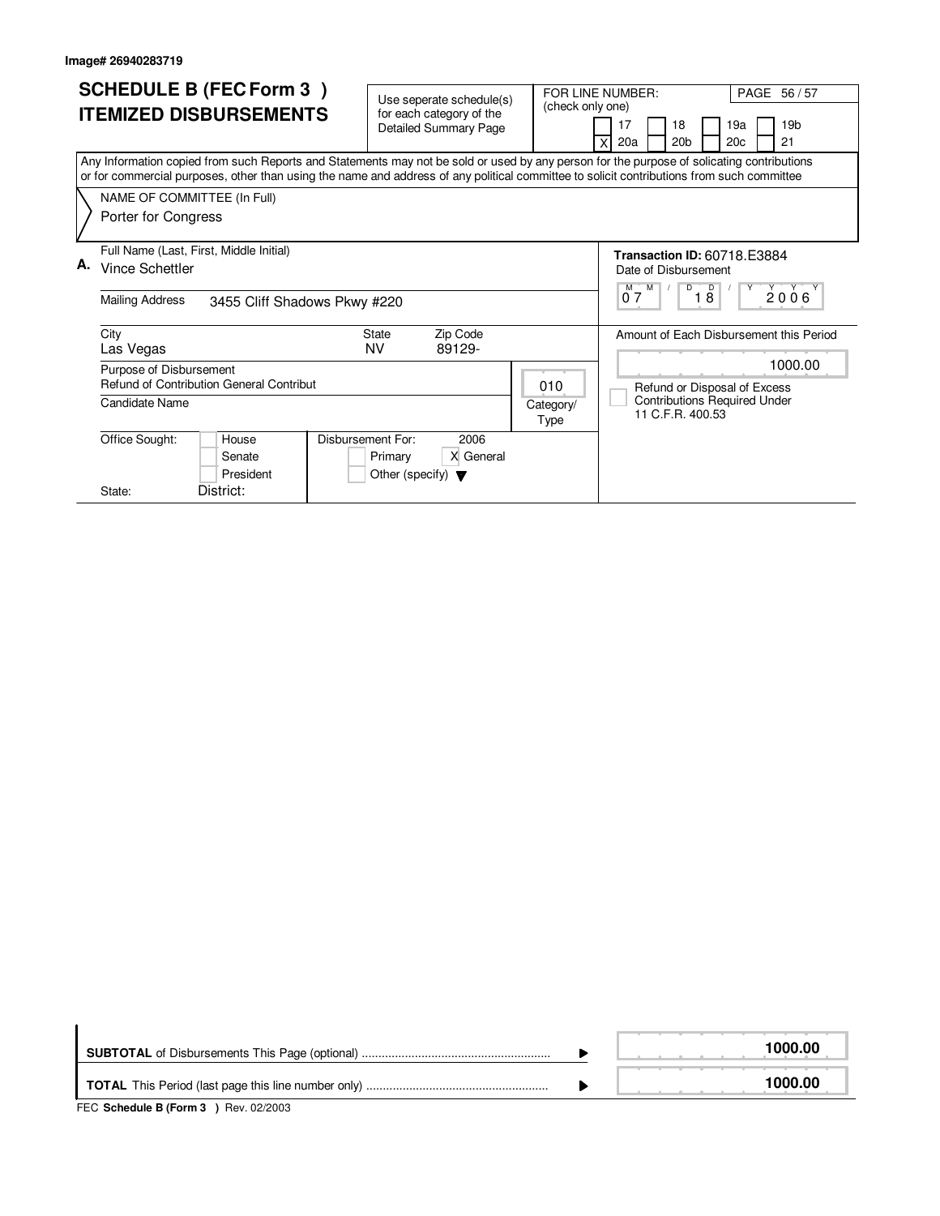Image# 26940283719

# SCHEDULE B (FEC Form 3 )
# ITEMIZED DISBURSEMENTS

Use seperate schedule(s) for each category of the Detailed Summary Page

FOR LINE NUMBER: (check only one)

| | | | |
|---|---|---|---|
| 17 | 18 | 19a | 19b |
| X 20a | 20b | 20c | 21 |

Any Information copied from such Reports and Statements may not be sold or used by any person for the purpose of solicating contributions or for commercial purposes, other than using the name and address of any political committee to solicit contributions from such committee

NAME OF COMMITTEE (In Full)

Porter for Congress

**A.** Full Name (Last, First, Middle Initial): Vince Schettler

Mailing Address: 3455 Cliff Shadows Pkwy #220

City: Las Vegas | State: NV | Zip Code: 89129-

Purpose of Disbursement: Refund of Contribution General Contribut

Category/Type: 010

Candidate Name:

Office Sought: House / Senate / President

State: District:

Disbursement For: 2006 — Primary / X General / Other (specify)

**Transaction ID:** 60718.E3884

Date of Disbursement: 07 / 18 / 2006

Amount of Each Disbursement this Period: 1000.00

Refund or Disposal of Excess Contributions Required Under 11 C.F.R. 400.53

| | |
|---|---|
| **SUBTOTAL** of Disbursements This Page (optional) | **1000.00** |
| **TOTAL** This Period (last page this line number only) | **1000.00** |

FEC **Schedule B (Form 3 )** Rev. 02/2003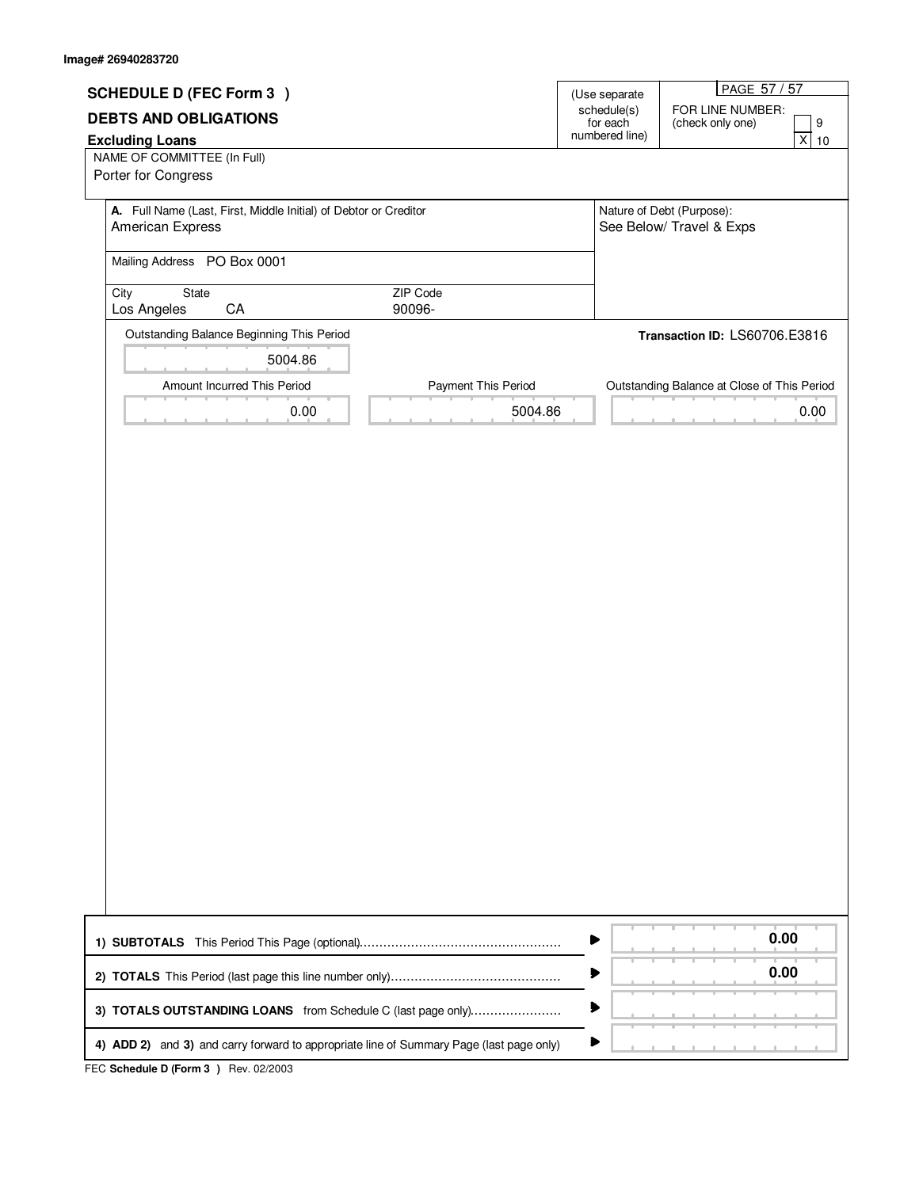Image# 26940283720

## SCHEDULE D (FEC Form 3 )

## DEBTS AND OBLIGATIONS

**Excluding Loans**

(Use separate schedule(s) for each numbered line)

FOR LINE NUMBER: (check only one)

- [ ] 9
- [X] 10

NAME OF COMMITTEE (In Full)
Porter for Congress

**A.** Full Name (Last, First, Middle Initial) of Debtor or Creditor
American Express

Nature of Debt (Purpose):
See Below/ Travel & Exps

Mailing Address PO Box 0001

| City | State | ZIP Code |
|---|---|---|
| Los Angeles | CA | 90096- |

**Transaction ID:** LS60706.E3816

Outstanding Balance Beginning This Period: 5004.86

| Amount Incurred This Period | Payment This Period | Outstanding Balance at Close of This Period |
|---|---|---|
| 0.00 | 5004.86 | 0.00 |

| | |
|---|---|
| **1) SUBTOTALS** This Period This Page (optional) | **0.00** |
| **2) TOTALS** This Period (last page this line number only) | **0.00** |
| **3) TOTALS OUTSTANDING LOANS** from Schedule C (last page only) | |
| **4) ADD 2)** and **3)** and carry forward to appropriate line of Summary Page (last page only) | |

FEC **Schedule D (Form 3 )** Rev. 02/2003